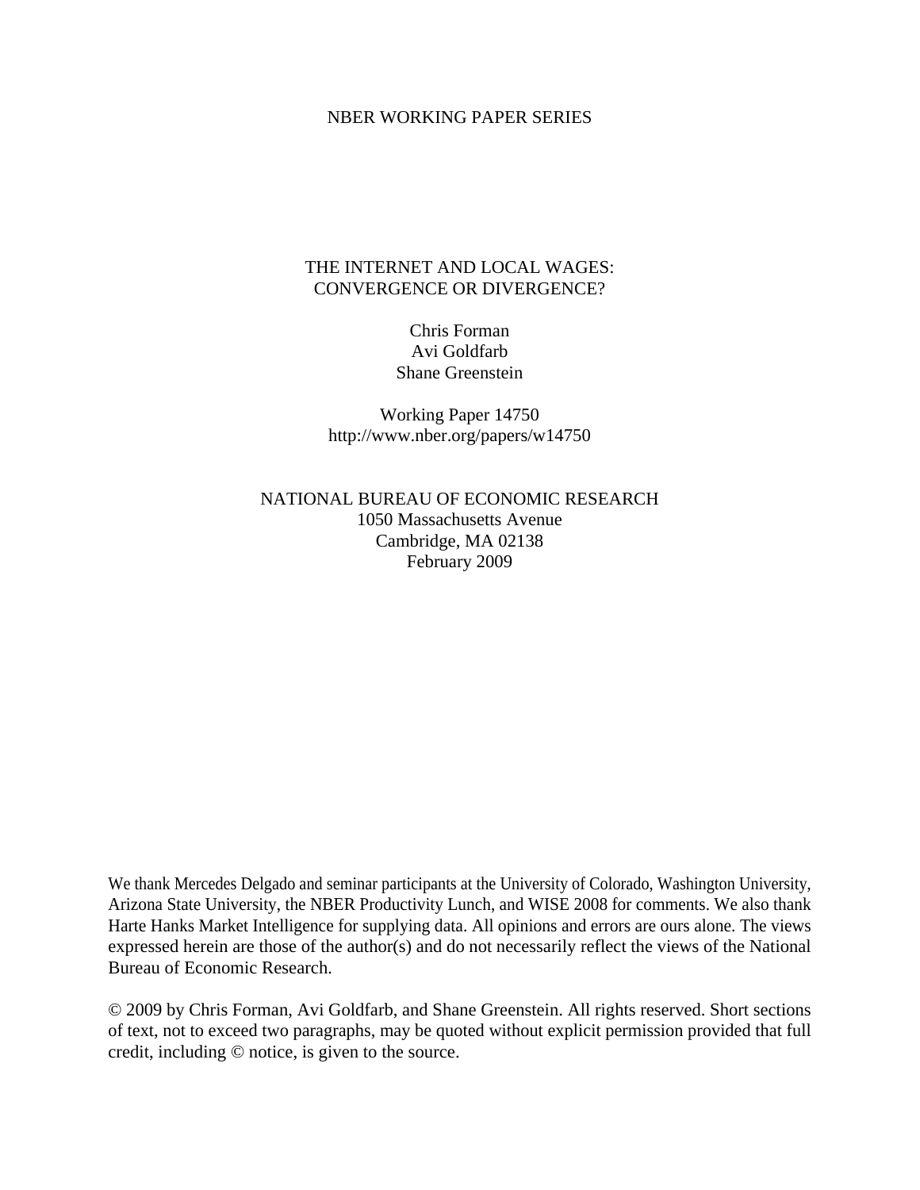NBER WORKING PAPER SERIES

# THE INTERNET AND LOCAL WAGES: CONVERGENCE OR DIVERGENCE?

Chris Forman
Avi Goldfarb
Shane Greenstein

Working Paper 14750
http://www.nber.org/papers/w14750

NATIONAL BUREAU OF ECONOMIC RESEARCH
1050 Massachusetts Avenue
Cambridge, MA 02138
February 2009

We thank Mercedes Delgado and seminar participants at the University of Colorado, Washington University, Arizona State University, the NBER Productivity Lunch, and WISE 2008 for comments. We also thank Harte Hanks Market Intelligence for supplying data. All opinions and errors are ours alone. The views expressed herein are those of the author(s) and do not necessarily reflect the views of the National Bureau of Economic Research.

© 2009 by Chris Forman, Avi Goldfarb, and Shane Greenstein. All rights reserved. Short sections of text, not to exceed two paragraphs, may be quoted without explicit permission provided that full credit, including © notice, is given to the source.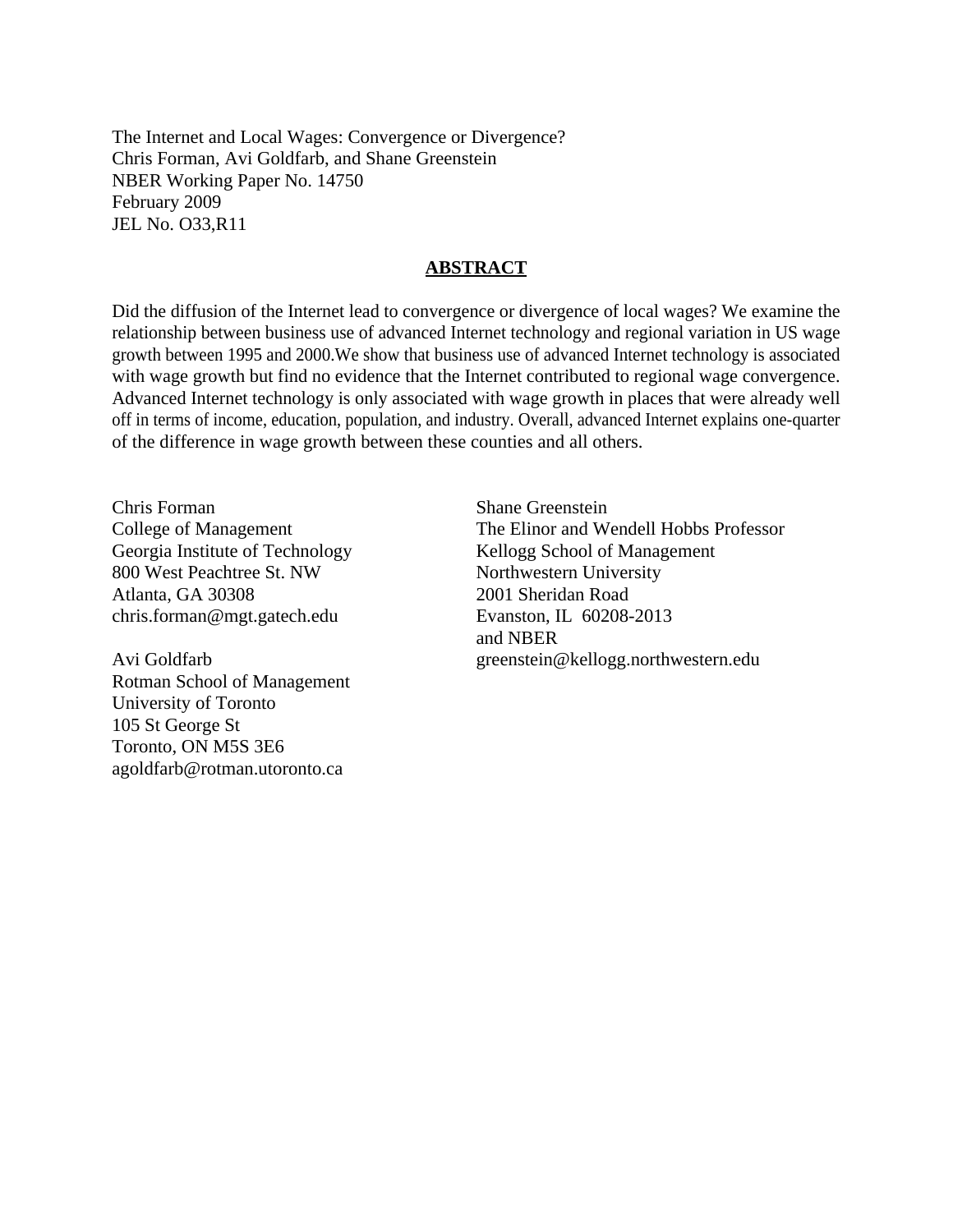The Internet and Local Wages: Convergence or Divergence?
Chris Forman, Avi Goldfarb, and Shane Greenstein
NBER Working Paper No. 14750
February 2009
JEL No. O33,R11

## ABSTRACT

Did the diffusion of the Internet lead to convergence or divergence of local wages? We examine the relationship between business use of advanced Internet technology and regional variation in US wage growth between 1995 and 2000.We show that business use of advanced Internet technology is associated with wage growth but find no evidence that the Internet contributed to regional wage convergence. Advanced Internet technology is only associated with wage growth in places that were already well off in terms of income, education, population, and industry. Overall, advanced Internet explains one-quarter of the difference in wage growth between these counties and all others.

Chris Forman
College of Management
Georgia Institute of Technology
800 West Peachtree St. NW
Atlanta, GA 30308
chris.forman@mgt.gatech.edu

Avi Goldfarb
Rotman School of Management
University of Toronto
105 St George St
Toronto, ON M5S 3E6
agoldfarb@rotman.utoronto.ca

Shane Greenstein
The Elinor and Wendell Hobbs Professor
Kellogg School of Management
Northwestern University
2001 Sheridan Road
Evanston, IL 60208-2013
and NBER
greenstein@kellogg.northwestern.edu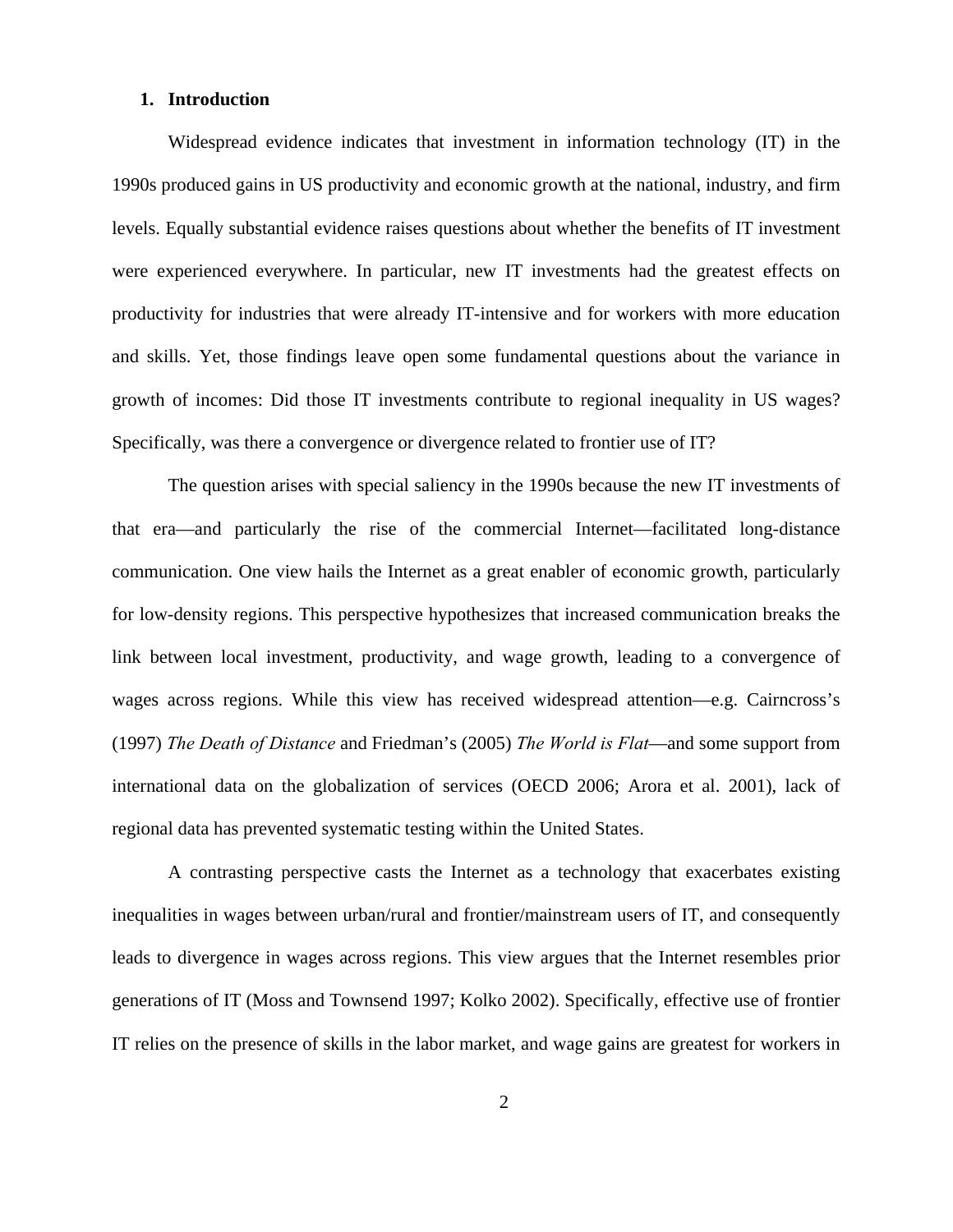## 1. Introduction

Widespread evidence indicates that investment in information technology (IT) in the 1990s produced gains in US productivity and economic growth at the national, industry, and firm levels. Equally substantial evidence raises questions about whether the benefits of IT investment were experienced everywhere. In particular, new IT investments had the greatest effects on productivity for industries that were already IT-intensive and for workers with more education and skills. Yet, those findings leave open some fundamental questions about the variance in growth of incomes: Did those IT investments contribute to regional inequality in US wages? Specifically, was there a convergence or divergence related to frontier use of IT?

The question arises with special saliency in the 1990s because the new IT investments of that era—and particularly the rise of the commercial Internet—facilitated long-distance communication. One view hails the Internet as a great enabler of economic growth, particularly for low-density regions. This perspective hypothesizes that increased communication breaks the link between local investment, productivity, and wage growth, leading to a convergence of wages across regions. While this view has received widespread attention—e.g. Cairncross's (1997) *The Death of Distance* and Friedman's (2005) *The World is Flat*—and some support from international data on the globalization of services (OECD 2006; Arora et al. 2001), lack of regional data has prevented systematic testing within the United States.

A contrasting perspective casts the Internet as a technology that exacerbates existing inequalities in wages between urban/rural and frontier/mainstream users of IT, and consequently leads to divergence in wages across regions. This view argues that the Internet resembles prior generations of IT (Moss and Townsend 1997; Kolko 2002). Specifically, effective use of frontier IT relies on the presence of skills in the labor market, and wage gains are greatest for workers in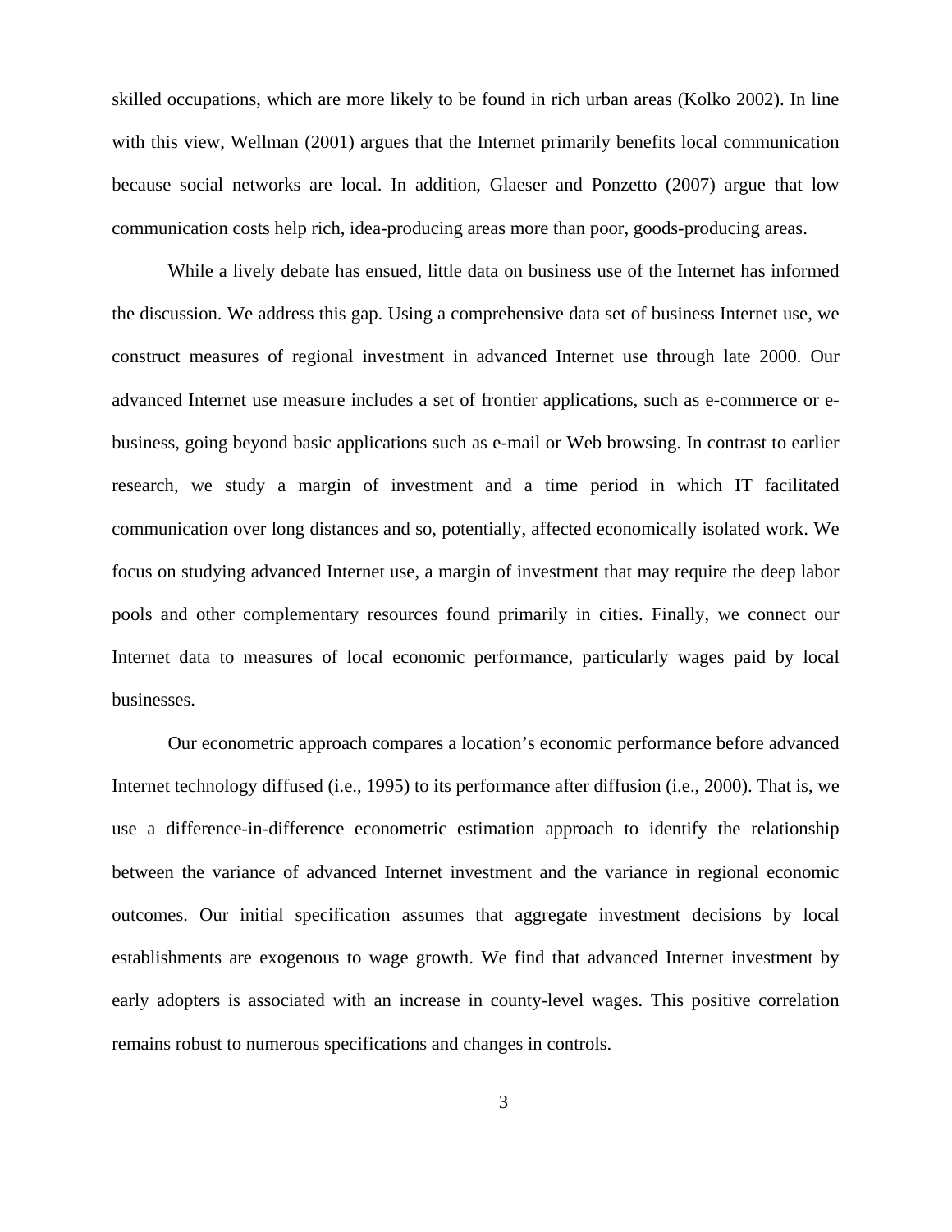skilled occupations, which are more likely to be found in rich urban areas (Kolko 2002). In line with this view, Wellman (2001) argues that the Internet primarily benefits local communication because social networks are local. In addition, Glaeser and Ponzetto (2007) argue that low communication costs help rich, idea-producing areas more than poor, goods-producing areas.

While a lively debate has ensued, little data on business use of the Internet has informed the discussion. We address this gap. Using a comprehensive data set of business Internet use, we construct measures of regional investment in advanced Internet use through late 2000. Our advanced Internet use measure includes a set of frontier applications, such as e-commerce or e-business, going beyond basic applications such as e-mail or Web browsing. In contrast to earlier research, we study a margin of investment and a time period in which IT facilitated communication over long distances and so, potentially, affected economically isolated work. We focus on studying advanced Internet use, a margin of investment that may require the deep labor pools and other complementary resources found primarily in cities. Finally, we connect our Internet data to measures of local economic performance, particularly wages paid by local businesses.

Our econometric approach compares a location's economic performance before advanced Internet technology diffused (i.e., 1995) to its performance after diffusion (i.e., 2000). That is, we use a difference-in-difference econometric estimation approach to identify the relationship between the variance of advanced Internet investment and the variance in regional economic outcomes. Our initial specification assumes that aggregate investment decisions by local establishments are exogenous to wage growth. We find that advanced Internet investment by early adopters is associated with an increase in county-level wages. This positive correlation remains robust to numerous specifications and changes in controls.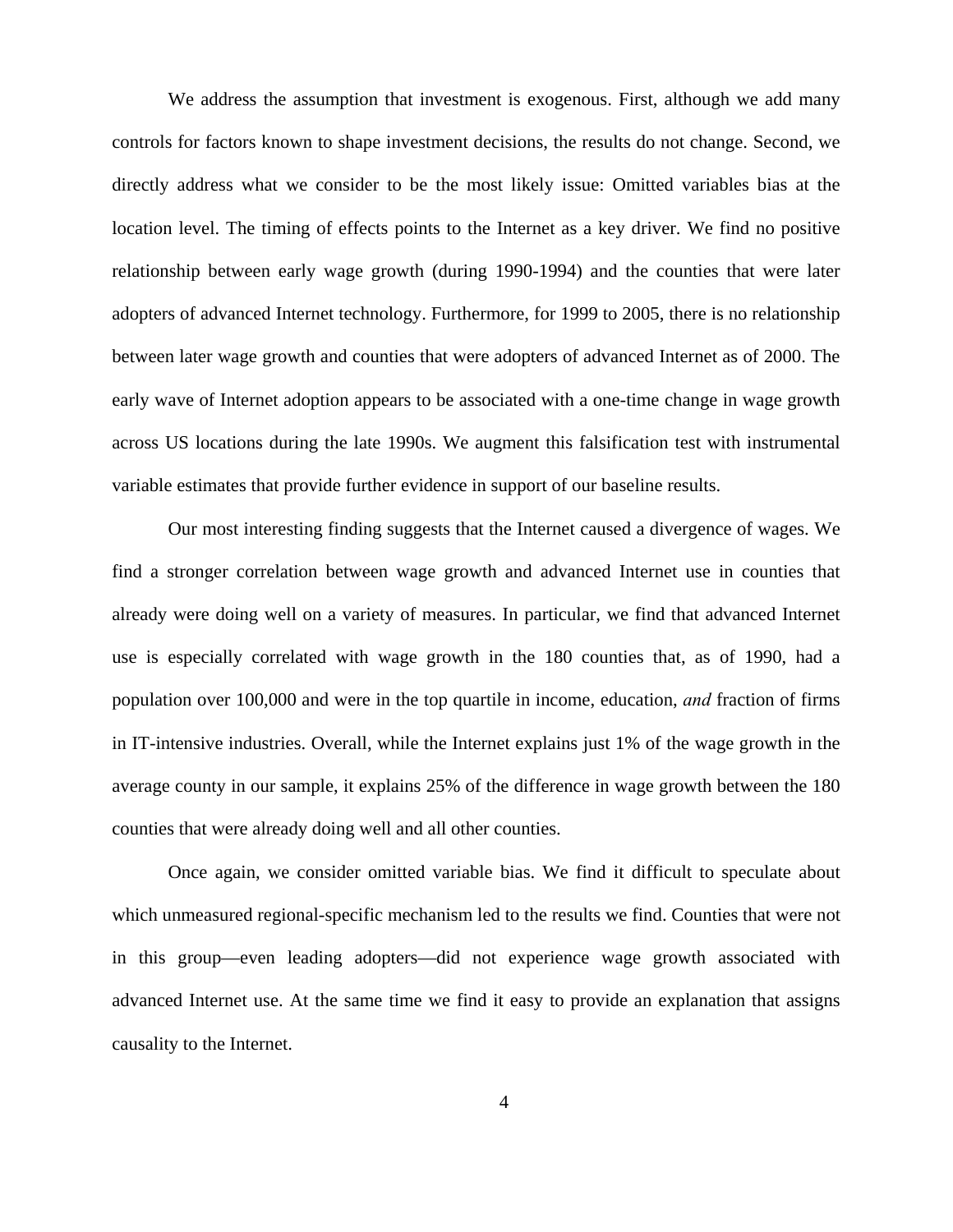We address the assumption that investment is exogenous. First, although we add many controls for factors known to shape investment decisions, the results do not change. Second, we directly address what we consider to be the most likely issue: Omitted variables bias at the location level. The timing of effects points to the Internet as a key driver. We find no positive relationship between early wage growth (during 1990-1994) and the counties that were later adopters of advanced Internet technology. Furthermore, for 1999 to 2005, there is no relationship between later wage growth and counties that were adopters of advanced Internet as of 2000. The early wave of Internet adoption appears to be associated with a one-time change in wage growth across US locations during the late 1990s. We augment this falsification test with instrumental variable estimates that provide further evidence in support of our baseline results.

Our most interesting finding suggests that the Internet caused a divergence of wages. We find a stronger correlation between wage growth and advanced Internet use in counties that already were doing well on a variety of measures. In particular, we find that advanced Internet use is especially correlated with wage growth in the 180 counties that, as of 1990, had a population over 100,000 and were in the top quartile in income, education, *and* fraction of firms in IT-intensive industries. Overall, while the Internet explains just 1% of the wage growth in the average county in our sample, it explains 25% of the difference in wage growth between the 180 counties that were already doing well and all other counties.

Once again, we consider omitted variable bias. We find it difficult to speculate about which unmeasured regional-specific mechanism led to the results we find. Counties that were not in this group—even leading adopters—did not experience wage growth associated with advanced Internet use. At the same time we find it easy to provide an explanation that assigns causality to the Internet.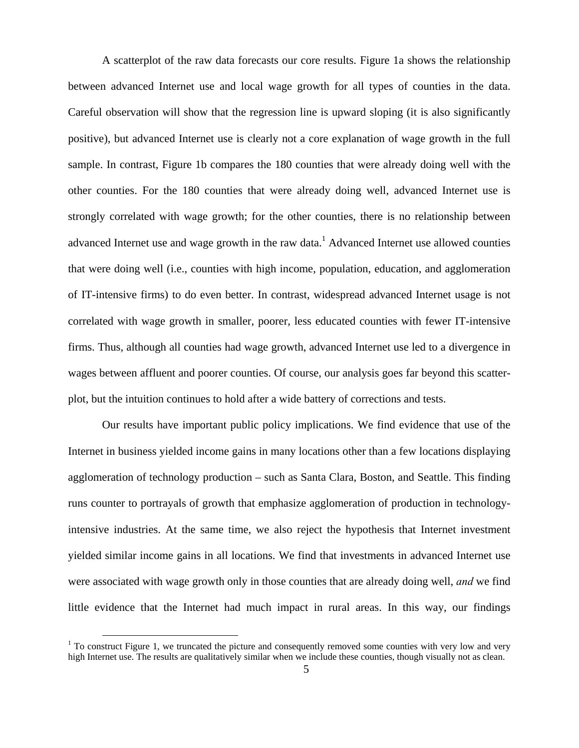A scatterplot of the raw data forecasts our core results. Figure 1a shows the relationship between advanced Internet use and local wage growth for all types of counties in the data. Careful observation will show that the regression line is upward sloping (it is also significantly positive), but advanced Internet use is clearly not a core explanation of wage growth in the full sample. In contrast, Figure 1b compares the 180 counties that were already doing well with the other counties. For the 180 counties that were already doing well, advanced Internet use is strongly correlated with wage growth; for the other counties, there is no relationship between advanced Internet use and wage growth in the raw data.[1] Advanced Internet use allowed counties that were doing well (i.e., counties with high income, population, education, and agglomeration of IT-intensive firms) to do even better. In contrast, widespread advanced Internet usage is not correlated with wage growth in smaller, poorer, less educated counties with fewer IT-intensive firms. Thus, although all counties had wage growth, advanced Internet use led to a divergence in wages between affluent and poorer counties. Of course, our analysis goes far beyond this scatter-plot, but the intuition continues to hold after a wide battery of corrections and tests.

Our results have important public policy implications. We find evidence that use of the Internet in business yielded income gains in many locations other than a few locations displaying agglomeration of technology production – such as Santa Clara, Boston, and Seattle. This finding runs counter to portrayals of growth that emphasize agglomeration of production in technology-intensive industries. At the same time, we also reject the hypothesis that Internet investment yielded similar income gains in all locations. We find that investments in advanced Internet use were associated with wage growth only in those counties that are already doing well, *and* we find little evidence that the Internet had much impact in rural areas. In this way, our findings

[1] To construct Figure 1, we truncated the picture and consequently removed some counties with very low and very high Internet use. The results are qualitatively similar when we include these counties, though visually not as clean.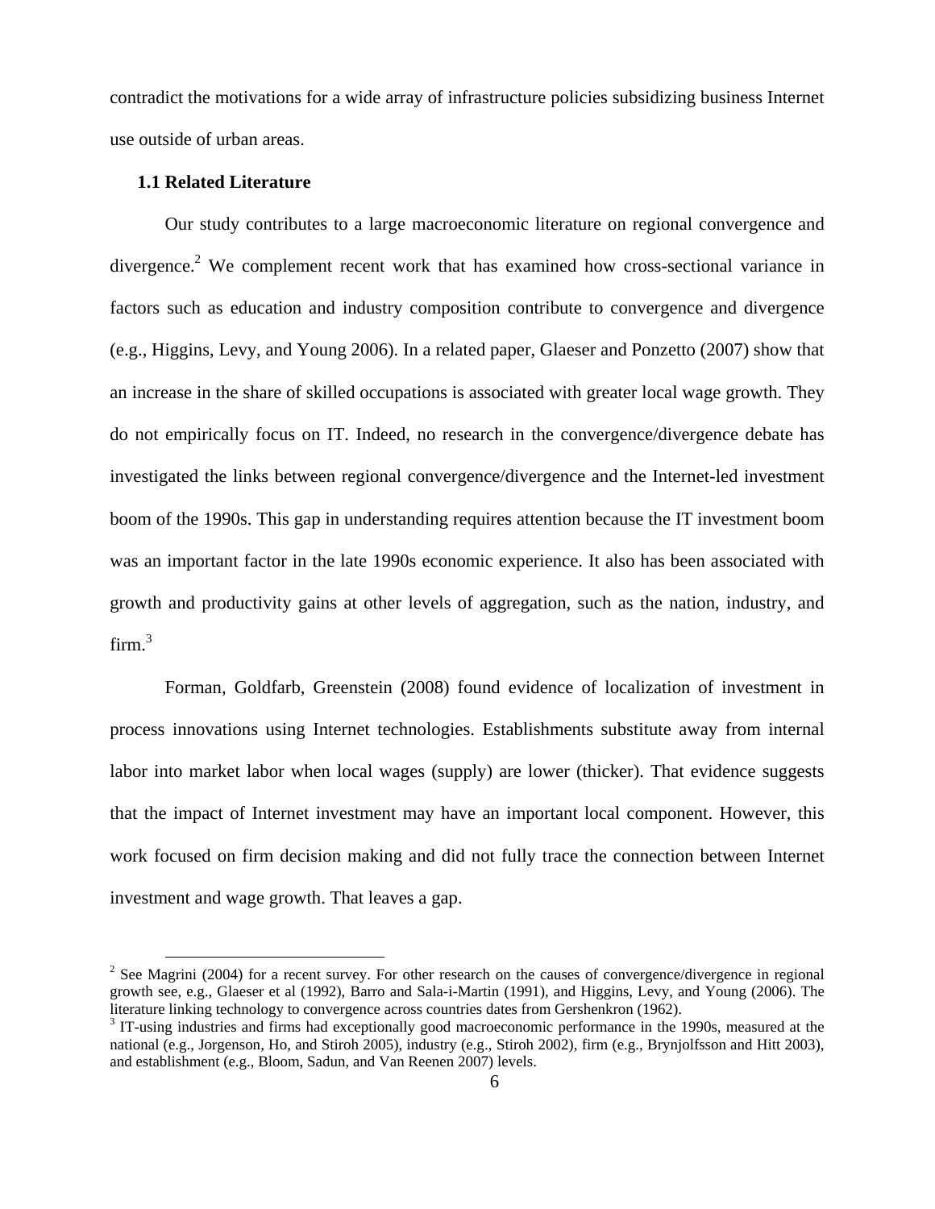contradict the motivations for a wide array of infrastructure policies subsidizing business Internet use outside of urban areas.

### 1.1 Related Literature

Our study contributes to a large macroeconomic literature on regional convergence and divergence.[2] We complement recent work that has examined how cross-sectional variance in factors such as education and industry composition contribute to convergence and divergence (e.g., Higgins, Levy, and Young 2006). In a related paper, Glaeser and Ponzetto (2007) show that an increase in the share of skilled occupations is associated with greater local wage growth. They do not empirically focus on IT. Indeed, no research in the convergence/divergence debate has investigated the links between regional convergence/divergence and the Internet-led investment boom of the 1990s. This gap in understanding requires attention because the IT investment boom was an important factor in the late 1990s economic experience. It also has been associated with growth and productivity gains at other levels of aggregation, such as the nation, industry, and firm.[3]

Forman, Goldfarb, Greenstein (2008) found evidence of localization of investment in process innovations using Internet technologies. Establishments substitute away from internal labor into market labor when local wages (supply) are lower (thicker). That evidence suggests that the impact of Internet investment may have an important local component. However, this work focused on firm decision making and did not fully trace the connection between Internet investment and wage growth. That leaves a gap.

---

[2] See Magrini (2004) for a recent survey. For other research on the causes of convergence/divergence in regional growth see, e.g., Glaeser et al (1992), Barro and Sala-i-Martin (1991), and Higgins, Levy, and Young (2006). The literature linking technology to convergence across countries dates from Gershenkron (1962).

[3] IT-using industries and firms had exceptionally good macroeconomic performance in the 1990s, measured at the national (e.g., Jorgenson, Ho, and Stiroh 2005), industry (e.g., Stiroh 2002), firm (e.g., Brynjolfsson and Hitt 2003), and establishment (e.g., Bloom, Sadun, and Van Reenen 2007) levels.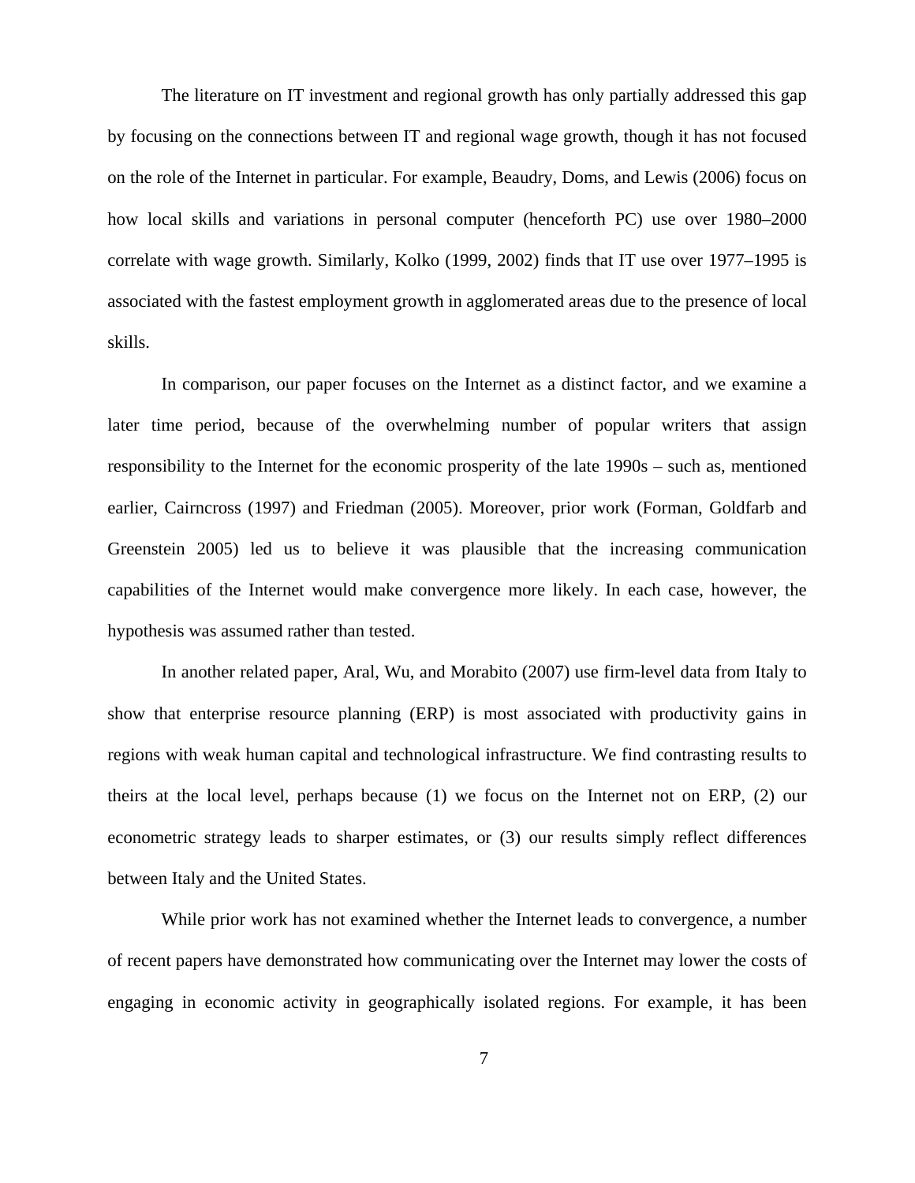The literature on IT investment and regional growth has only partially addressed this gap by focusing on the connections between IT and regional wage growth, though it has not focused on the role of the Internet in particular. For example, Beaudry, Doms, and Lewis (2006) focus on how local skills and variations in personal computer (henceforth PC) use over 1980–2000 correlate with wage growth. Similarly, Kolko (1999, 2002) finds that IT use over 1977–1995 is associated with the fastest employment growth in agglomerated areas due to the presence of local skills.

In comparison, our paper focuses on the Internet as a distinct factor, and we examine a later time period, because of the overwhelming number of popular writers that assign responsibility to the Internet for the economic prosperity of the late 1990s – such as, mentioned earlier, Cairncross (1997) and Friedman (2005). Moreover, prior work (Forman, Goldfarb and Greenstein 2005) led us to believe it was plausible that the increasing communication capabilities of the Internet would make convergence more likely. In each case, however, the hypothesis was assumed rather than tested.

In another related paper, Aral, Wu, and Morabito (2007) use firm-level data from Italy to show that enterprise resource planning (ERP) is most associated with productivity gains in regions with weak human capital and technological infrastructure. We find contrasting results to theirs at the local level, perhaps because (1) we focus on the Internet not on ERP, (2) our econometric strategy leads to sharper estimates, or (3) our results simply reflect differences between Italy and the United States.

While prior work has not examined whether the Internet leads to convergence, a number of recent papers have demonstrated how communicating over the Internet may lower the costs of engaging in economic activity in geographically isolated regions. For example, it has been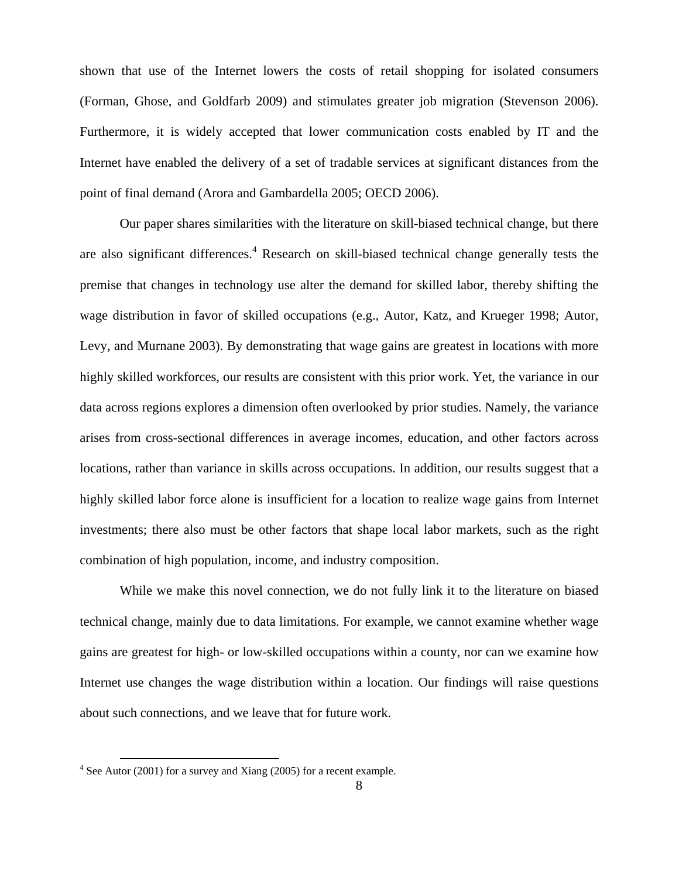shown that use of the Internet lowers the costs of retail shopping for isolated consumers (Forman, Ghose, and Goldfarb 2009) and stimulates greater job migration (Stevenson 2006). Furthermore, it is widely accepted that lower communication costs enabled by IT and the Internet have enabled the delivery of a set of tradable services at significant distances from the point of final demand (Arora and Gambardella 2005; OECD 2006).

Our paper shares similarities with the literature on skill-biased technical change, but there are also significant differences.[4] Research on skill-biased technical change generally tests the premise that changes in technology use alter the demand for skilled labor, thereby shifting the wage distribution in favor of skilled occupations (e.g., Autor, Katz, and Krueger 1998; Autor, Levy, and Murnane 2003). By demonstrating that wage gains are greatest in locations with more highly skilled workforces, our results are consistent with this prior work. Yet, the variance in our data across regions explores a dimension often overlooked by prior studies. Namely, the variance arises from cross-sectional differences in average incomes, education, and other factors across locations, rather than variance in skills across occupations. In addition, our results suggest that a highly skilled labor force alone is insufficient for a location to realize wage gains from Internet investments; there also must be other factors that shape local labor markets, such as the right combination of high population, income, and industry composition.

While we make this novel connection, we do not fully link it to the literature on biased technical change, mainly due to data limitations. For example, we cannot examine whether wage gains are greatest for high- or low-skilled occupations within a county, nor can we examine how Internet use changes the wage distribution within a location. Our findings will raise questions about such connections, and we leave that for future work.

[4] See Autor (2001) for a survey and Xiang (2005) for a recent example.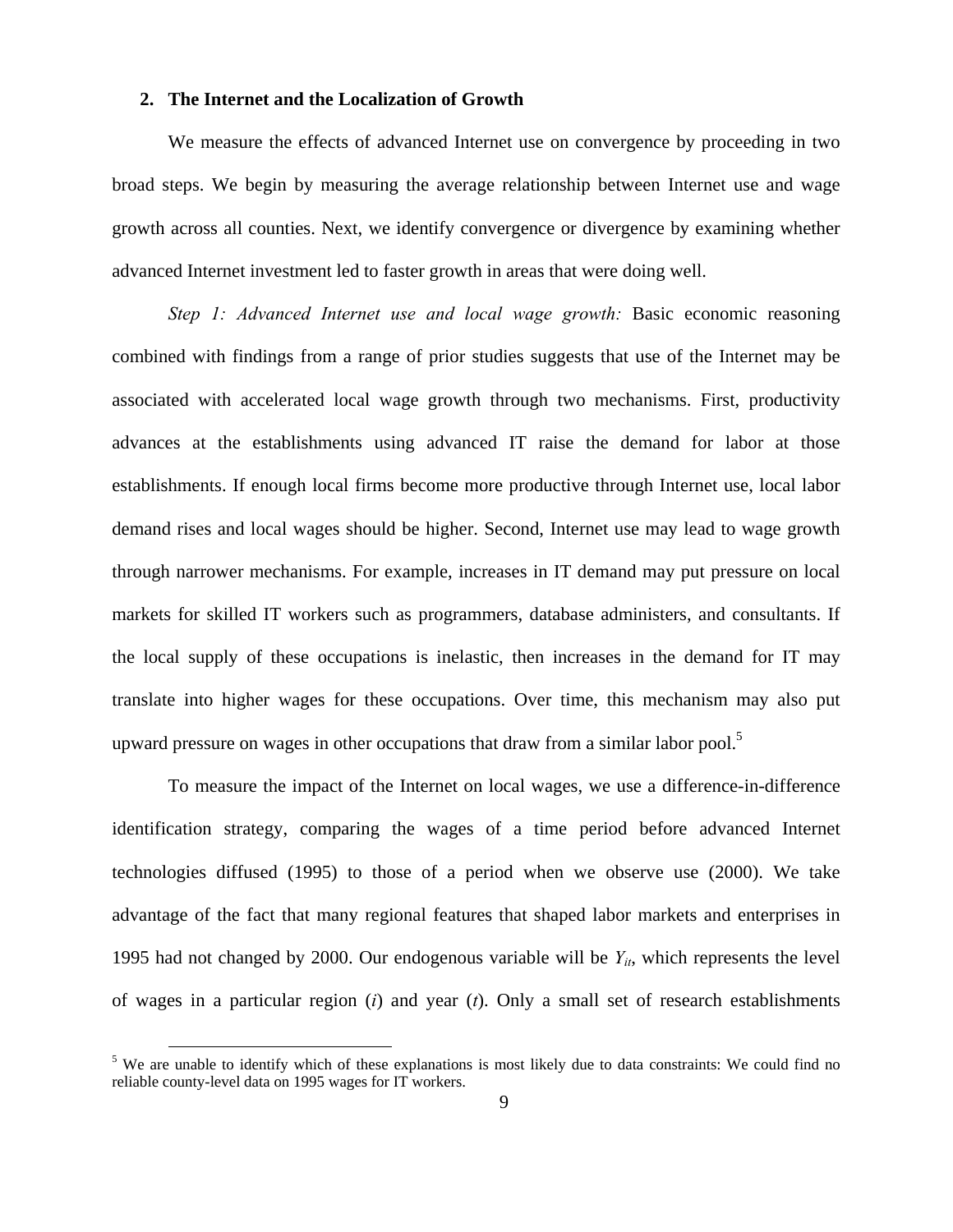## 2. The Internet and the Localization of Growth

We measure the effects of advanced Internet use on convergence by proceeding in two broad steps. We begin by measuring the average relationship between Internet use and wage growth across all counties. Next, we identify convergence or divergence by examining whether advanced Internet investment led to faster growth in areas that were doing well.

*Step 1: Advanced Internet use and local wage growth:* Basic economic reasoning combined with findings from a range of prior studies suggests that use of the Internet may be associated with accelerated local wage growth through two mechanisms. First, productivity advances at the establishments using advanced IT raise the demand for labor at those establishments. If enough local firms become more productive through Internet use, local labor demand rises and local wages should be higher. Second, Internet use may lead to wage growth through narrower mechanisms. For example, increases in IT demand may put pressure on local markets for skilled IT workers such as programmers, database administers, and consultants. If the local supply of these occupations is inelastic, then increases in the demand for IT may translate into higher wages for these occupations. Over time, this mechanism may also put upward pressure on wages in other occupations that draw from a similar labor pool.[5]

To measure the impact of the Internet on local wages, we use a difference-in-difference identification strategy, comparing the wages of a time period before advanced Internet technologies diffused (1995) to those of a period when we observe use (2000). We take advantage of the fact that many regional features that shaped labor markets and enterprises in 1995 had not changed by 2000. Our endogenous variable will be $Y_{it}$, which represents the level of wages in a particular region ($i$) and year ($t$). Only a small set of research establishments

[5] We are unable to identify which of these explanations is most likely due to data constraints: We could find no reliable county-level data on 1995 wages for IT workers.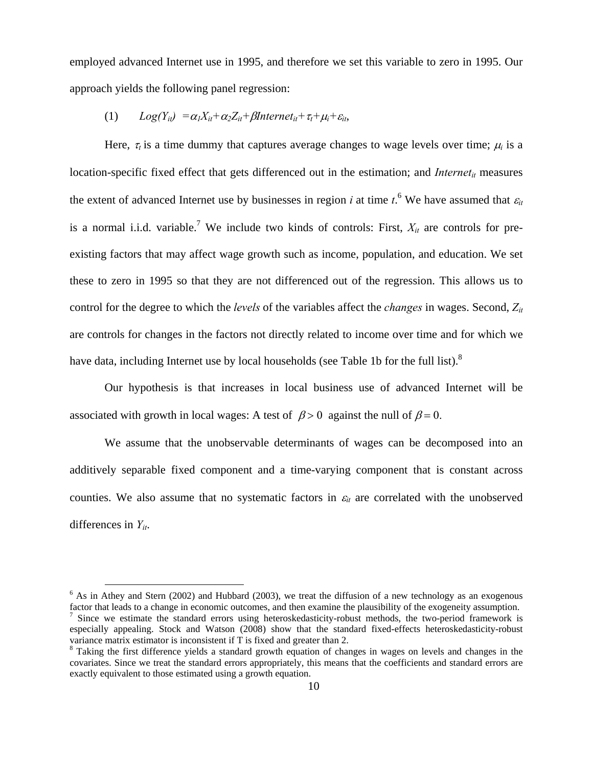employed advanced Internet use in 1995, and therefore we set this variable to zero in 1995. Our approach yields the following panel regression:

$$(1) \qquad Log(Y_{it}) = \alpha_1 X_{it} + \alpha_2 Z_{it} + \beta Internet_{it} + \tau_t + \mu_i + \varepsilon_{it},$$

Here, $\tau_t$ is a time dummy that captures average changes to wage levels over time; $\mu_i$ is a location-specific fixed effect that gets differenced out in the estimation; and $Internet_{it}$ measures the extent of advanced Internet use by businesses in region *i* at time *t*.[6] We have assumed that $\varepsilon_{it}$ is a normal i.i.d. variable.[7] We include two kinds of controls: First, $X_{it}$ are controls for pre-existing factors that may affect wage growth such as income, population, and education. We set these to zero in 1995 so that they are not differenced out of the regression. This allows us to control for the degree to which the *levels* of the variables affect the *changes* in wages. Second, $Z_{it}$ are controls for changes in the factors not directly related to income over time and for which we have data, including Internet use by local households (see Table 1b for the full list).[8]

Our hypothesis is that increases in local business use of advanced Internet will be associated with growth in local wages: A test of $\beta > 0$ against the null of $\beta = 0$.

We assume that the unobservable determinants of wages can be decomposed into an additively separable fixed component and a time-varying component that is constant across counties. We also assume that no systematic factors in $\varepsilon_{it}$ are correlated with the unobserved differences in $Y_{it}$.

---

[6] As in Athey and Stern (2002) and Hubbard (2003), we treat the diffusion of a new technology as an exogenous factor that leads to a change in economic outcomes, and then examine the plausibility of the exogeneity assumption.

[7] Since we estimate the standard errors using heteroskedasticity-robust methods, the two-period framework is especially appealing. Stock and Watson (2008) show that the standard fixed-effects heteroskedasticity-robust variance matrix estimator is inconsistent if T is fixed and greater than 2.

[8] Taking the first difference yields a standard growth equation of changes in wages on levels and changes in the covariates. Since we treat the standard errors appropriately, this means that the coefficients and standard errors are exactly equivalent to those estimated using a growth equation.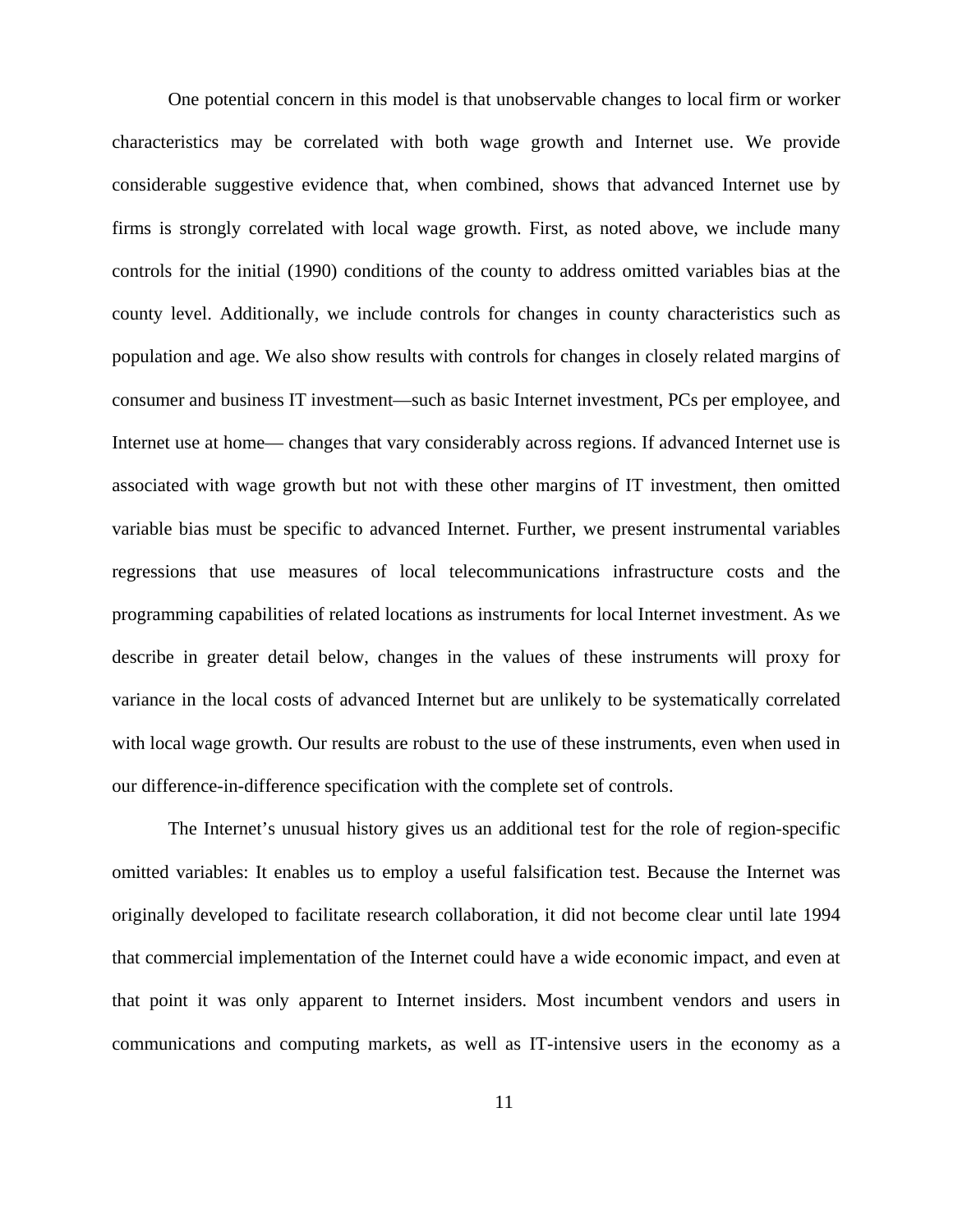One potential concern in this model is that unobservable changes to local firm or worker characteristics may be correlated with both wage growth and Internet use. We provide considerable suggestive evidence that, when combined, shows that advanced Internet use by firms is strongly correlated with local wage growth. First, as noted above, we include many controls for the initial (1990) conditions of the county to address omitted variables bias at the county level. Additionally, we include controls for changes in county characteristics such as population and age. We also show results with controls for changes in closely related margins of consumer and business IT investment—such as basic Internet investment, PCs per employee, and Internet use at home— changes that vary considerably across regions. If advanced Internet use is associated with wage growth but not with these other margins of IT investment, then omitted variable bias must be specific to advanced Internet. Further, we present instrumental variables regressions that use measures of local telecommunications infrastructure costs and the programming capabilities of related locations as instruments for local Internet investment. As we describe in greater detail below, changes in the values of these instruments will proxy for variance in the local costs of advanced Internet but are unlikely to be systematically correlated with local wage growth. Our results are robust to the use of these instruments, even when used in our difference-in-difference specification with the complete set of controls.

The Internet's unusual history gives us an additional test for the role of region-specific omitted variables: It enables us to employ a useful falsification test. Because the Internet was originally developed to facilitate research collaboration, it did not become clear until late 1994 that commercial implementation of the Internet could have a wide economic impact, and even at that point it was only apparent to Internet insiders. Most incumbent vendors and users in communications and computing markets, as well as IT-intensive users in the economy as a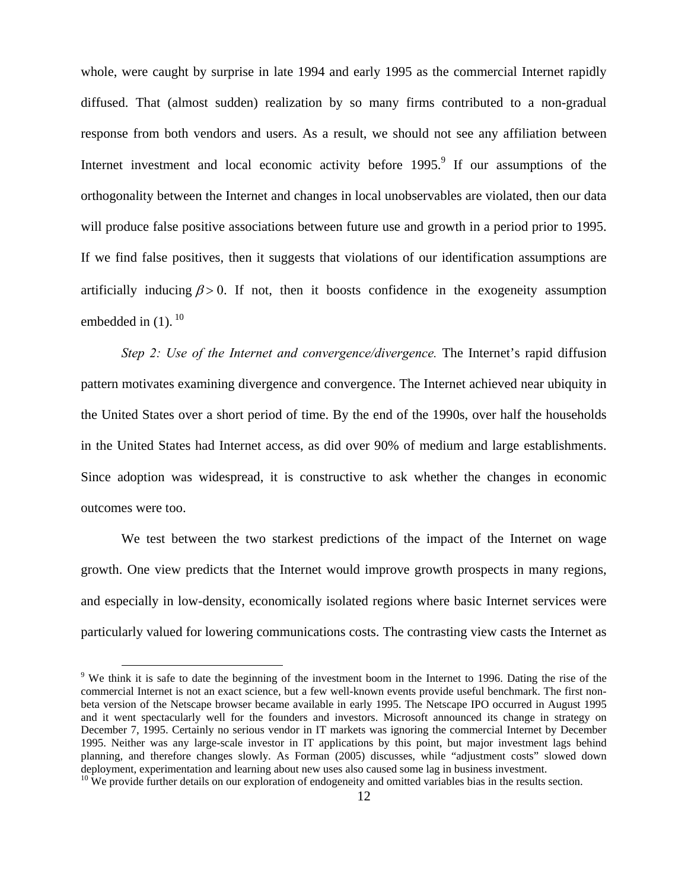whole, were caught by surprise in late 1994 and early 1995 as the commercial Internet rapidly diffused. That (almost sudden) realization by so many firms contributed to a non-gradual response from both vendors and users. As a result, we should not see any affiliation between Internet investment and local economic activity before 1995.[9] If our assumptions of the orthogonality between the Internet and changes in local unobservables are violated, then our data will produce false positive associations between future use and growth in a period prior to 1995. If we find false positives, then it suggests that violations of our identification assumptions are artificially inducing $\beta > 0$. If not, then it boosts confidence in the exogeneity assumption embedded in (1).[10]

*Step 2: Use of the Internet and convergence/divergence.* The Internet's rapid diffusion pattern motivates examining divergence and convergence. The Internet achieved near ubiquity in the United States over a short period of time. By the end of the 1990s, over half the households in the United States had Internet access, as did over 90% of medium and large establishments. Since adoption was widespread, it is constructive to ask whether the changes in economic outcomes were too.

We test between the two starkest predictions of the impact of the Internet on wage growth. One view predicts that the Internet would improve growth prospects in many regions, and especially in low-density, economically isolated regions where basic Internet services were particularly valued for lowering communications costs. The contrasting view casts the Internet as

---

[9] We think it is safe to date the beginning of the investment boom in the Internet to 1996. Dating the rise of the commercial Internet is not an exact science, but a few well-known events provide useful benchmark. The first non-beta version of the Netscape browser became available in early 1995. The Netscape IPO occurred in August 1995 and it went spectacularly well for the founders and investors. Microsoft announced its change in strategy on December 7, 1995. Certainly no serious vendor in IT markets was ignoring the commercial Internet by December 1995. Neither was any large-scale investor in IT applications by this point, but major investment lags behind planning, and therefore changes slowly. As Forman (2005) discusses, while "adjustment costs" slowed down deployment, experimentation and learning about new uses also caused some lag in business investment.

[10] We provide further details on our exploration of endogeneity and omitted variables bias in the results section.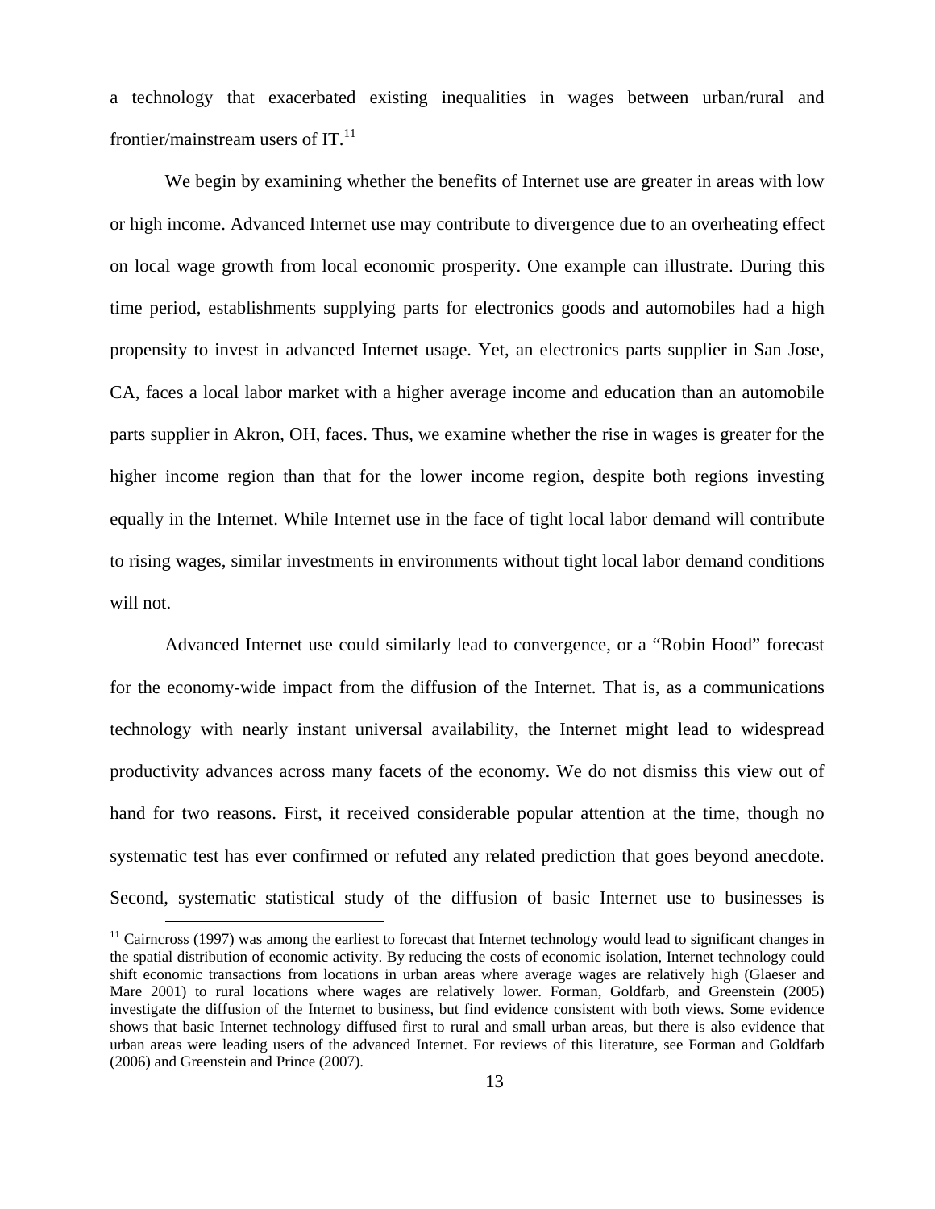a technology that exacerbated existing inequalities in wages between urban/rural and frontier/mainstream users of IT.[11]

We begin by examining whether the benefits of Internet use are greater in areas with low or high income. Advanced Internet use may contribute to divergence due to an overheating effect on local wage growth from local economic prosperity. One example can illustrate. During this time period, establishments supplying parts for electronics goods and automobiles had a high propensity to invest in advanced Internet usage. Yet, an electronics parts supplier in San Jose, CA, faces a local labor market with a higher average income and education than an automobile parts supplier in Akron, OH, faces. Thus, we examine whether the rise in wages is greater for the higher income region than that for the lower income region, despite both regions investing equally in the Internet. While Internet use in the face of tight local labor demand will contribute to rising wages, similar investments in environments without tight local labor demand conditions will not.

Advanced Internet use could similarly lead to convergence, or a "Robin Hood" forecast for the economy-wide impact from the diffusion of the Internet. That is, as a communications technology with nearly instant universal availability, the Internet might lead to widespread productivity advances across many facets of the economy. We do not dismiss this view out of hand for two reasons. First, it received considerable popular attention at the time, though no systematic test has ever confirmed or refuted any related prediction that goes beyond anecdote. Second, systematic statistical study of the diffusion of basic Internet use to businesses is

[11] Cairncross (1997) was among the earliest to forecast that Internet technology would lead to significant changes in the spatial distribution of economic activity. By reducing the costs of economic isolation, Internet technology could shift economic transactions from locations in urban areas where average wages are relatively high (Glaeser and Mare 2001) to rural locations where wages are relatively lower. Forman, Goldfarb, and Greenstein (2005) investigate the diffusion of the Internet to business, but find evidence consistent with both views. Some evidence shows that basic Internet technology diffused first to rural and small urban areas, but there is also evidence that urban areas were leading users of the advanced Internet. For reviews of this literature, see Forman and Goldfarb (2006) and Greenstein and Prince (2007).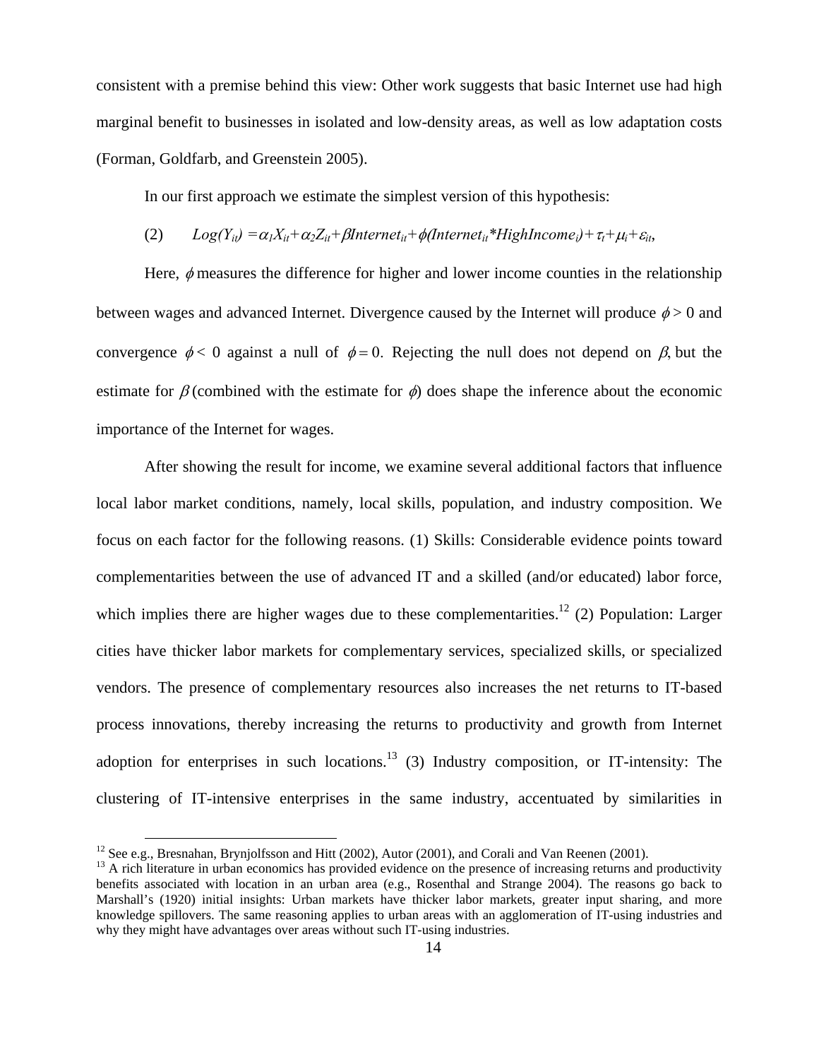consistent with a premise behind this view: Other work suggests that basic Internet use had high marginal benefit to businesses in isolated and low-density areas, as well as low adaptation costs (Forman, Goldfarb, and Greenstein 2005).

In our first approach we estimate the simplest version of this hypothesis:

$$(2) \qquad Log(Y_{it}) = \alpha_1 X_{it} + \alpha_2 Z_{it} + \beta Internet_{it} + \phi(Internet_{it} * HighIncome_i) + \tau_t + \mu_i + \varepsilon_{it},$$

Here, $\phi$ measures the difference for higher and lower income counties in the relationship between wages and advanced Internet. Divergence caused by the Internet will produce $\phi > 0$ and convergence $\phi < 0$ against a null of $\phi = 0$. Rejecting the null does not depend on $\beta$, but the estimate for $\beta$ (combined with the estimate for $\phi$) does shape the inference about the economic importance of the Internet for wages.

After showing the result for income, we examine several additional factors that influence local labor market conditions, namely, local skills, population, and industry composition. We focus on each factor for the following reasons. (1) Skills: Considerable evidence points toward complementarities between the use of advanced IT and a skilled (and/or educated) labor force, which implies there are higher wages due to these complementarities.[12] (2) Population: Larger cities have thicker labor markets for complementary services, specialized skills, or specialized vendors. The presence of complementary resources also increases the net returns to IT-based process innovations, thereby increasing the returns to productivity and growth from Internet adoption for enterprises in such locations.[13] (3) Industry composition, or IT-intensity: The clustering of IT-intensive enterprises in the same industry, accentuated by similarities in

[12] See e.g., Bresnahan, Brynjolfsson and Hitt (2002), Autor (2001), and Corali and Van Reenen (2001).

[13] A rich literature in urban economics has provided evidence on the presence of increasing returns and productivity benefits associated with location in an urban area (e.g., Rosenthal and Strange 2004). The reasons go back to Marshall's (1920) initial insights: Urban markets have thicker labor markets, greater input sharing, and more knowledge spillovers. The same reasoning applies to urban areas with an agglomeration of IT-using industries and why they might have advantages over areas without such IT-using industries.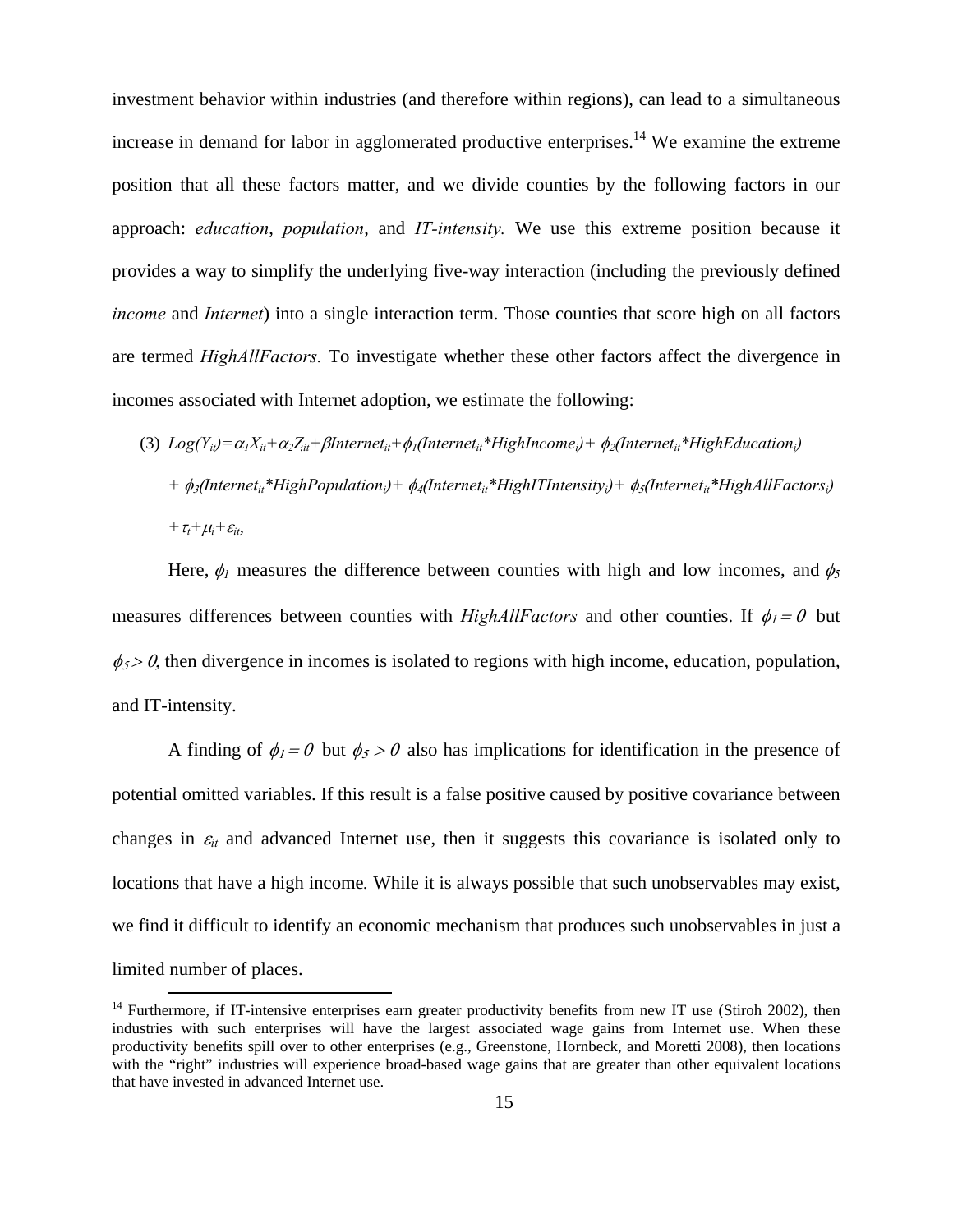investment behavior within industries (and therefore within regions), can lead to a simultaneous increase in demand for labor in agglomerated productive enterprises.[14] We examine the extreme position that all these factors matter, and we divide counties by the following factors in our approach: *education*, *population*, and *IT-intensity.* We use this extreme position because it provides a way to simplify the underlying five-way interaction (including the previously defined *income* and *Internet*) into a single interaction term. Those counties that score high on all factors are termed *HighAllFactors.* To investigate whether these other factors affect the divergence in incomes associated with Internet adoption, we estimate the following:

$$(3)\quad Log(Y_{it})=\alpha_1 X_{it}+\alpha_2 Z_{it}+\beta Internet_{it}+\phi_1(Internet_{it}*HighIncome_i)+\ \phi_2(Internet_{it}*HighEducation_i)$$
$$+\ \phi_3(Internet_{it}*HighPopulation_i)+\ \phi_4(Internet_{it}*HighITIntensity_i)+\ \phi_5(Internet_{it}*HighAllFactors_i)$$
$$+\tau_t+\mu_i+\varepsilon_{it},$$

Here, $\phi_1$ measures the difference between counties with high and low incomes, and $\phi_5$ measures differences between counties with *HighAllFactors* and other counties. If $\phi_1 = 0$ but $\phi_5 > 0$, then divergence in incomes is isolated to regions with high income, education, population, and IT-intensity.

A finding of $\phi_1 = 0$ but $\phi_5 > 0$ also has implications for identification in the presence of potential omitted variables. If this result is a false positive caused by positive covariance between changes in $\varepsilon_{it}$ and advanced Internet use, then it suggests this covariance is isolated only to locations that have a high income*.* While it is always possible that such unobservables may exist, we find it difficult to identify an economic mechanism that produces such unobservables in just a limited number of places.

[14] Furthermore, if IT-intensive enterprises earn greater productivity benefits from new IT use (Stiroh 2002), then industries with such enterprises will have the largest associated wage gains from Internet use. When these productivity benefits spill over to other enterprises (e.g., Greenstone, Hornbeck, and Moretti 2008), then locations with the "right" industries will experience broad-based wage gains that are greater than other equivalent locations that have invested in advanced Internet use.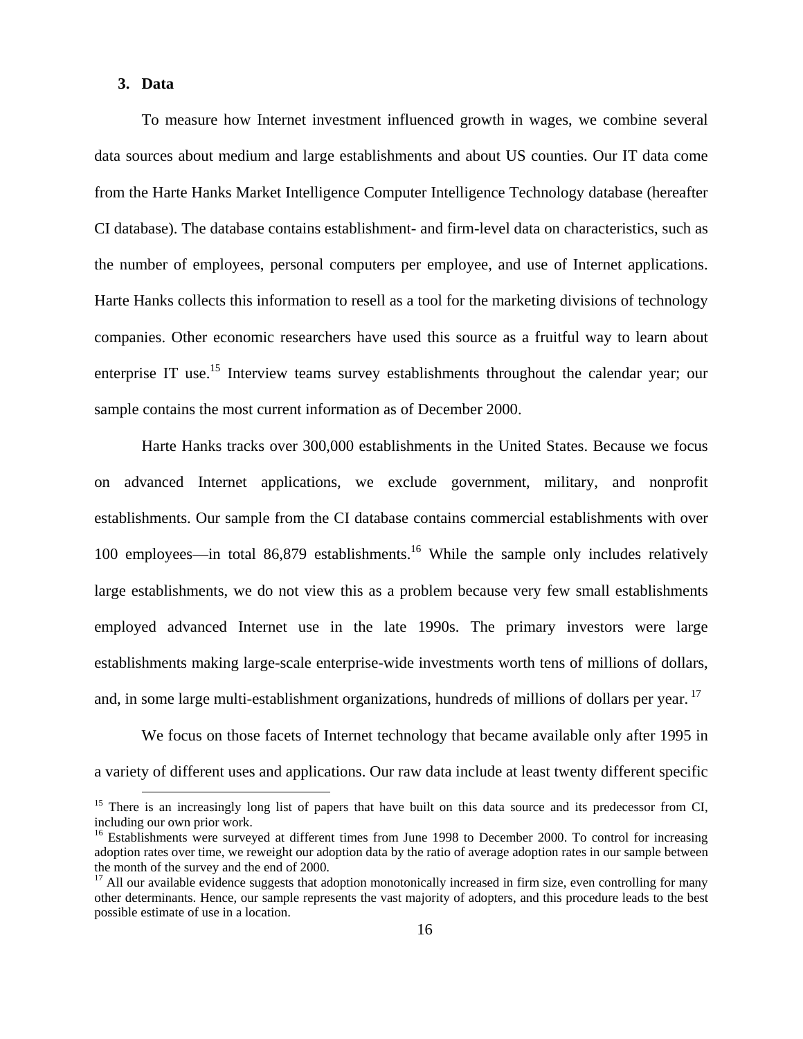## 3. Data

To measure how Internet investment influenced growth in wages, we combine several data sources about medium and large establishments and about US counties. Our IT data come from the Harte Hanks Market Intelligence Computer Intelligence Technology database (hereafter CI database). The database contains establishment- and firm-level data on characteristics, such as the number of employees, personal computers per employee, and use of Internet applications. Harte Hanks collects this information to resell as a tool for the marketing divisions of technology companies. Other economic researchers have used this source as a fruitful way to learn about enterprise IT use.[15] Interview teams survey establishments throughout the calendar year; our sample contains the most current information as of December 2000.

Harte Hanks tracks over 300,000 establishments in the United States. Because we focus on advanced Internet applications, we exclude government, military, and nonprofit establishments. Our sample from the CI database contains commercial establishments with over 100 employees—in total 86,879 establishments.[16] While the sample only includes relatively large establishments, we do not view this as a problem because very few small establishments employed advanced Internet use in the late 1990s. The primary investors were large establishments making large-scale enterprise-wide investments worth tens of millions of dollars, and, in some large multi-establishment organizations, hundreds of millions of dollars per year.[17]

We focus on those facets of Internet technology that became available only after 1995 in a variety of different uses and applications. Our raw data include at least twenty different specific

---

[15] There is an increasingly long list of papers that have built on this data source and its predecessor from CI, including our own prior work.

[16] Establishments were surveyed at different times from June 1998 to December 2000. To control for increasing adoption rates over time, we reweight our adoption data by the ratio of average adoption rates in our sample between the month of the survey and the end of 2000.

[17] All our available evidence suggests that adoption monotonically increased in firm size, even controlling for many other determinants. Hence, our sample represents the vast majority of adopters, and this procedure leads to the best possible estimate of use in a location.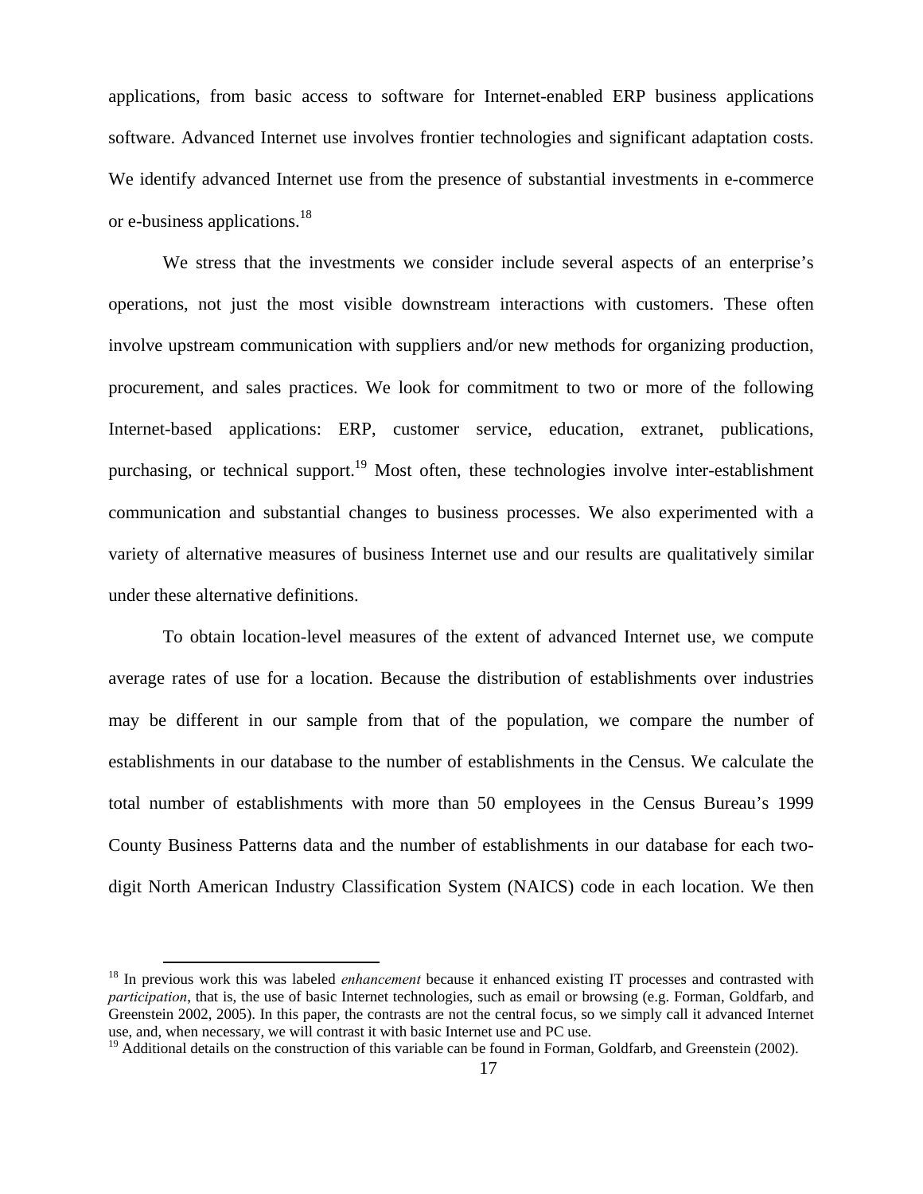applications, from basic access to software for Internet-enabled ERP business applications software. Advanced Internet use involves frontier technologies and significant adaptation costs. We identify advanced Internet use from the presence of substantial investments in e-commerce or e-business applications.[18]

We stress that the investments we consider include several aspects of an enterprise's operations, not just the most visible downstream interactions with customers. These often involve upstream communication with suppliers and/or new methods for organizing production, procurement, and sales practices. We look for commitment to two or more of the following Internet-based applications: ERP, customer service, education, extranet, publications, purchasing, or technical support.[19] Most often, these technologies involve inter-establishment communication and substantial changes to business processes. We also experimented with a variety of alternative measures of business Internet use and our results are qualitatively similar under these alternative definitions.

To obtain location-level measures of the extent of advanced Internet use, we compute average rates of use for a location. Because the distribution of establishments over industries may be different in our sample from that of the population, we compare the number of establishments in our database to the number of establishments in the Census. We calculate the total number of establishments with more than 50 employees in the Census Bureau's 1999 County Business Patterns data and the number of establishments in our database for each two-digit North American Industry Classification System (NAICS) code in each location. We then

---

[18] In previous work this was labeled *enhancement* because it enhanced existing IT processes and contrasted with *participation*, that is, the use of basic Internet technologies, such as email or browsing (e.g. Forman, Goldfarb, and Greenstein 2002, 2005). In this paper, the contrasts are not the central focus, so we simply call it advanced Internet use, and, when necessary, we will contrast it with basic Internet use and PC use.

[19] Additional details on the construction of this variable can be found in Forman, Goldfarb, and Greenstein (2002).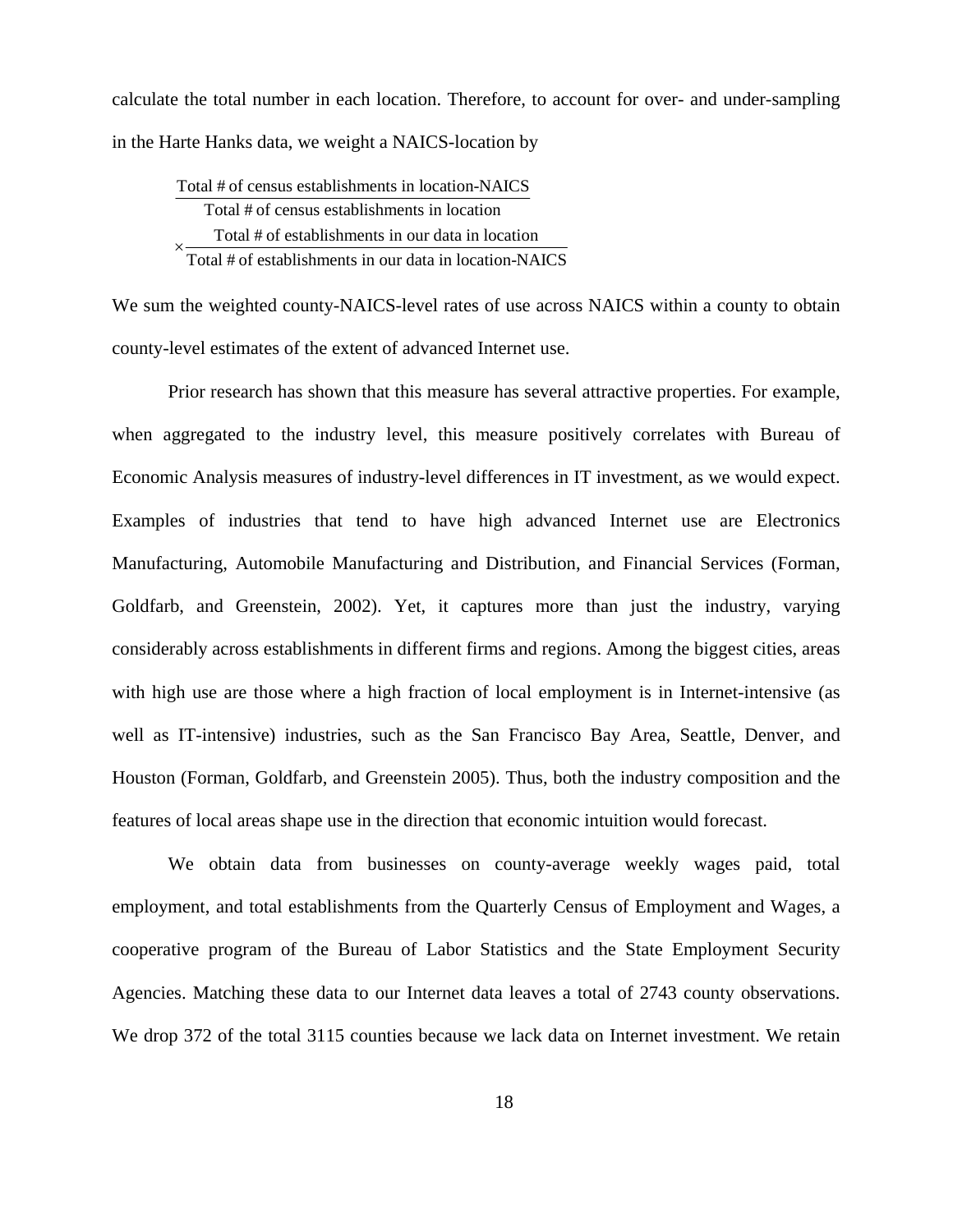calculate the total number in each location. Therefore, to account for over- and under-sampling in the Harte Hanks data, we weight a NAICS-location by

$$\frac{\text{Total \# of census establishments in location-NAICS}}{\text{Total \# of census establishments in location}} \times \frac{\text{Total \# of establishments in our data in location}}{\text{Total \# of establishments in our data in location-NAICS}}$$

We sum the weighted county-NAICS-level rates of use across NAICS within a county to obtain county-level estimates of the extent of advanced Internet use.

Prior research has shown that this measure has several attractive properties. For example, when aggregated to the industry level, this measure positively correlates with Bureau of Economic Analysis measures of industry-level differences in IT investment, as we would expect. Examples of industries that tend to have high advanced Internet use are Electronics Manufacturing, Automobile Manufacturing and Distribution, and Financial Services (Forman, Goldfarb, and Greenstein, 2002). Yet, it captures more than just the industry, varying considerably across establishments in different firms and regions. Among the biggest cities, areas with high use are those where a high fraction of local employment is in Internet-intensive (as well as IT-intensive) industries, such as the San Francisco Bay Area, Seattle, Denver, and Houston (Forman, Goldfarb, and Greenstein 2005). Thus, both the industry composition and the features of local areas shape use in the direction that economic intuition would forecast.

We obtain data from businesses on county-average weekly wages paid, total employment, and total establishments from the Quarterly Census of Employment and Wages, a cooperative program of the Bureau of Labor Statistics and the State Employment Security Agencies. Matching these data to our Internet data leaves a total of 2743 county observations. We drop 372 of the total 3115 counties because we lack data on Internet investment. We retain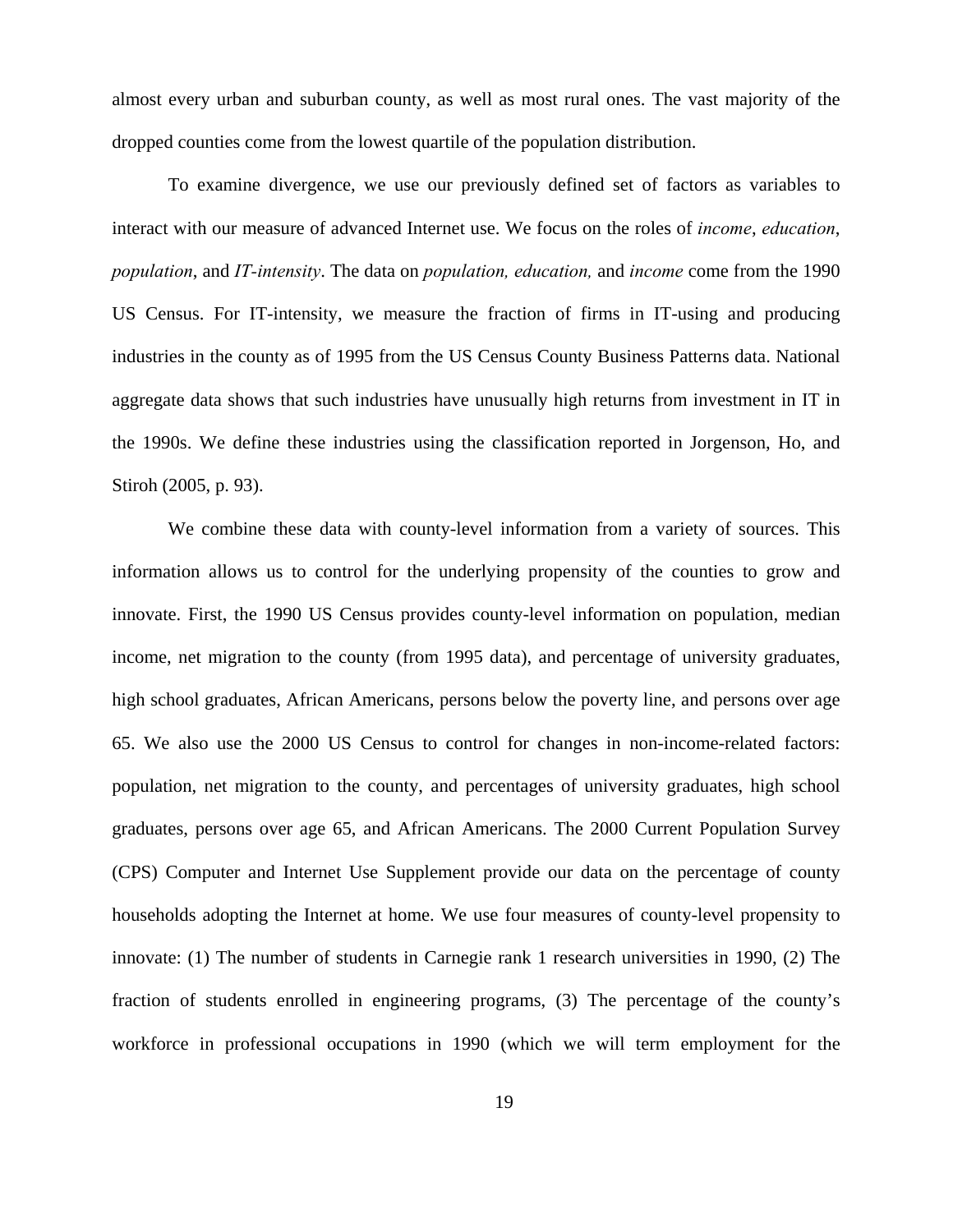almost every urban and suburban county, as well as most rural ones. The vast majority of the dropped counties come from the lowest quartile of the population distribution.

To examine divergence, we use our previously defined set of factors as variables to interact with our measure of advanced Internet use. We focus on the roles of *income*, *education*, *population*, and *IT-intensity*. The data on *population, education,* and *income* come from the 1990 US Census. For IT-intensity, we measure the fraction of firms in IT-using and producing industries in the county as of 1995 from the US Census County Business Patterns data. National aggregate data shows that such industries have unusually high returns from investment in IT in the 1990s. We define these industries using the classification reported in Jorgenson, Ho, and Stiroh (2005, p. 93).

We combine these data with county-level information from a variety of sources. This information allows us to control for the underlying propensity of the counties to grow and innovate. First, the 1990 US Census provides county-level information on population, median income, net migration to the county (from 1995 data), and percentage of university graduates, high school graduates, African Americans, persons below the poverty line, and persons over age 65. We also use the 2000 US Census to control for changes in non-income-related factors: population, net migration to the county, and percentages of university graduates, high school graduates, persons over age 65, and African Americans. The 2000 Current Population Survey (CPS) Computer and Internet Use Supplement provide our data on the percentage of county households adopting the Internet at home. We use four measures of county-level propensity to innovate: (1) The number of students in Carnegie rank 1 research universities in 1990, (2) The fraction of students enrolled in engineering programs, (3) The percentage of the county's workforce in professional occupations in 1990 (which we will term employment for the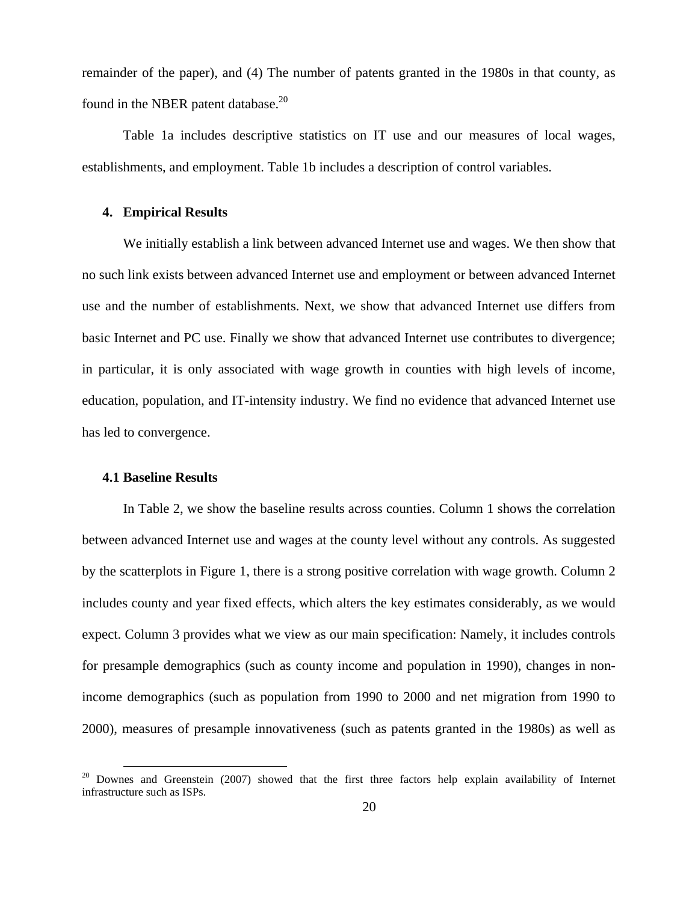remainder of the paper), and (4) The number of patents granted in the 1980s in that county, as found in the NBER patent database.[20]

Table 1a includes descriptive statistics on IT use and our measures of local wages, establishments, and employment. Table 1b includes a description of control variables.

## 4. Empirical Results

We initially establish a link between advanced Internet use and wages. We then show that no such link exists between advanced Internet use and employment or between advanced Internet use and the number of establishments. Next, we show that advanced Internet use differs from basic Internet and PC use. Finally we show that advanced Internet use contributes to divergence; in particular, it is only associated with wage growth in counties with high levels of income, education, population, and IT-intensity industry. We find no evidence that advanced Internet use has led to convergence.

### 4.1 Baseline Results

In Table 2, we show the baseline results across counties. Column 1 shows the correlation between advanced Internet use and wages at the county level without any controls. As suggested by the scatterplots in Figure 1, there is a strong positive correlation with wage growth. Column 2 includes county and year fixed effects, which alters the key estimates considerably, as we would expect. Column 3 provides what we view as our main specification: Namely, it includes controls for presample demographics (such as county income and population in 1990), changes in non-income demographics (such as population from 1990 to 2000 and net migration from 1990 to 2000), measures of presample innovativeness (such as patents granted in the 1980s) as well as

[20] Downes and Greenstein (2007) showed that the first three factors help explain availability of Internet infrastructure such as ISPs.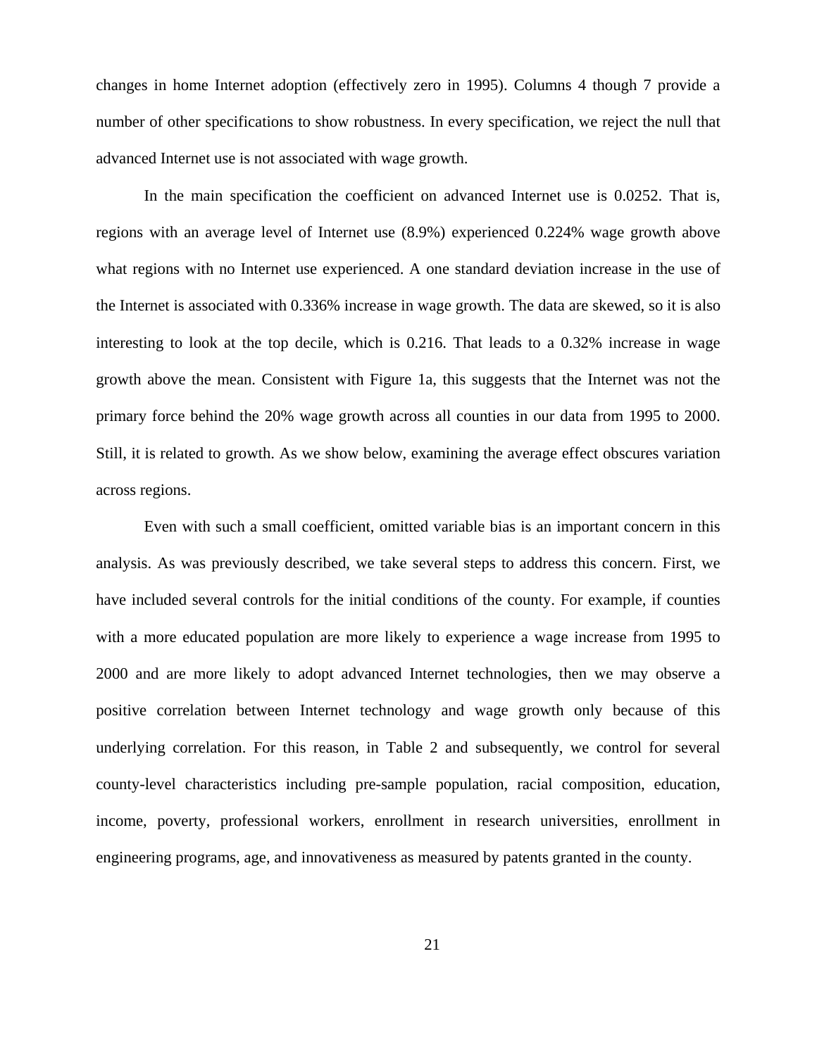changes in home Internet adoption (effectively zero in 1995). Columns 4 though 7 provide a number of other specifications to show robustness. In every specification, we reject the null that advanced Internet use is not associated with wage growth.

In the main specification the coefficient on advanced Internet use is 0.0252. That is, regions with an average level of Internet use (8.9%) experienced 0.224% wage growth above what regions with no Internet use experienced. A one standard deviation increase in the use of the Internet is associated with 0.336% increase in wage growth. The data are skewed, so it is also interesting to look at the top decile, which is 0.216. That leads to a 0.32% increase in wage growth above the mean. Consistent with Figure 1a, this suggests that the Internet was not the primary force behind the 20% wage growth across all counties in our data from 1995 to 2000. Still, it is related to growth. As we show below, examining the average effect obscures variation across regions.

Even with such a small coefficient, omitted variable bias is an important concern in this analysis. As was previously described, we take several steps to address this concern. First, we have included several controls for the initial conditions of the county. For example, if counties with a more educated population are more likely to experience a wage increase from 1995 to 2000 and are more likely to adopt advanced Internet technologies, then we may observe a positive correlation between Internet technology and wage growth only because of this underlying correlation. For this reason, in Table 2 and subsequently, we control for several county-level characteristics including pre-sample population, racial composition, education, income, poverty, professional workers, enrollment in research universities, enrollment in engineering programs, age, and innovativeness as measured by patents granted in the county.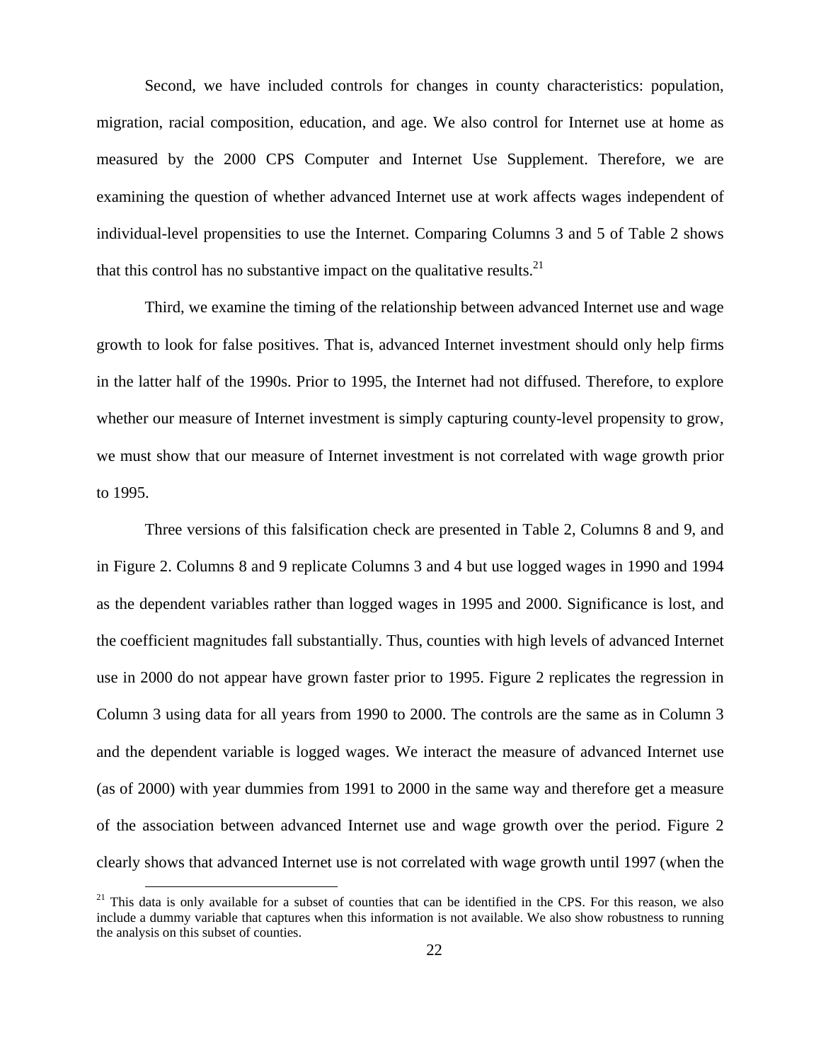Second, we have included controls for changes in county characteristics: population, migration, racial composition, education, and age. We also control for Internet use at home as measured by the 2000 CPS Computer and Internet Use Supplement. Therefore, we are examining the question of whether advanced Internet use at work affects wages independent of individual-level propensities to use the Internet. Comparing Columns 3 and 5 of Table 2 shows that this control has no substantive impact on the qualitative results.[21]

Third, we examine the timing of the relationship between advanced Internet use and wage growth to look for false positives. That is, advanced Internet investment should only help firms in the latter half of the 1990s. Prior to 1995, the Internet had not diffused. Therefore, to explore whether our measure of Internet investment is simply capturing county-level propensity to grow, we must show that our measure of Internet investment is not correlated with wage growth prior to 1995.

Three versions of this falsification check are presented in Table 2, Columns 8 and 9, and in Figure 2. Columns 8 and 9 replicate Columns 3 and 4 but use logged wages in 1990 and 1994 as the dependent variables rather than logged wages in 1995 and 2000. Significance is lost, and the coefficient magnitudes fall substantially. Thus, counties with high levels of advanced Internet use in 2000 do not appear have grown faster prior to 1995. Figure 2 replicates the regression in Column 3 using data for all years from 1990 to 2000. The controls are the same as in Column 3 and the dependent variable is logged wages. We interact the measure of advanced Internet use (as of 2000) with year dummies from 1991 to 2000 in the same way and therefore get a measure of the association between advanced Internet use and wage growth over the period. Figure 2 clearly shows that advanced Internet use is not correlated with wage growth until 1997 (when the

[21] This data is only available for a subset of counties that can be identified in the CPS. For this reason, we also include a dummy variable that captures when this information is not available. We also show robustness to running the analysis on this subset of counties.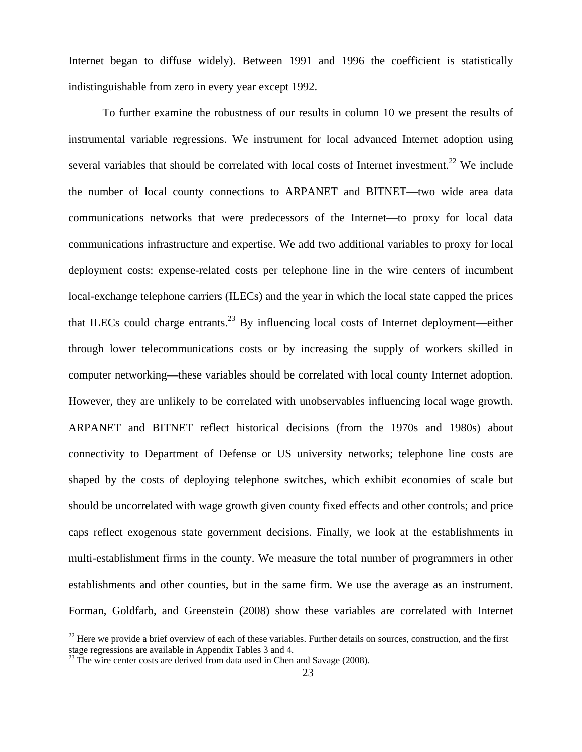Internet began to diffuse widely). Between 1991 and 1996 the coefficient is statistically indistinguishable from zero in every year except 1992.

To further examine the robustness of our results in column 10 we present the results of instrumental variable regressions. We instrument for local advanced Internet adoption using several variables that should be correlated with local costs of Internet investment.[22] We include the number of local county connections to ARPANET and BITNET—two wide area data communications networks that were predecessors of the Internet—to proxy for local data communications infrastructure and expertise. We add two additional variables to proxy for local deployment costs: expense-related costs per telephone line in the wire centers of incumbent local-exchange telephone carriers (ILECs) and the year in which the local state capped the prices that ILECs could charge entrants.[23] By influencing local costs of Internet deployment—either through lower telecommunications costs or by increasing the supply of workers skilled in computer networking—these variables should be correlated with local county Internet adoption. However, they are unlikely to be correlated with unobservables influencing local wage growth. ARPANET and BITNET reflect historical decisions (from the 1970s and 1980s) about connectivity to Department of Defense or US university networks; telephone line costs are shaped by the costs of deploying telephone switches, which exhibit economies of scale but should be uncorrelated with wage growth given county fixed effects and other controls; and price caps reflect exogenous state government decisions. Finally, we look at the establishments in multi-establishment firms in the county. We measure the total number of programmers in other establishments and other counties, but in the same firm. We use the average as an instrument. Forman, Goldfarb, and Greenstein (2008) show these variables are correlated with Internet

[22] Here we provide a brief overview of each of these variables. Further details on sources, construction, and the first stage regressions are available in Appendix Tables 3 and 4.

[23] The wire center costs are derived from data used in Chen and Savage (2008).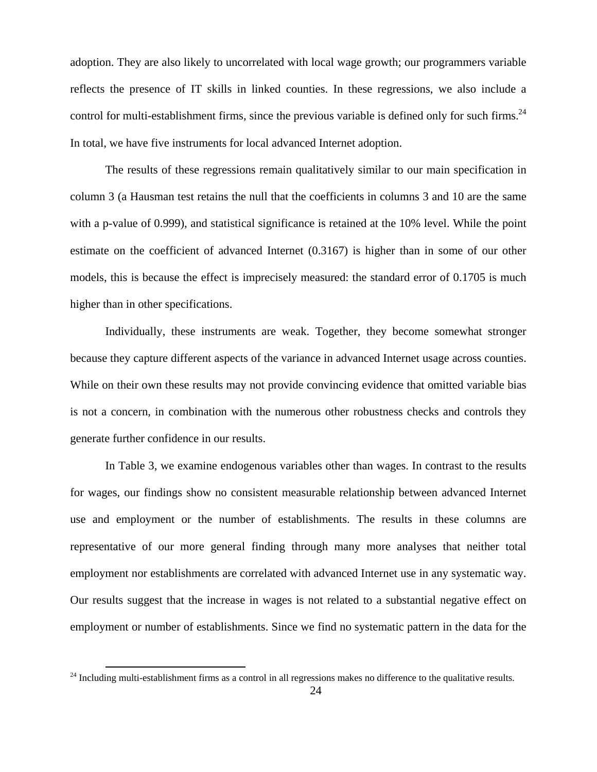adoption. They are also likely to uncorrelated with local wage growth; our programmers variable reflects the presence of IT skills in linked counties. In these regressions, we also include a control for multi-establishment firms, since the previous variable is defined only for such firms.[24] In total, we have five instruments for local advanced Internet adoption.

The results of these regressions remain qualitatively similar to our main specification in column 3 (a Hausman test retains the null that the coefficients in columns 3 and 10 are the same with a p-value of 0.999), and statistical significance is retained at the 10% level. While the point estimate on the coefficient of advanced Internet (0.3167) is higher than in some of our other models, this is because the effect is imprecisely measured: the standard error of 0.1705 is much higher than in other specifications.

Individually, these instruments are weak. Together, they become somewhat stronger because they capture different aspects of the variance in advanced Internet usage across counties. While on their own these results may not provide convincing evidence that omitted variable bias is not a concern, in combination with the numerous other robustness checks and controls they generate further confidence in our results.

In Table 3, we examine endogenous variables other than wages. In contrast to the results for wages, our findings show no consistent measurable relationship between advanced Internet use and employment or the number of establishments. The results in these columns are representative of our more general finding through many more analyses that neither total employment nor establishments are correlated with advanced Internet use in any systematic way. Our results suggest that the increase in wages is not related to a substantial negative effect on employment or number of establishments. Since we find no systematic pattern in the data for the

[24] Including multi-establishment firms as a control in all regressions makes no difference to the qualitative results.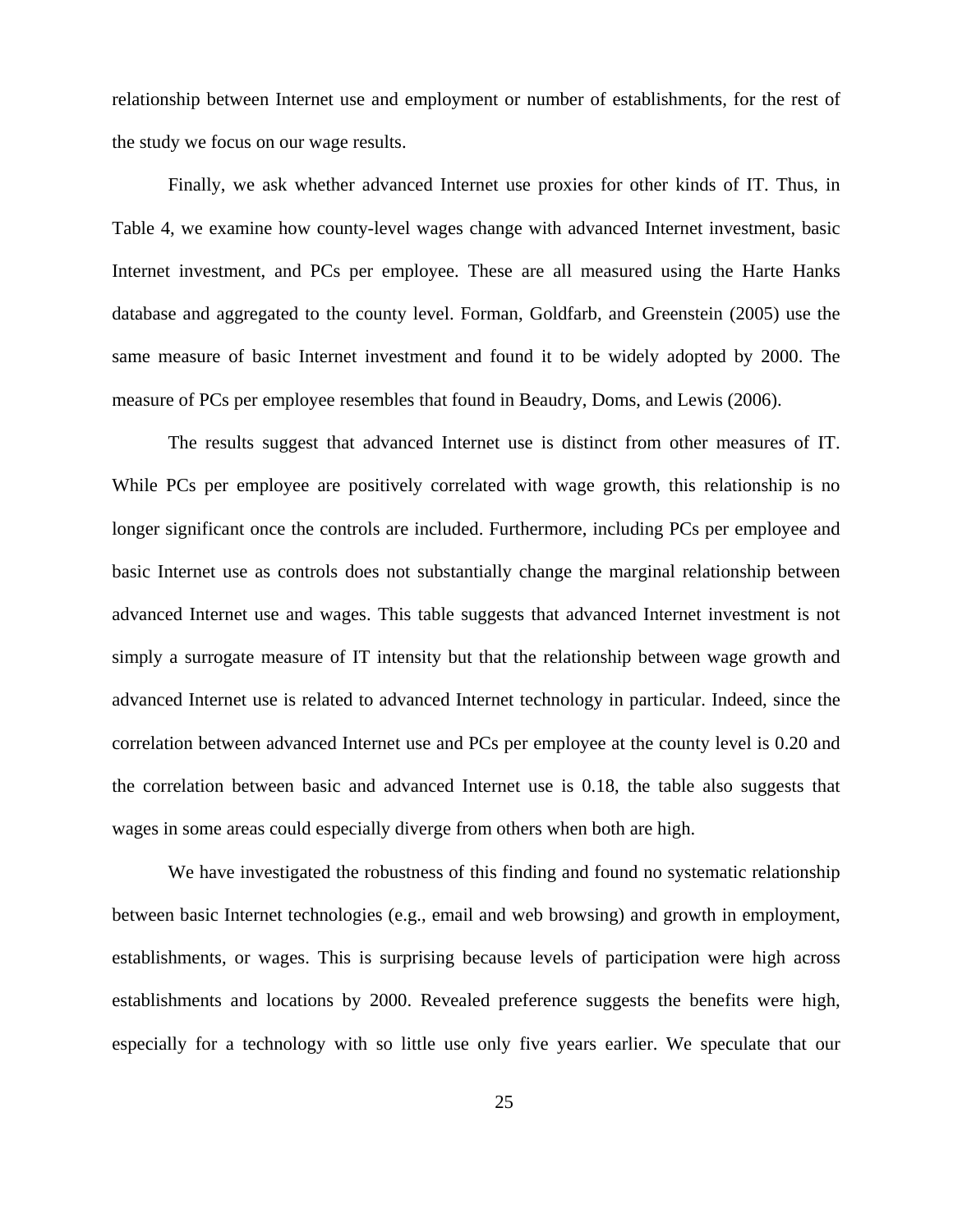relationship between Internet use and employment or number of establishments, for the rest of the study we focus on our wage results.

Finally, we ask whether advanced Internet use proxies for other kinds of IT. Thus, in Table 4, we examine how county-level wages change with advanced Internet investment, basic Internet investment, and PCs per employee. These are all measured using the Harte Hanks database and aggregated to the county level. Forman, Goldfarb, and Greenstein (2005) use the same measure of basic Internet investment and found it to be widely adopted by 2000. The measure of PCs per employee resembles that found in Beaudry, Doms, and Lewis (2006).

The results suggest that advanced Internet use is distinct from other measures of IT. While PCs per employee are positively correlated with wage growth, this relationship is no longer significant once the controls are included. Furthermore, including PCs per employee and basic Internet use as controls does not substantially change the marginal relationship between advanced Internet use and wages. This table suggests that advanced Internet investment is not simply a surrogate measure of IT intensity but that the relationship between wage growth and advanced Internet use is related to advanced Internet technology in particular. Indeed, since the correlation between advanced Internet use and PCs per employee at the county level is 0.20 and the correlation between basic and advanced Internet use is 0.18, the table also suggests that wages in some areas could especially diverge from others when both are high.

We have investigated the robustness of this finding and found no systematic relationship between basic Internet technologies (e.g., email and web browsing) and growth in employment, establishments, or wages. This is surprising because levels of participation were high across establishments and locations by 2000. Revealed preference suggests the benefits were high, especially for a technology with so little use only five years earlier. We speculate that our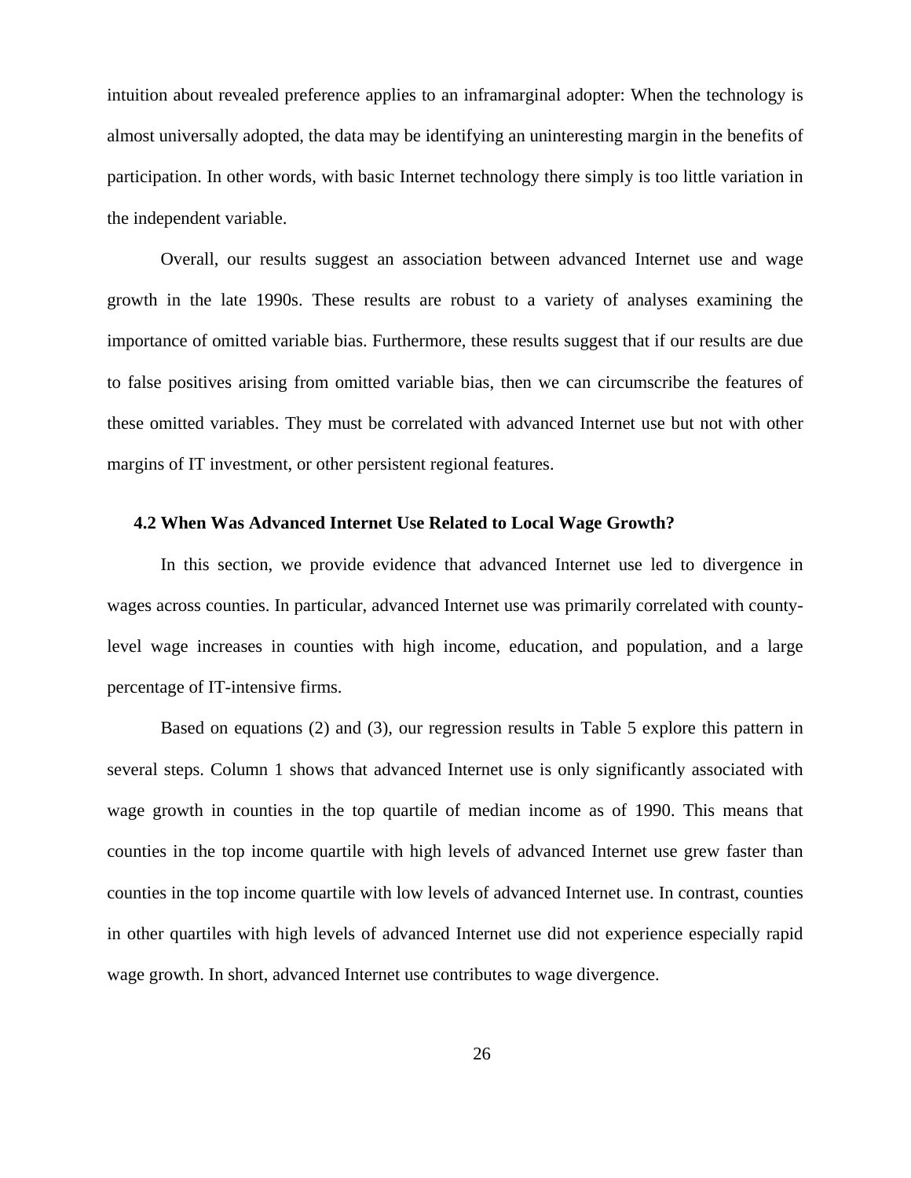intuition about revealed preference applies to an inframarginal adopter: When the technology is almost universally adopted, the data may be identifying an uninteresting margin in the benefits of participation. In other words, with basic Internet technology there simply is too little variation in the independent variable.

Overall, our results suggest an association between advanced Internet use and wage growth in the late 1990s. These results are robust to a variety of analyses examining the importance of omitted variable bias. Furthermore, these results suggest that if our results are due to false positives arising from omitted variable bias, then we can circumscribe the features of these omitted variables. They must be correlated with advanced Internet use but not with other margins of IT investment, or other persistent regional features.

### 4.2 When Was Advanced Internet Use Related to Local Wage Growth?

In this section, we provide evidence that advanced Internet use led to divergence in wages across counties. In particular, advanced Internet use was primarily correlated with county-level wage increases in counties with high income, education, and population, and a large percentage of IT-intensive firms.

Based on equations (2) and (3), our regression results in Table 5 explore this pattern in several steps. Column 1 shows that advanced Internet use is only significantly associated with wage growth in counties in the top quartile of median income as of 1990. This means that counties in the top income quartile with high levels of advanced Internet use grew faster than counties in the top income quartile with low levels of advanced Internet use. In contrast, counties in other quartiles with high levels of advanced Internet use did not experience especially rapid wage growth. In short, advanced Internet use contributes to wage divergence.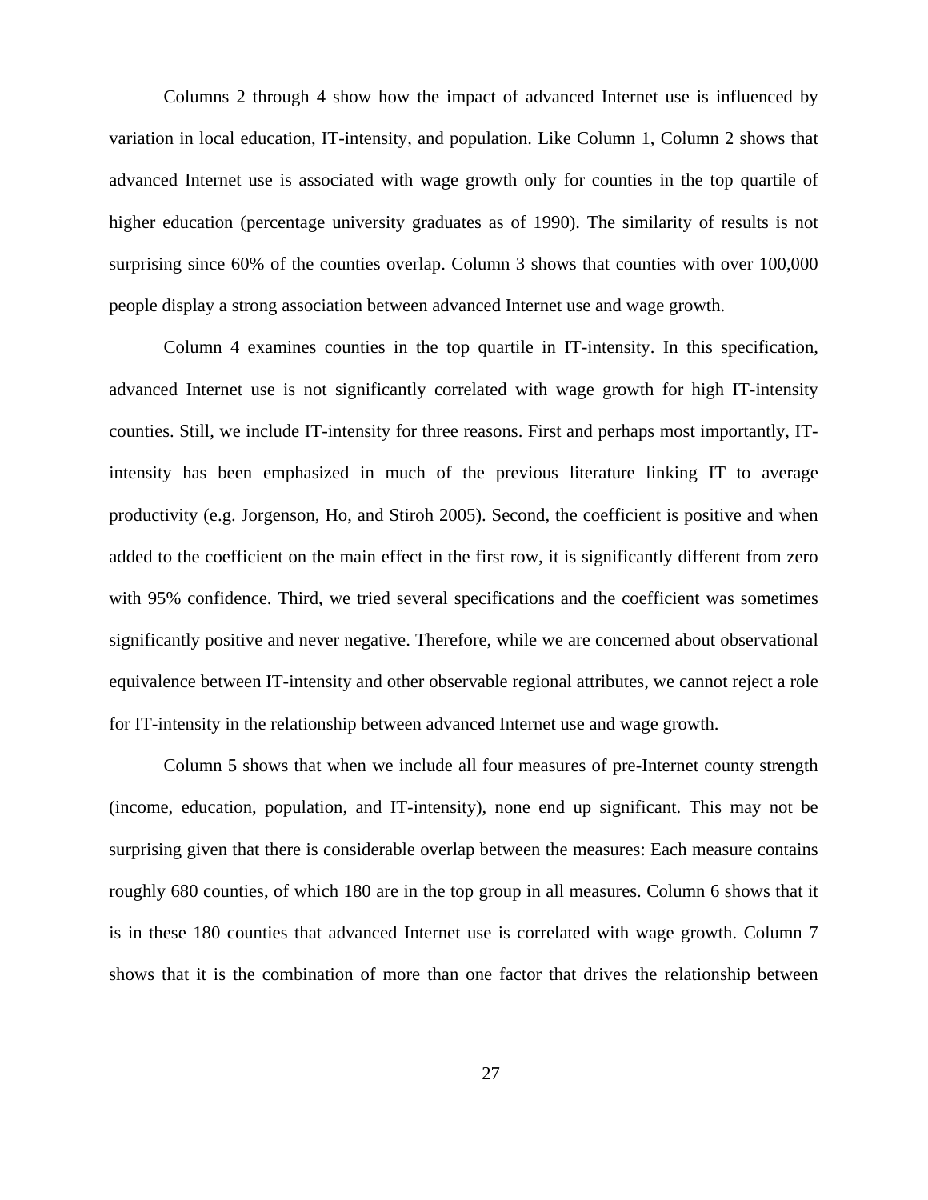Columns 2 through 4 show how the impact of advanced Internet use is influenced by variation in local education, IT-intensity, and population. Like Column 1, Column 2 shows that advanced Internet use is associated with wage growth only for counties in the top quartile of higher education (percentage university graduates as of 1990). The similarity of results is not surprising since 60% of the counties overlap. Column 3 shows that counties with over 100,000 people display a strong association between advanced Internet use and wage growth.

Column 4 examines counties in the top quartile in IT-intensity. In this specification, advanced Internet use is not significantly correlated with wage growth for high IT-intensity counties. Still, we include IT-intensity for three reasons. First and perhaps most importantly, IT-intensity has been emphasized in much of the previous literature linking IT to average productivity (e.g. Jorgenson, Ho, and Stiroh 2005). Second, the coefficient is positive and when added to the coefficient on the main effect in the first row, it is significantly different from zero with 95% confidence. Third, we tried several specifications and the coefficient was sometimes significantly positive and never negative. Therefore, while we are concerned about observational equivalence between IT-intensity and other observable regional attributes, we cannot reject a role for IT-intensity in the relationship between advanced Internet use and wage growth.

Column 5 shows that when we include all four measures of pre-Internet county strength (income, education, population, and IT-intensity), none end up significant. This may not be surprising given that there is considerable overlap between the measures: Each measure contains roughly 680 counties, of which 180 are in the top group in all measures. Column 6 shows that it is in these 180 counties that advanced Internet use is correlated with wage growth. Column 7 shows that it is the combination of more than one factor that drives the relationship between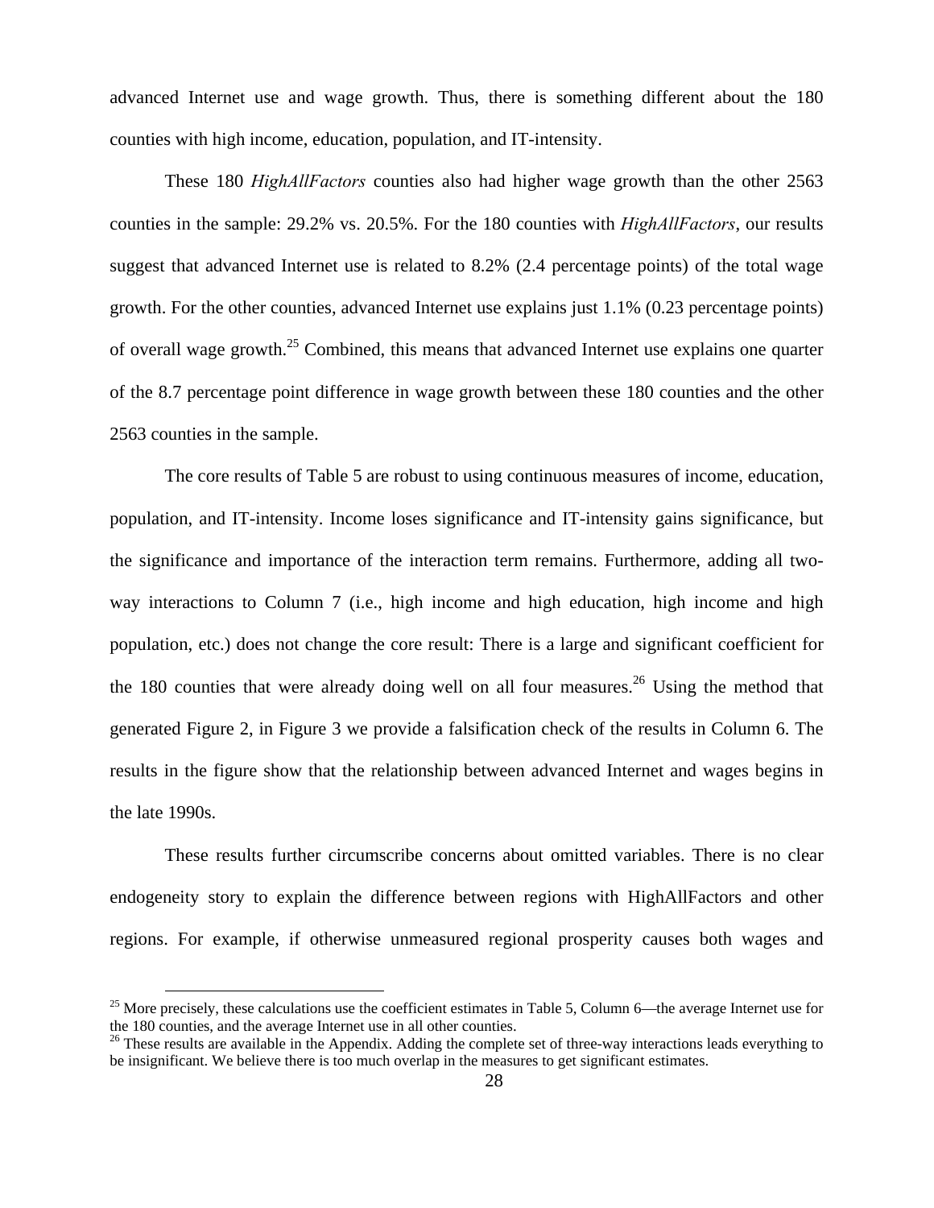advanced Internet use and wage growth. Thus, there is something different about the 180 counties with high income, education, population, and IT-intensity.

These 180 *HighAllFactors* counties also had higher wage growth than the other 2563 counties in the sample: 29.2% vs. 20.5%. For the 180 counties with *HighAllFactors*, our results suggest that advanced Internet use is related to 8.2% (2.4 percentage points) of the total wage growth. For the other counties, advanced Internet use explains just 1.1% (0.23 percentage points) of overall wage growth.[25] Combined, this means that advanced Internet use explains one quarter of the 8.7 percentage point difference in wage growth between these 180 counties and the other 2563 counties in the sample.

The core results of Table 5 are robust to using continuous measures of income, education, population, and IT-intensity. Income loses significance and IT-intensity gains significance, but the significance and importance of the interaction term remains. Furthermore, adding all two-way interactions to Column 7 (i.e., high income and high education, high income and high population, etc.) does not change the core result: There is a large and significant coefficient for the 180 counties that were already doing well on all four measures.[26] Using the method that generated Figure 2, in Figure 3 we provide a falsification check of the results in Column 6. The results in the figure show that the relationship between advanced Internet and wages begins in the late 1990s.

These results further circumscribe concerns about omitted variables. There is no clear endogeneity story to explain the difference between regions with HighAllFactors and other regions. For example, if otherwise unmeasured regional prosperity causes both wages and

---

[25] More precisely, these calculations use the coefficient estimates in Table 5, Column 6—the average Internet use for the 180 counties, and the average Internet use in all other counties.

[26] These results are available in the Appendix. Adding the complete set of three-way interactions leads everything to be insignificant. We believe there is too much overlap in the measures to get significant estimates.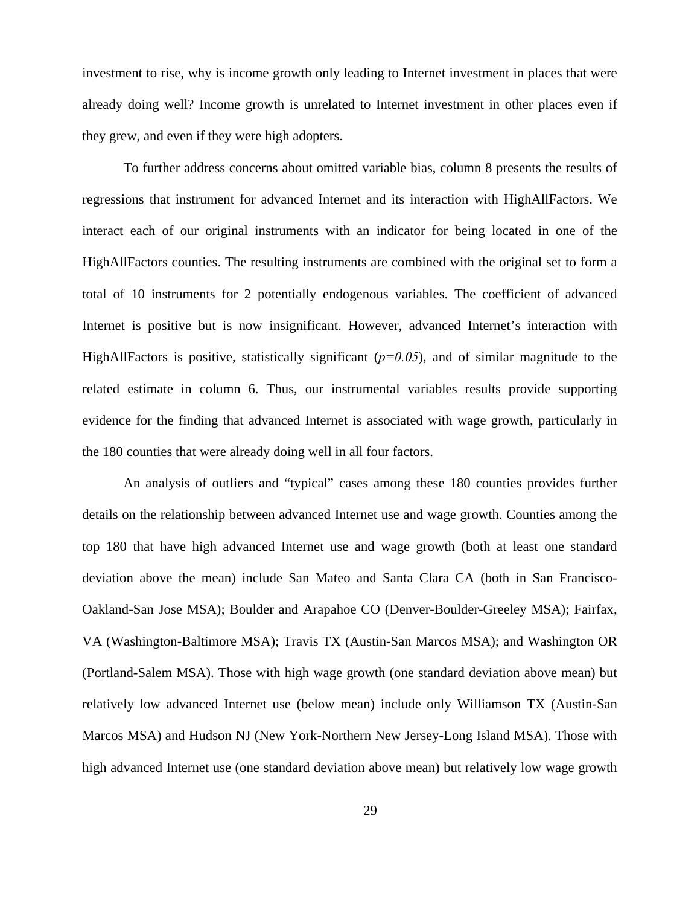investment to rise, why is income growth only leading to Internet investment in places that were already doing well? Income growth is unrelated to Internet investment in other places even if they grew, and even if they were high adopters.

To further address concerns about omitted variable bias, column 8 presents the results of regressions that instrument for advanced Internet and its interaction with HighAllFactors. We interact each of our original instruments with an indicator for being located in one of the HighAllFactors counties. The resulting instruments are combined with the original set to form a total of 10 instruments for 2 potentially endogenous variables. The coefficient of advanced Internet is positive but is now insignificant. However, advanced Internet's interaction with HighAllFactors is positive, statistically significant ($p=0.05$), and of similar magnitude to the related estimate in column 6. Thus, our instrumental variables results provide supporting evidence for the finding that advanced Internet is associated with wage growth, particularly in the 180 counties that were already doing well in all four factors.

An analysis of outliers and "typical" cases among these 180 counties provides further details on the relationship between advanced Internet use and wage growth. Counties among the top 180 that have high advanced Internet use and wage growth (both at least one standard deviation above the mean) include San Mateo and Santa Clara CA (both in San Francisco-Oakland-San Jose MSA); Boulder and Arapahoe CO (Denver-Boulder-Greeley MSA); Fairfax, VA (Washington-Baltimore MSA); Travis TX (Austin-San Marcos MSA); and Washington OR (Portland-Salem MSA). Those with high wage growth (one standard deviation above mean) but relatively low advanced Internet use (below mean) include only Williamson TX (Austin-San Marcos MSA) and Hudson NJ (New York-Northern New Jersey-Long Island MSA). Those with high advanced Internet use (one standard deviation above mean) but relatively low wage growth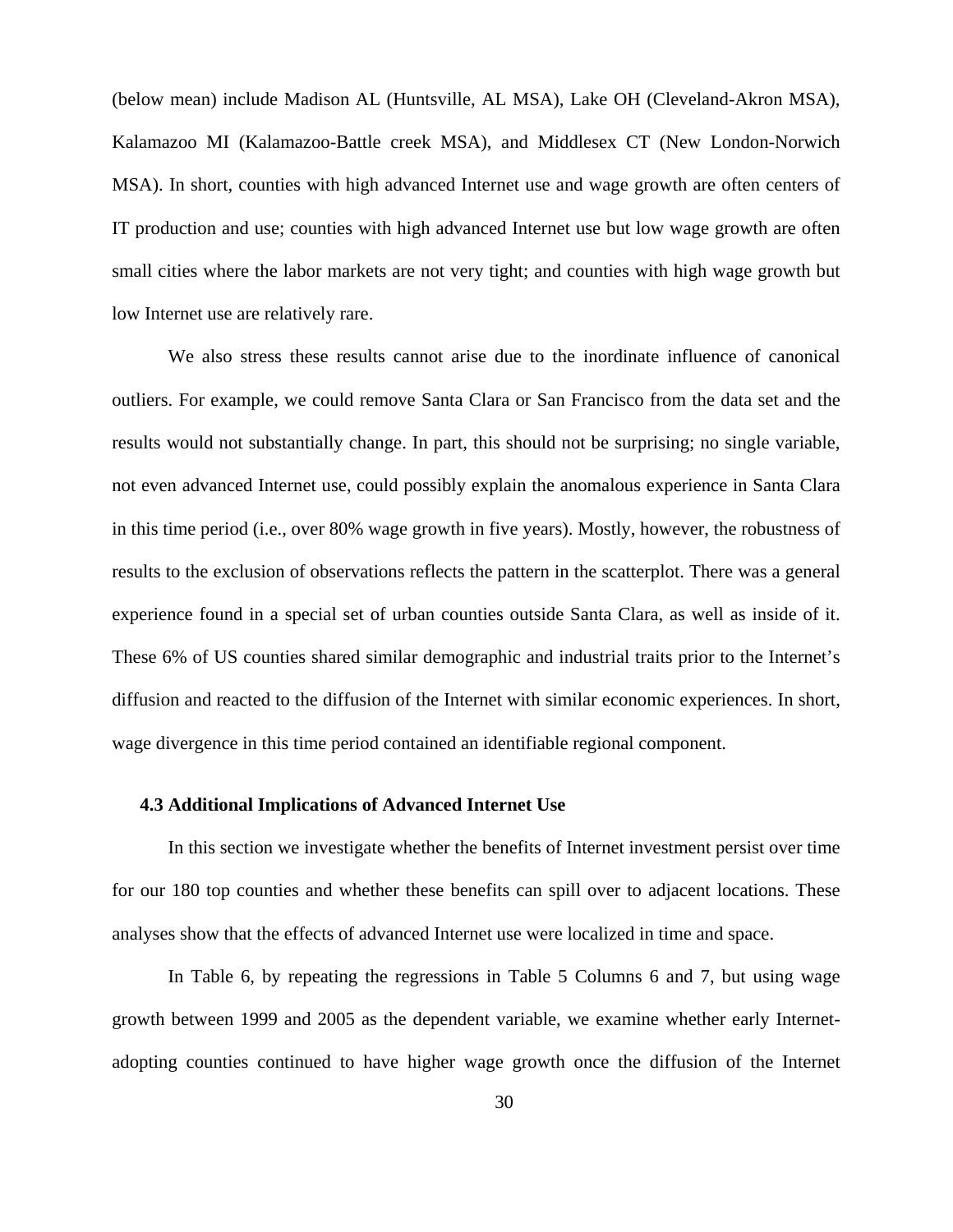(below mean) include Madison AL (Huntsville, AL MSA), Lake OH (Cleveland-Akron MSA), Kalamazoo MI (Kalamazoo-Battle creek MSA), and Middlesex CT (New London-Norwich MSA). In short, counties with high advanced Internet use and wage growth are often centers of IT production and use; counties with high advanced Internet use but low wage growth are often small cities where the labor markets are not very tight; and counties with high wage growth but low Internet use are relatively rare.

We also stress these results cannot arise due to the inordinate influence of canonical outliers. For example, we could remove Santa Clara or San Francisco from the data set and the results would not substantially change. In part, this should not be surprising; no single variable, not even advanced Internet use, could possibly explain the anomalous experience in Santa Clara in this time period (i.e., over 80% wage growth in five years). Mostly, however, the robustness of results to the exclusion of observations reflects the pattern in the scatterplot. There was a general experience found in a special set of urban counties outside Santa Clara, as well as inside of it. These 6% of US counties shared similar demographic and industrial traits prior to the Internet's diffusion and reacted to the diffusion of the Internet with similar economic experiences. In short, wage divergence in this time period contained an identifiable regional component.

### 4.3 Additional Implications of Advanced Internet Use

In this section we investigate whether the benefits of Internet investment persist over time for our 180 top counties and whether these benefits can spill over to adjacent locations. These analyses show that the effects of advanced Internet use were localized in time and space.

In Table 6, by repeating the regressions in Table 5 Columns 6 and 7, but using wage growth between 1999 and 2005 as the dependent variable, we examine whether early Internet-adopting counties continued to have higher wage growth once the diffusion of the Internet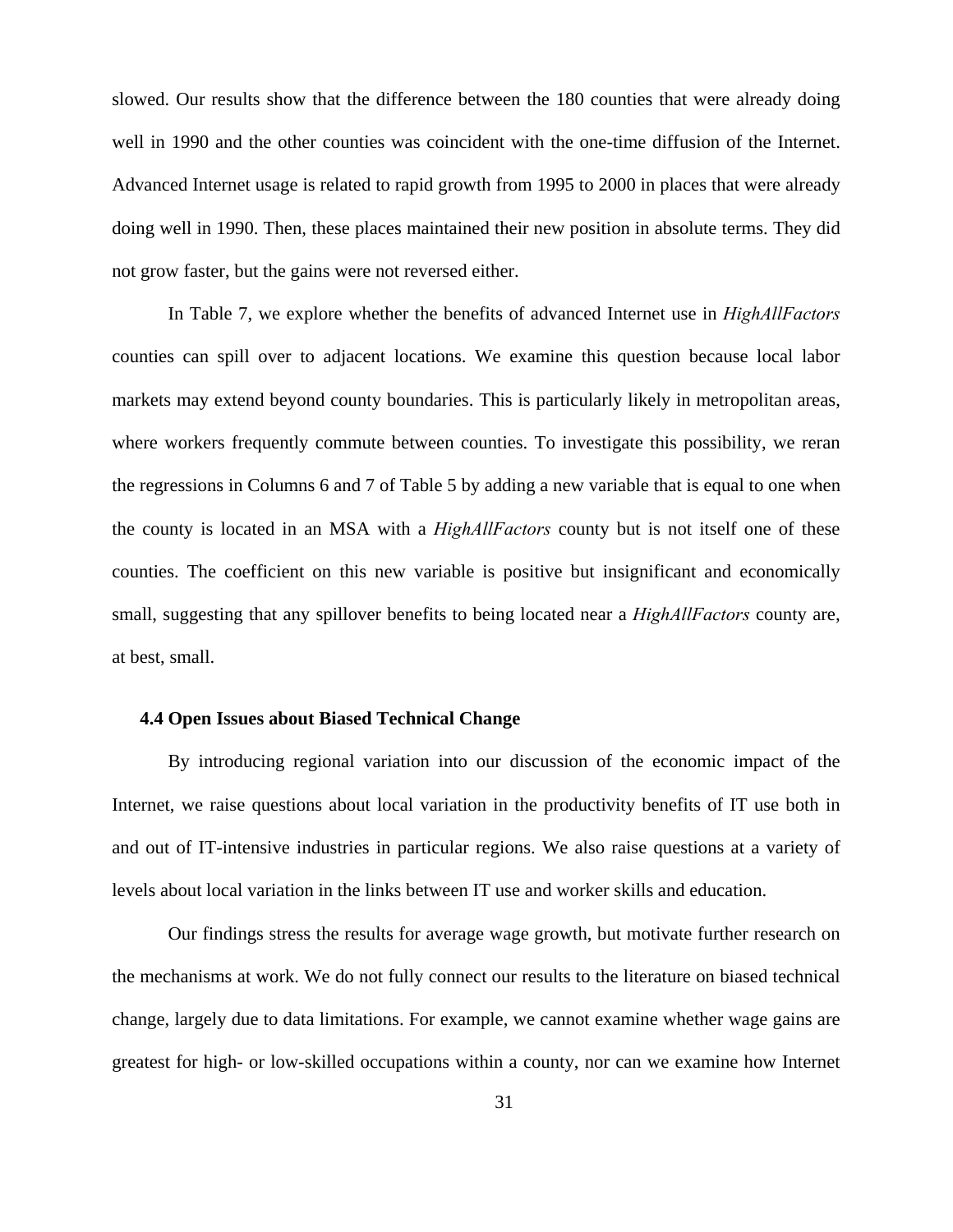slowed. Our results show that the difference between the 180 counties that were already doing well in 1990 and the other counties was coincident with the one-time diffusion of the Internet. Advanced Internet usage is related to rapid growth from 1995 to 2000 in places that were already doing well in 1990. Then, these places maintained their new position in absolute terms. They did not grow faster, but the gains were not reversed either.

In Table 7, we explore whether the benefits of advanced Internet use in *HighAllFactors* counties can spill over to adjacent locations. We examine this question because local labor markets may extend beyond county boundaries. This is particularly likely in metropolitan areas, where workers frequently commute between counties. To investigate this possibility, we reran the regressions in Columns 6 and 7 of Table 5 by adding a new variable that is equal to one when the county is located in an MSA with a *HighAllFactors* county but is not itself one of these counties. The coefficient on this new variable is positive but insignificant and economically small, suggesting that any spillover benefits to being located near a *HighAllFactors* county are, at best, small.

### 4.4 Open Issues about Biased Technical Change

By introducing regional variation into our discussion of the economic impact of the Internet, we raise questions about local variation in the productivity benefits of IT use both in and out of IT-intensive industries in particular regions. We also raise questions at a variety of levels about local variation in the links between IT use and worker skills and education.

Our findings stress the results for average wage growth, but motivate further research on the mechanisms at work. We do not fully connect our results to the literature on biased technical change, largely due to data limitations. For example, we cannot examine whether wage gains are greatest for high- or low-skilled occupations within a county, nor can we examine how Internet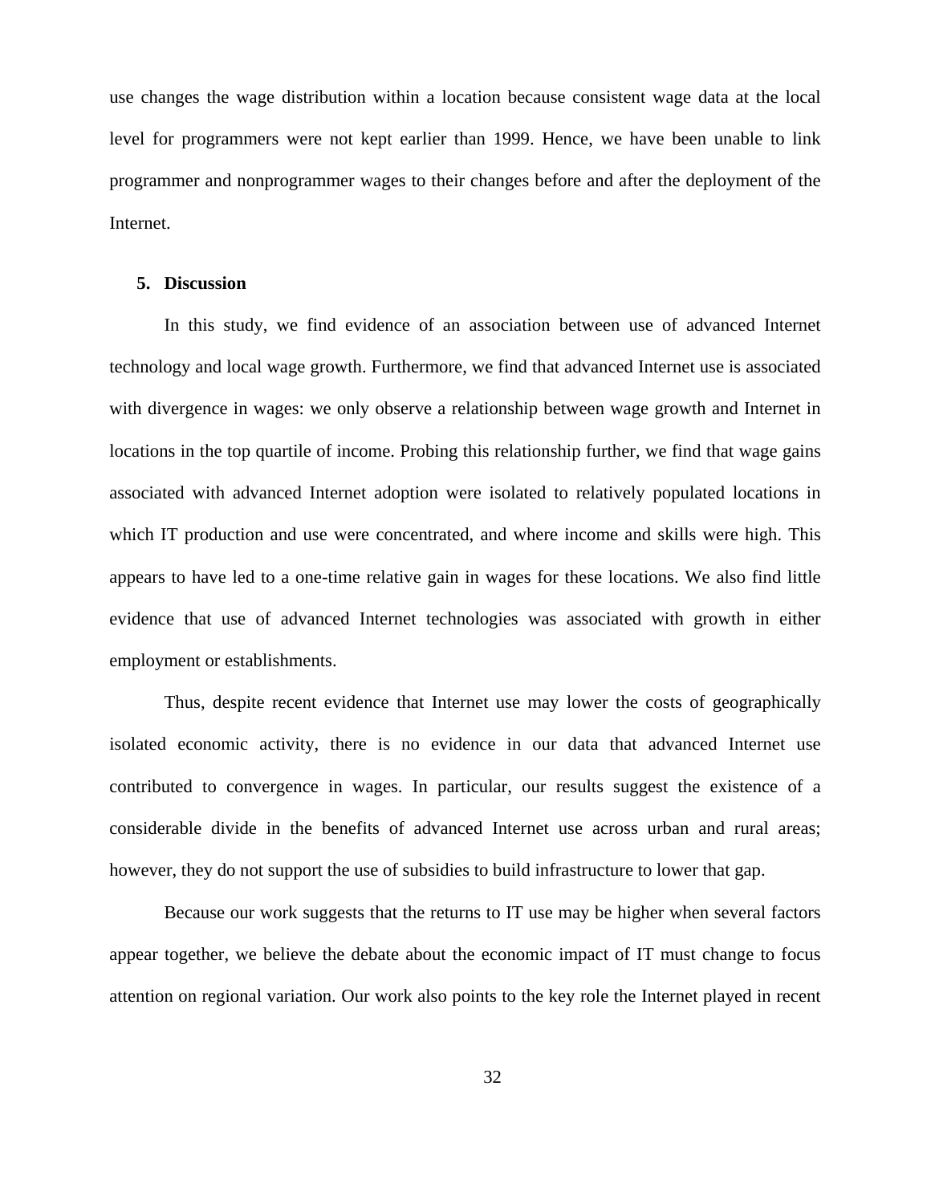use changes the wage distribution within a location because consistent wage data at the local level for programmers were not kept earlier than 1999. Hence, we have been unable to link programmer and nonprogrammer wages to their changes before and after the deployment of the Internet.

## 5. Discussion

In this study, we find evidence of an association between use of advanced Internet technology and local wage growth. Furthermore, we find that advanced Internet use is associated with divergence in wages: we only observe a relationship between wage growth and Internet in locations in the top quartile of income. Probing this relationship further, we find that wage gains associated with advanced Internet adoption were isolated to relatively populated locations in which IT production and use were concentrated, and where income and skills were high. This appears to have led to a one-time relative gain in wages for these locations. We also find little evidence that use of advanced Internet technologies was associated with growth in either employment or establishments.

Thus, despite recent evidence that Internet use may lower the costs of geographically isolated economic activity, there is no evidence in our data that advanced Internet use contributed to convergence in wages. In particular, our results suggest the existence of a considerable divide in the benefits of advanced Internet use across urban and rural areas; however, they do not support the use of subsidies to build infrastructure to lower that gap.

Because our work suggests that the returns to IT use may be higher when several factors appear together, we believe the debate about the economic impact of IT must change to focus attention on regional variation. Our work also points to the key role the Internet played in recent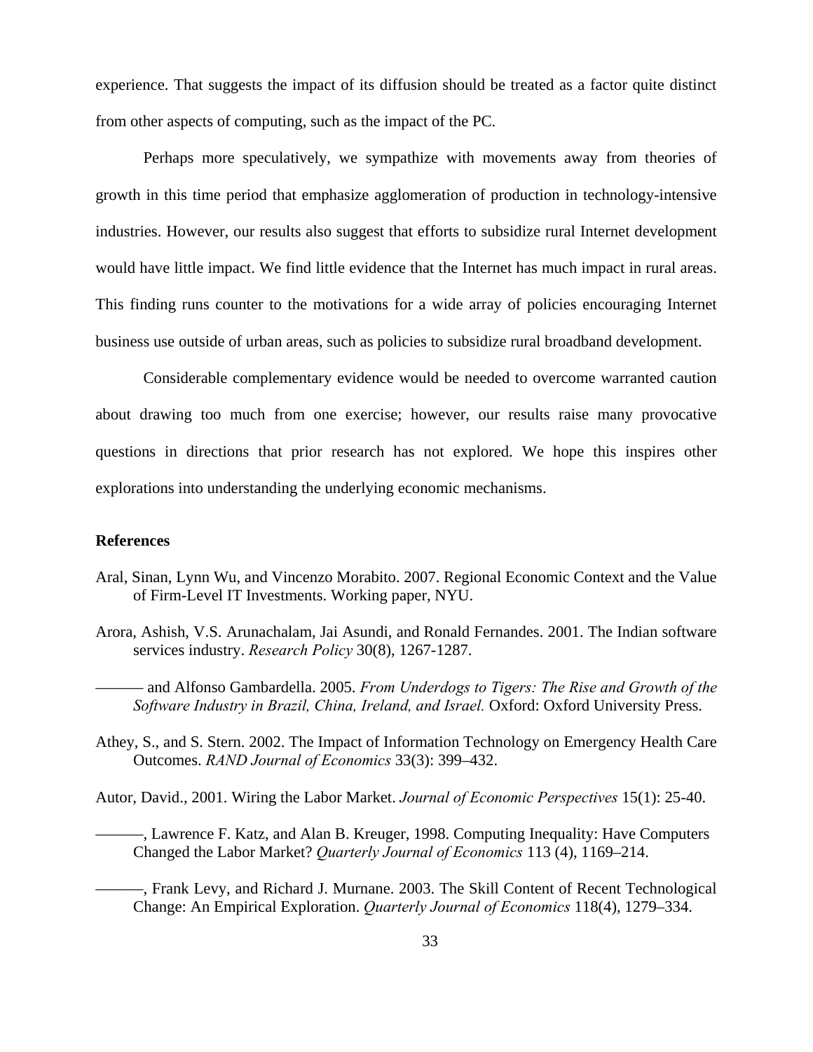experience. That suggests the impact of its diffusion should be treated as a factor quite distinct from other aspects of computing, such as the impact of the PC.

Perhaps more speculatively, we sympathize with movements away from theories of growth in this time period that emphasize agglomeration of production in technology-intensive industries. However, our results also suggest that efforts to subsidize rural Internet development would have little impact. We find little evidence that the Internet has much impact in rural areas. This finding runs counter to the motivations for a wide array of policies encouraging Internet business use outside of urban areas, such as policies to subsidize rural broadband development.

Considerable complementary evidence would be needed to overcome warranted caution about drawing too much from one exercise; however, our results raise many provocative questions in directions that prior research has not explored. We hope this inspires other explorations into understanding the underlying economic mechanisms.

**References**

Aral, Sinan, Lynn Wu, and Vincenzo Morabito. 2007. Regional Economic Context and the Value of Firm-Level IT Investments. Working paper, NYU.

Arora, Ashish, V.S. Arunachalam, Jai Asundi, and Ronald Fernandes. 2001. The Indian software services industry. *Research Policy* 30(8), 1267-1287.

——— and Alfonso Gambardella. 2005. *From Underdogs to Tigers: The Rise and Growth of the Software Industry in Brazil, China, Ireland, and Israel.* Oxford: Oxford University Press.

Athey, S., and S. Stern. 2002. The Impact of Information Technology on Emergency Health Care Outcomes. *RAND Journal of Economics* 33(3): 399–432.

Autor, David., 2001. Wiring the Labor Market. *Journal of Economic Perspectives* 15(1): 25-40.

———, Lawrence F. Katz, and Alan B. Kreuger, 1998. Computing Inequality: Have Computers Changed the Labor Market? *Quarterly Journal of Economics* 113 (4), 1169–214.

———, Frank Levy, and Richard J. Murnane. 2003. The Skill Content of Recent Technological Change: An Empirical Exploration. *Quarterly Journal of Economics* 118(4), 1279–334.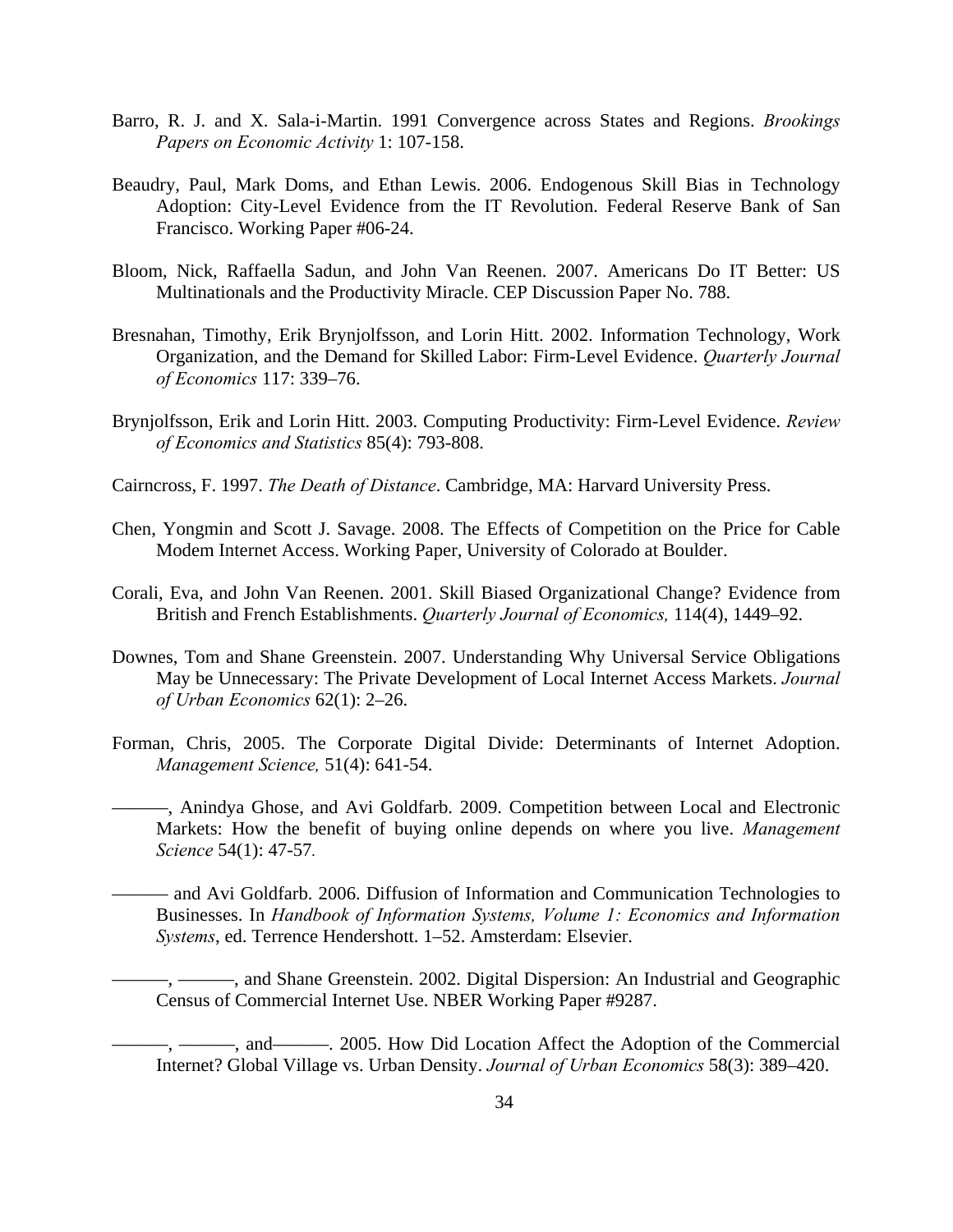Barro, R. J. and X. Sala-i-Martin. 1991 Convergence across States and Regions. *Brookings Papers on Economic Activity* 1: 107-158.

Beaudry, Paul, Mark Doms, and Ethan Lewis. 2006. Endogenous Skill Bias in Technology Adoption: City-Level Evidence from the IT Revolution. Federal Reserve Bank of San Francisco. Working Paper #06-24.

Bloom, Nick, Raffaella Sadun, and John Van Reenen. 2007. Americans Do IT Better: US Multinationals and the Productivity Miracle. CEP Discussion Paper No. 788.

Bresnahan, Timothy, Erik Brynjolfsson, and Lorin Hitt. 2002. Information Technology, Work Organization, and the Demand for Skilled Labor: Firm-Level Evidence. *Quarterly Journal of Economics* 117: 339–76.

Brynjolfsson, Erik and Lorin Hitt. 2003. Computing Productivity: Firm-Level Evidence. *Review of Economics and Statistics* 85(4): 793-808.

Cairncross, F. 1997. *The Death of Distance*. Cambridge, MA: Harvard University Press.

Chen, Yongmin and Scott J. Savage. 2008. The Effects of Competition on the Price for Cable Modem Internet Access. Working Paper, University of Colorado at Boulder.

Corali, Eva, and John Van Reenen. 2001. Skill Biased Organizational Change? Evidence from British and French Establishments. *Quarterly Journal of Economics,* 114(4), 1449–92.

Downes, Tom and Shane Greenstein. 2007. Understanding Why Universal Service Obligations May be Unnecessary: The Private Development of Local Internet Access Markets. *Journal of Urban Economics* 62(1): 2–26.

Forman, Chris, 2005. The Corporate Digital Divide: Determinants of Internet Adoption. *Management Science,* 51(4): 641-54.

———, Anindya Ghose, and Avi Goldfarb. 2009. Competition between Local and Electronic Markets: How the benefit of buying online depends on where you live. *Management Science* 54(1): 47-57.

——— and Avi Goldfarb. 2006. Diffusion of Information and Communication Technologies to Businesses. In *Handbook of Information Systems, Volume 1: Economics and Information Systems*, ed. Terrence Hendershott. 1–52. Amsterdam: Elsevier.

———, ———, and Shane Greenstein. 2002. Digital Dispersion: An Industrial and Geographic Census of Commercial Internet Use. NBER Working Paper #9287.

———, ———, and———. 2005. How Did Location Affect the Adoption of the Commercial Internet? Global Village vs. Urban Density. *Journal of Urban Economics* 58(3): 389–420.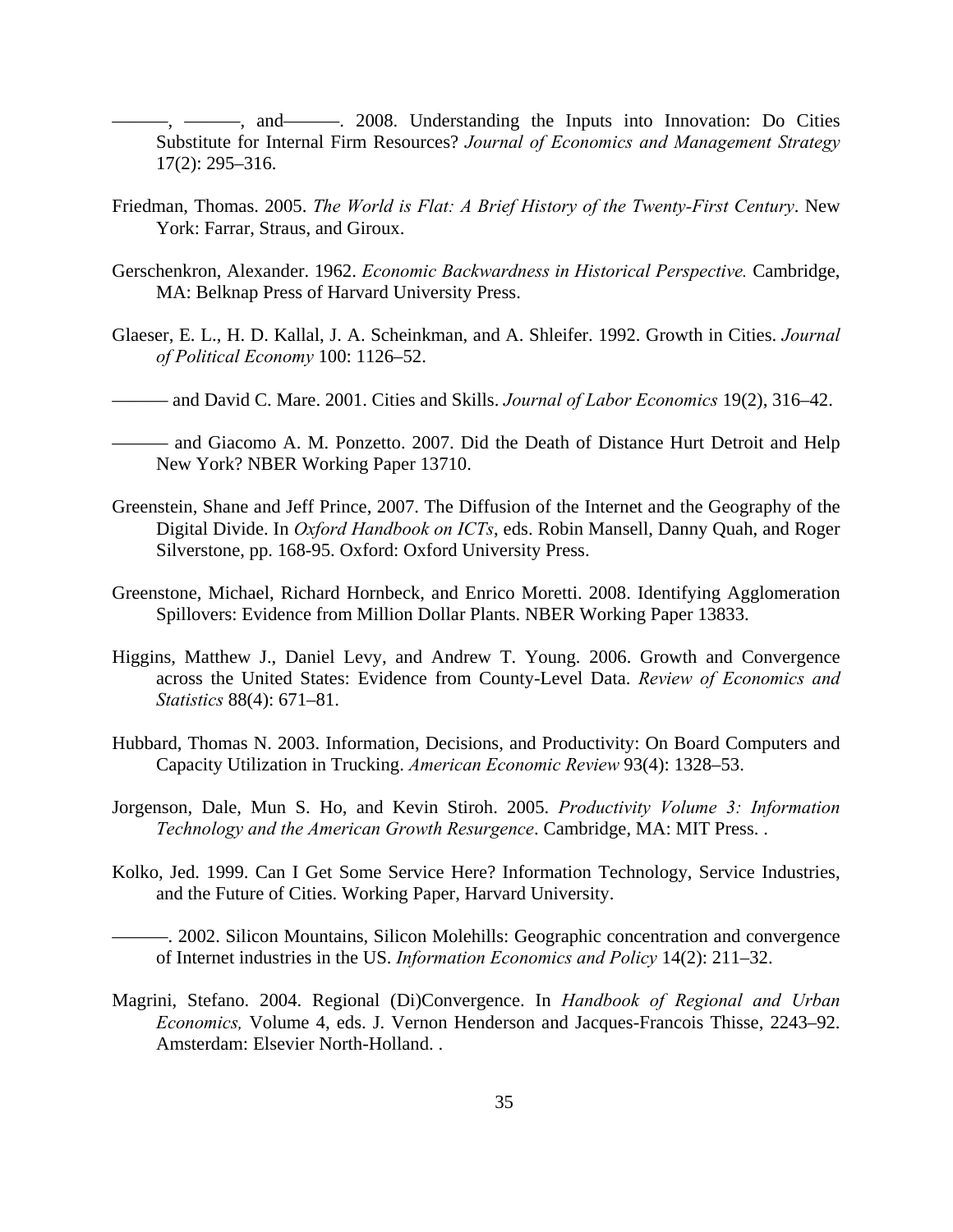———, ———, and———. 2008. Understanding the Inputs into Innovation: Do Cities Substitute for Internal Firm Resources? *Journal of Economics and Management Strategy* 17(2): 295–316.

Friedman, Thomas. 2005. *The World is Flat: A Brief History of the Twenty-First Century*. New York: Farrar, Straus, and Giroux.

Gerschenkron, Alexander. 1962. *Economic Backwardness in Historical Perspective.* Cambridge, MA: Belknap Press of Harvard University Press.

Glaeser, E. L., H. D. Kallal, J. A. Scheinkman, and A. Shleifer. 1992. Growth in Cities. *Journal of Political Economy* 100: 1126–52.

——— and David C. Mare. 2001. Cities and Skills. *Journal of Labor Economics* 19(2), 316–42.

——— and Giacomo A. M. Ponzetto. 2007. Did the Death of Distance Hurt Detroit and Help New York? NBER Working Paper 13710.

Greenstein, Shane and Jeff Prince, 2007. The Diffusion of the Internet and the Geography of the Digital Divide. In *Oxford Handbook on ICTs*, eds. Robin Mansell, Danny Quah, and Roger Silverstone, pp. 168-95. Oxford: Oxford University Press.

Greenstone, Michael, Richard Hornbeck, and Enrico Moretti. 2008. Identifying Agglomeration Spillovers: Evidence from Million Dollar Plants. NBER Working Paper 13833.

Higgins, Matthew J., Daniel Levy, and Andrew T. Young. 2006. Growth and Convergence across the United States: Evidence from County-Level Data. *Review of Economics and Statistics* 88(4): 671–81.

Hubbard, Thomas N. 2003. Information, Decisions, and Productivity: On Board Computers and Capacity Utilization in Trucking. *American Economic Review* 93(4): 1328–53.

Jorgenson, Dale, Mun S. Ho, and Kevin Stiroh. 2005. *Productivity Volume 3: Information Technology and the American Growth Resurgence*. Cambridge, MA: MIT Press. .

Kolko, Jed. 1999. Can I Get Some Service Here? Information Technology, Service Industries, and the Future of Cities. Working Paper, Harvard University.

———. 2002. Silicon Mountains, Silicon Molehills: Geographic concentration and convergence of Internet industries in the US. *Information Economics and Policy* 14(2): 211–32.

Magrini, Stefano. 2004. Regional (Di)Convergence. In *Handbook of Regional and Urban Economics,* Volume 4, eds. J. Vernon Henderson and Jacques-Francois Thisse, 2243–92. Amsterdam: Elsevier North-Holland. .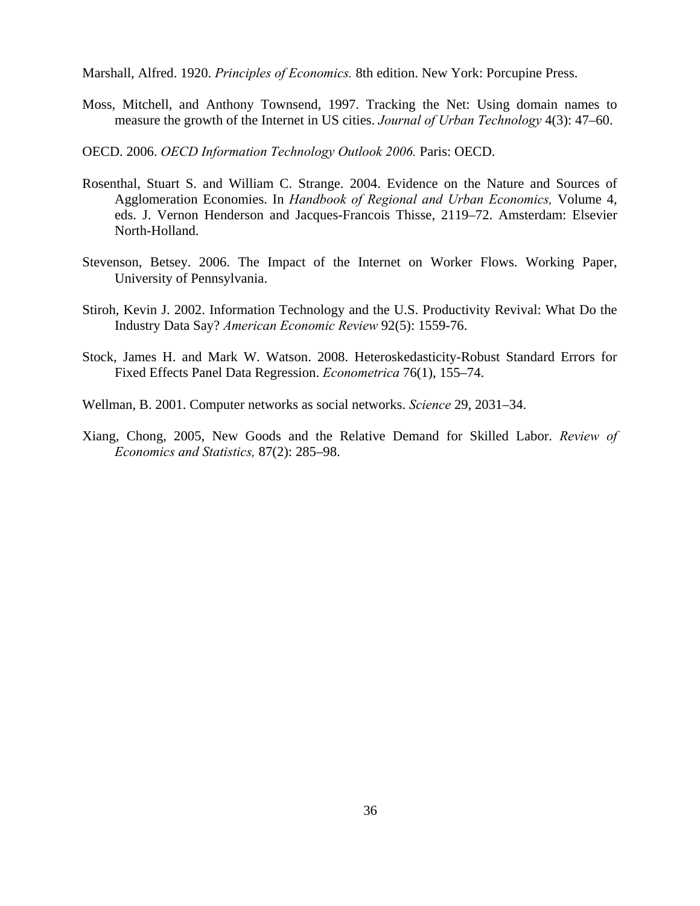Marshall, Alfred. 1920. *Principles of Economics.* 8th edition. New York: Porcupine Press.

Moss, Mitchell, and Anthony Townsend, 1997. Tracking the Net: Using domain names to measure the growth of the Internet in US cities. *Journal of Urban Technology* 4(3): 47–60.

OECD. 2006. *OECD Information Technology Outlook 2006.* Paris: OECD.

Rosenthal, Stuart S. and William C. Strange. 2004. Evidence on the Nature and Sources of Agglomeration Economies. In *Handbook of Regional and Urban Economics,* Volume 4, eds. J. Vernon Henderson and Jacques-Francois Thisse, 2119–72. Amsterdam: Elsevier North-Holland.

Stevenson, Betsey. 2006. The Impact of the Internet on Worker Flows. Working Paper, University of Pennsylvania.

Stiroh, Kevin J. 2002. Information Technology and the U.S. Productivity Revival: What Do the Industry Data Say? *American Economic Review* 92(5): 1559-76.

Stock, James H. and Mark W. Watson. 2008. Heteroskedasticity-Robust Standard Errors for Fixed Effects Panel Data Regression. *Econometrica* 76(1), 155–74.

Wellman, B. 2001. Computer networks as social networks. *Science* 29, 2031–34.

Xiang, Chong, 2005, New Goods and the Relative Demand for Skilled Labor. *Review of Economics and Statistics,* 87(2): 285–98.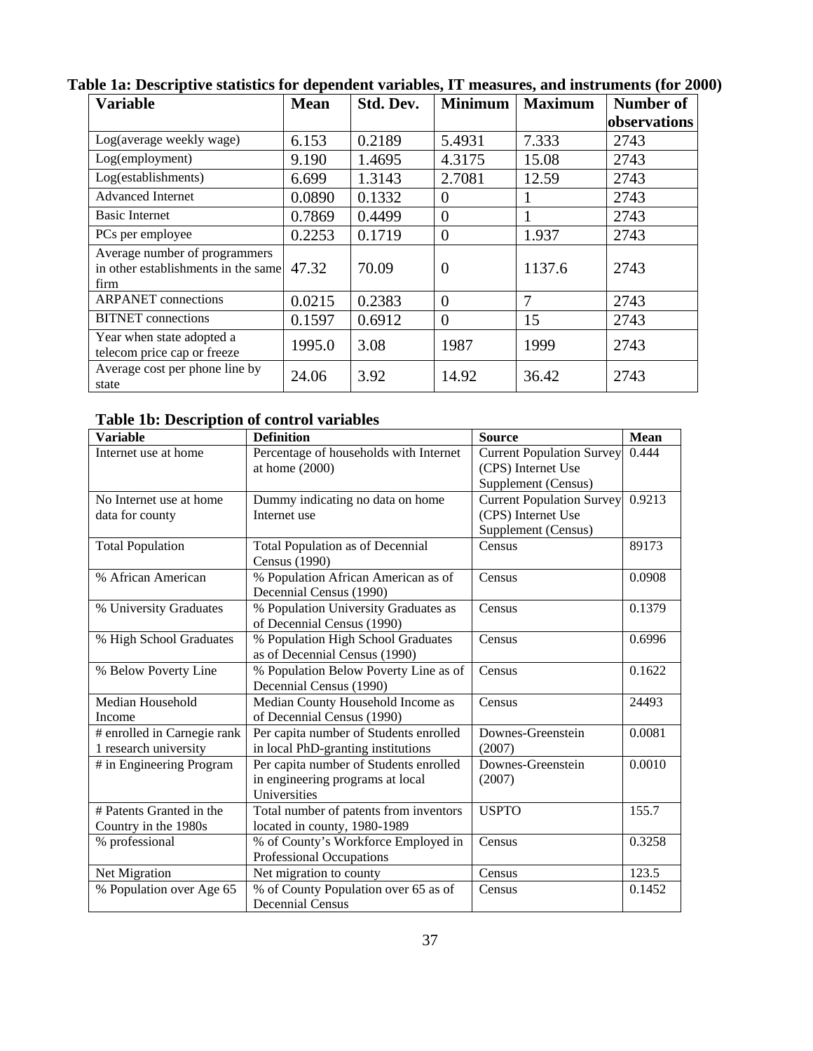**Table 1a: Descriptive statistics for dependent variables, IT measures, and instruments (for 2000)**

| Variable | Mean | Std. Dev. | Minimum | Maximum | Number of observations |
|---|---|---|---|---|---|
| Log(average weekly wage) | 6.153 | 0.2189 | 5.4931 | 7.333 | 2743 |
| Log(employment) | 9.190 | 1.4695 | 4.3175 | 15.08 | 2743 |
| Log(establishments) | 6.699 | 1.3143 | 2.7081 | 12.59 | 2743 |
| Advanced Internet | 0.0890 | 0.1332 | 0 | 1 | 2743 |
| Basic Internet | 0.7869 | 0.4499 | 0 | 1 | 2743 |
| PCs per employee | 0.2253 | 0.1719 | 0 | 1.937 | 2743 |
| Average number of programmers in other establishments in the same firm | 47.32 | 70.09 | 0 | 1137.6 | 2743 |
| ARPANET connections | 0.0215 | 0.2383 | 0 | 7 | 2743 |
| BITNET connections | 0.1597 | 0.6912 | 0 | 15 | 2743 |
| Year when state adopted a telecom price cap or freeze | 1995.0 | 3.08 | 1987 | 1999 | 2743 |
| Average cost per phone line by state | 24.06 | 3.92 | 14.92 | 36.42 | 2743 |

**Table 1b: Description of control variables**

| Variable | Definition | Source | Mean |
|---|---|---|---|
| Internet use at home | Percentage of households with Internet at home (2000) | Current Population Survey (CPS) Internet Use Supplement (Census) | 0.444 |
| No Internet use at home data for county | Dummy indicating no data on home Internet use | Current Population Survey (CPS) Internet Use Supplement (Census) | 0.9213 |
| Total Population | Total Population as of Decennial Census (1990) | Census | 89173 |
| % African American | % Population African American as of Decennial Census (1990) | Census | 0.0908 |
| % University Graduates | % Population University Graduates as of Decennial Census (1990) | Census | 0.1379 |
| % High School Graduates | % Population High School Graduates as of Decennial Census (1990) | Census | 0.6996 |
| % Below Poverty Line | % Population Below Poverty Line as of Decennial Census (1990) | Census | 0.1622 |
| Median Household Income | Median County Household Income as of Decennial Census (1990) | Census | 24493 |
| # enrolled in Carnegie rank 1 research university | Per capita number of Students enrolled in local PhD-granting institutions | Downes-Greenstein (2007) | 0.0081 |
| # in Engineering Program | Per capita number of Students enrolled in engineering programs at local Universities | Downes-Greenstein (2007) | 0.0010 |
| # Patents Granted in the Country in the 1980s | Total number of patents from inventors located in county, 1980-1989 | USPTO | 155.7 |
| % professional | % of County's Workforce Employed in Professional Occupations | Census | 0.3258 |
| Net Migration | Net migration to county | Census | 123.5 |
| % Population over Age 65 | % of County Population over 65 as of Decennial Census | Census | 0.1452 |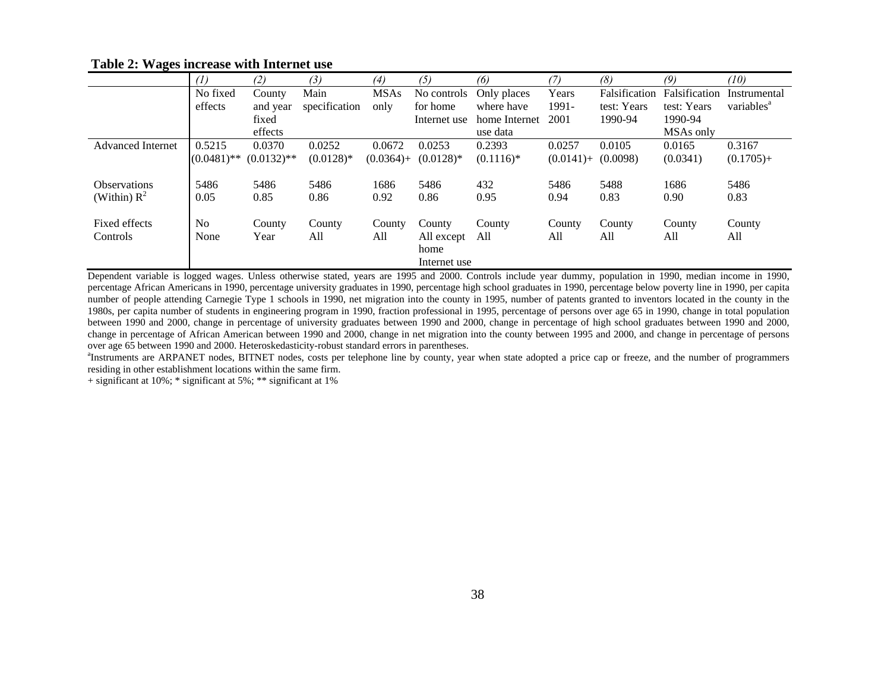**Table 2: Wages increase with Internet use**

| | *(1)* | *(2)* | *(3)* | *(4)* | *(5)* | *(6)* | *(7)* | *(8)* | *(9)* | *(10)* |
|---|---|---|---|---|---|---|---|---|---|---|
| | No fixed effects | County and year fixed effects | Main specification | MSAs only | No controls for home Internet use | Only places where have home Internet use data | Years 1991-2001 | Falsification test: Years 1990-94 | Falsification test: Years 1990-94 MSAs only | Instrumental variables[a] |
| Advanced Internet | 0.5215<br>(0.0481)** | 0.0370<br>(0.0132)** | 0.0252<br>(0.0128)* | 0.0672<br>(0.0364)+ | 0.0253<br>(0.0128)* | 0.2393<br>(0.1116)* | 0.0257<br>(0.0141)+ | 0.0105<br>(0.0098) | 0.0165<br>(0.0341) | 0.3167<br>(0.1705)+ |
| Observations | 5486 | 5486 | 5486 | 1686 | 5486 | 432 | 5486 | 5488 | 1686 | 5486 |
| (Within) $R^2$ | 0.05 | 0.85 | 0.86 | 0.92 | 0.86 | 0.95 | 0.94 | 0.83 | 0.90 | 0.83 |
| Fixed effects | No | County | County | County | County | County | County | County | County | County |
| Controls | None | Year | All | All | All except home Internet use | All | All | All | All | All |

Dependent variable is logged wages. Unless otherwise stated, years are 1995 and 2000. Controls include year dummy, population in 1990, median income in 1990, percentage African Americans in 1990, percentage university graduates in 1990, percentage high school graduates in 1990, percentage below poverty line in 1990, per capita number of people attending Carnegie Type 1 schools in 1990, net migration into the county in 1995, number of patents granted to inventors located in the county in the 1980s, per capita number of students in engineering program in 1990, fraction professional in 1995, percentage of persons over age 65 in 1990, change in total population between 1990 and 2000, change in percentage of university graduates between 1990 and 2000, change in percentage of high school graduates between 1990 and 2000, change in percentage of African American between 1990 and 2000, change in net migration into the county between 1995 and 2000, and change in percentage of persons over age 65 between 1990 and 2000. Heteroskedasticity-robust standard errors in parentheses.

[a]Instruments are ARPANET nodes, BITNET nodes, costs per telephone line by county, year when state adopted a price cap or freeze, and the number of programmers residing in other establishment locations within the same firm.

+ significant at 10%; * significant at 5%; ** significant at 1%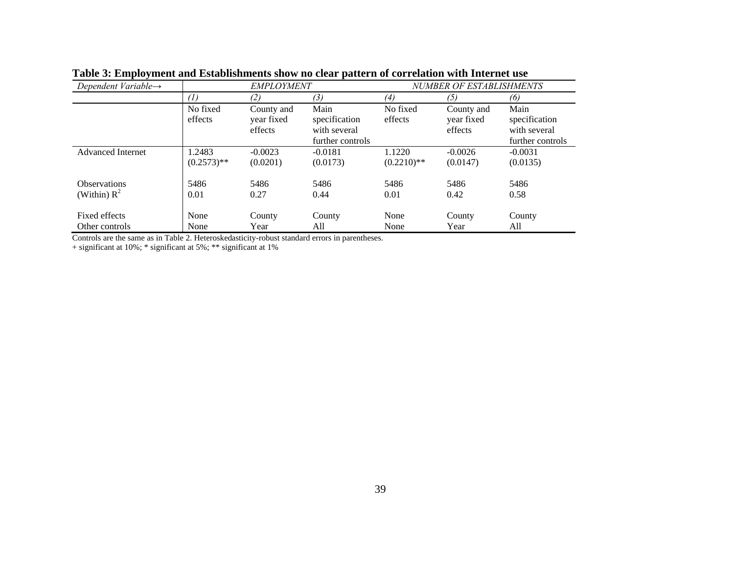**Table 3: Employment and Establishments show no clear pattern of correlation with Internet use**

| *Dependent Variable→* | *EMPLOYMENT* | | | *NUMBER OF ESTABLISHMENTS* | | |
|---|---|---|---|---|---|---|
| | *(1)* | *(2)* | *(3)* | *(4)* | *(5)* | *(6)* |
| | No fixed effects | County and year fixed effects | Main specification with several further controls | No fixed effects | County and year fixed effects | Main specification with several further controls |
| Advanced Internet | 1.2483 | -0.0023 | -0.0181 | 1.1220 | -0.0026 | -0.0031 |
| | (0.2573)** | (0.0201) | (0.0173) | (0.2210)** | (0.0147) | (0.0135) |
| Observations | 5486 | 5486 | 5486 | 5486 | 5486 | 5486 |
| (Within) $R^2$ | 0.01 | 0.27 | 0.44 | 0.01 | 0.42 | 0.58 |
| Fixed effects | None | County | County | None | County | County |
| Other controls | None | Year | All | None | Year | All |

Controls are the same as in Table 2. Heteroskedasticity-robust standard errors in parentheses.
+ significant at 10%; * significant at 5%; ** significant at 1%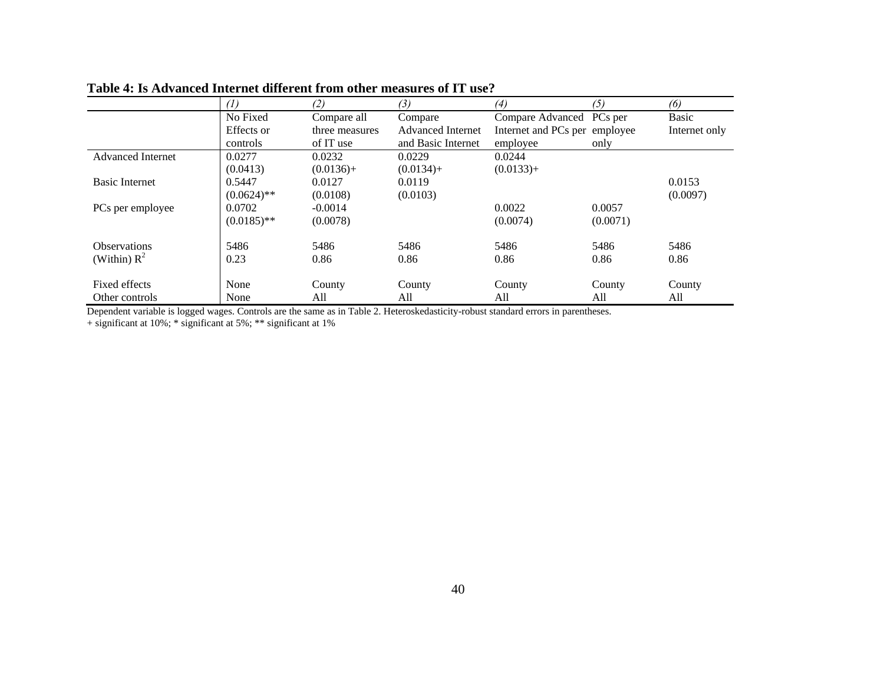**Table 4: Is Advanced Internet different from other measures of IT use?**

| | *(1)* | *(2)* | *(3)* | *(4)* | *(5)* | *(6)* |
|---|---|---|---|---|---|---|
| | No Fixed Effects or controls | Compare all three measures of IT use | Compare Advanced Internet and Basic Internet | Compare Advanced Internet and PCs per employee | PCs per employee only | Basic Internet only |
| Advanced Internet | 0.0277 | 0.0232 | 0.0229 | 0.0244 | | |
| | (0.0413) | (0.0136)+ | (0.0134)+ | (0.0133)+ | | |
| Basic Internet | 0.5447 | 0.0127 | 0.0119 | | | 0.0153 |
| | (0.0624)** | (0.0108) | (0.0103) | | | (0.0097) |
| PCs per employee | 0.0702 | -0.0014 | | 0.0022 | 0.0057 | |
| | (0.0185)** | (0.0078) | | (0.0074) | (0.0071) | |
| Observations | 5486 | 5486 | 5486 | 5486 | 5486 | 5486 |
| (Within) $R^2$ | 0.23 | 0.86 | 0.86 | 0.86 | 0.86 | 0.86 |
| Fixed effects | None | County | County | County | County | County |
| Other controls | None | All | All | All | All | All |

Dependent variable is logged wages. Controls are the same as in Table 2. Heteroskedasticity-robust standard errors in parentheses.
+ significant at 10%; * significant at 5%; ** significant at 1%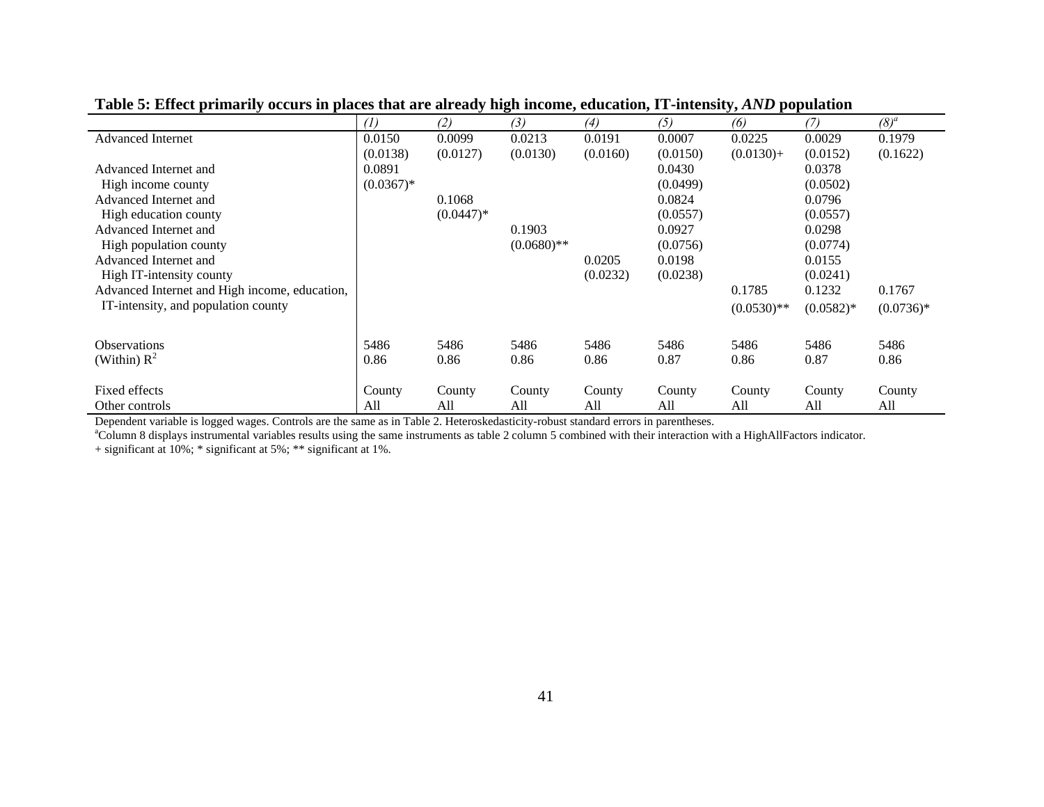**Table 5: Effect primarily occurs in places that are already high income, education, IT-intensity, *AND* population**

| | *(1)* | *(2)* | *(3)* | *(4)* | *(5)* | *(6)* | *(7)* | *(8)*[a] |
|---|---|---|---|---|---|---|---|---|
| Advanced Internet | 0.0150 | 0.0099 | 0.0213 | 0.0191 | 0.0007 | 0.0225 | 0.0029 | 0.1979 |
| | (0.0138) | (0.0127) | (0.0130) | (0.0160) | (0.0150) | (0.0130)+ | (0.0152) | (0.1622) |
| Advanced Internet and High income county | 0.0891 | | | | 0.0430 | | 0.0378 | |
| | (0.0367)* | | | | (0.0499) | | (0.0502) | |
| Advanced Internet and High education county | | 0.1068 | | | 0.0824 | | 0.0796 | |
| | | (0.0447)* | | | (0.0557) | | (0.0557) | |
| Advanced Internet and High population county | | | 0.1903 | | 0.0927 | | 0.0298 | |
| | | | (0.0680)** | | (0.0756) | | (0.0774) | |
| Advanced Internet and High IT-intensity county | | | | 0.0205 | 0.0198 | | 0.0155 | |
| | | | | (0.0232) | (0.0238) | | (0.0241) | |
| Advanced Internet and High income, education, IT-intensity, and population county | | | | | | 0.1785 | 0.1232 | 0.1767 |
| | | | | | | (0.0530)** | (0.0582)* | (0.0736)* |
| Observations | 5486 | 5486 | 5486 | 5486 | 5486 | 5486 | 5486 | 5486 |
| (Within) $R^2$ | 0.86 | 0.86 | 0.86 | 0.86 | 0.87 | 0.86 | 0.87 | 0.86 |
| Fixed effects | County | County | County | County | County | County | County | County |
| Other controls | All | All | All | All | All | All | All | All |

Dependent variable is logged wages. Controls are the same as in Table 2. Heteroskedasticity-robust standard errors in parentheses.

[a]Column 8 displays instrumental variables results using the same instruments as table 2 column 5 combined with their interaction with a HighAllFactors indicator.

+ significant at 10%; * significant at 5%; ** significant at 1%.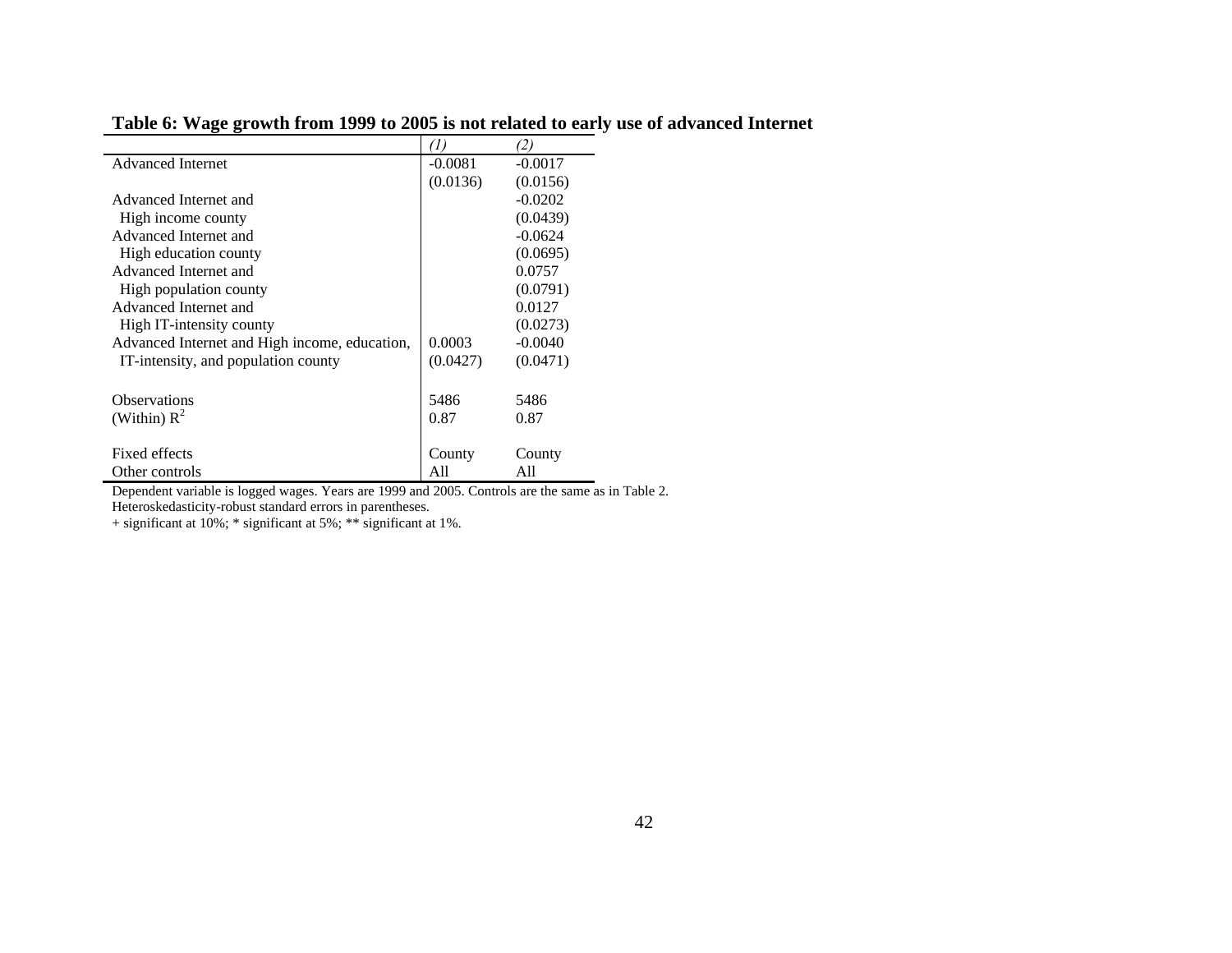**Table 6: Wage growth from 1999 to 2005 is not related to early use of advanced Internet**

| | *(1)* | *(2)* |
|---|---|---|
| Advanced Internet | -0.0081 | -0.0017 |
| | (0.0136) | (0.0156) |
| Advanced Internet and | | -0.0202 |
| High income county | | (0.0439) |
| Advanced Internet and | | -0.0624 |
| High education county | | (0.0695) |
| Advanced Internet and | | 0.0757 |
| High population county | | (0.0791) |
| Advanced Internet and | | 0.0127 |
| High IT-intensity county | | (0.0273) |
| Advanced Internet and High income, education, | 0.0003 | -0.0040 |
| IT-intensity, and population county | (0.0427) | (0.0471) |
| | | |
| Observations | 5486 | 5486 |
| (Within) $R^2$ | 0.87 | 0.87 |
| | | |
| Fixed effects | County | County |
| Other controls | All | All |

Dependent variable is logged wages. Years are 1999 and 2005. Controls are the same as in Table 2.
Heteroskedasticity-robust standard errors in parentheses.
+ significant at 10%; * significant at 5%; ** significant at 1%.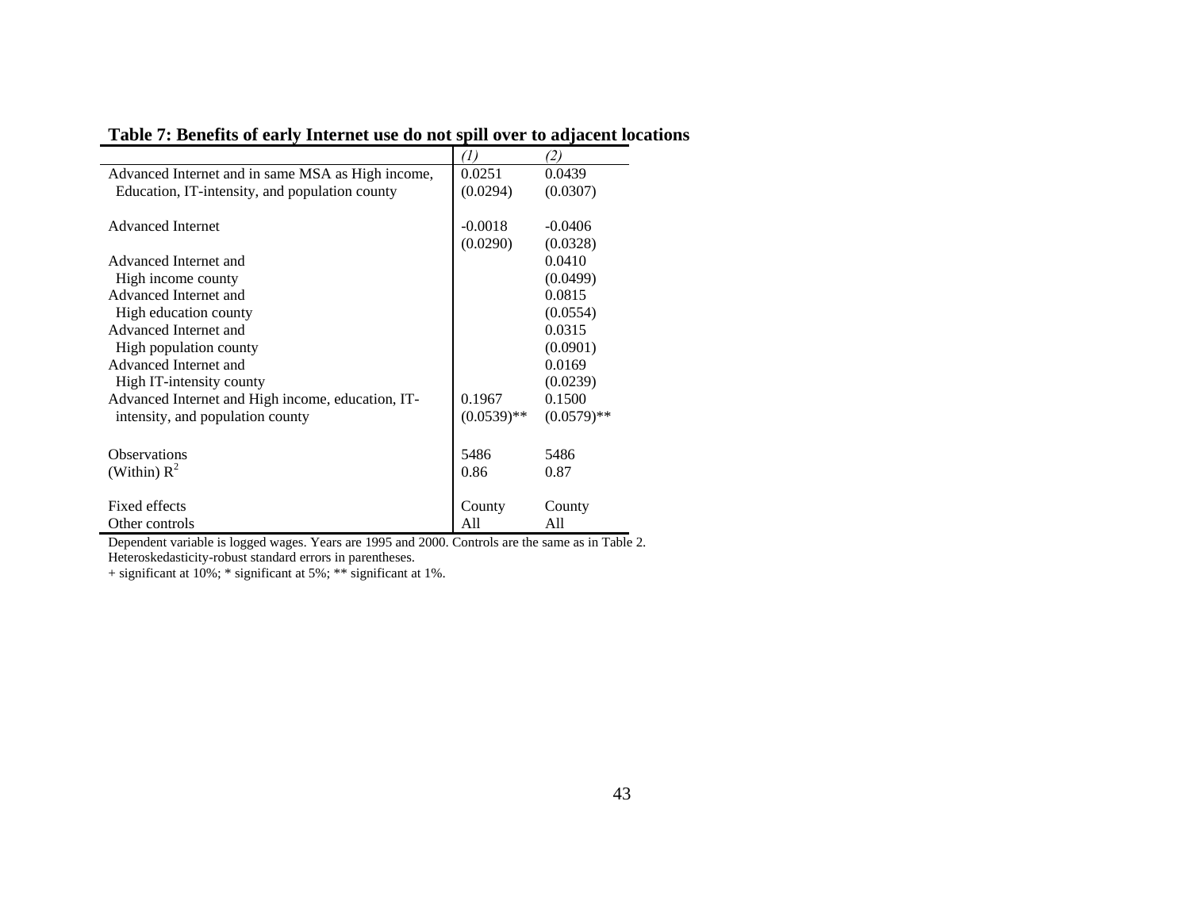**Table 7: Benefits of early Internet use do not spill over to adjacent locations**

| | *(1)* | *(2)* |
|---|---|---|
| Advanced Internet and in same MSA as High income, Education, IT-intensity, and population county | 0.0251 | 0.0439 |
| | (0.0294) | (0.0307) |
| Advanced Internet | -0.0018 | -0.0406 |
| | (0.0290) | (0.0328) |
| Advanced Internet and High income county | | 0.0410 |
| | | (0.0499) |
| Advanced Internet and High education county | | 0.0815 |
| | | (0.0554) |
| Advanced Internet and High population county | | 0.0315 |
| | | (0.0901) |
| Advanced Internet and High IT-intensity county | | 0.0169 |
| | | (0.0239) |
| Advanced Internet and High income, education, IT-intensity, and population county | 0.1967 | 0.1500 |
| | (0.0539)** | (0.0579)** |
| Observations | 5486 | 5486 |
| (Within) $R^2$ | 0.86 | 0.87 |
| Fixed effects | County | County |
| Other controls | All | All |

Dependent variable is logged wages. Years are 1995 and 2000. Controls are the same as in Table 2.
Heteroskedasticity-robust standard errors in parentheses.
+ significant at 10%; * significant at 5%; ** significant at 1%.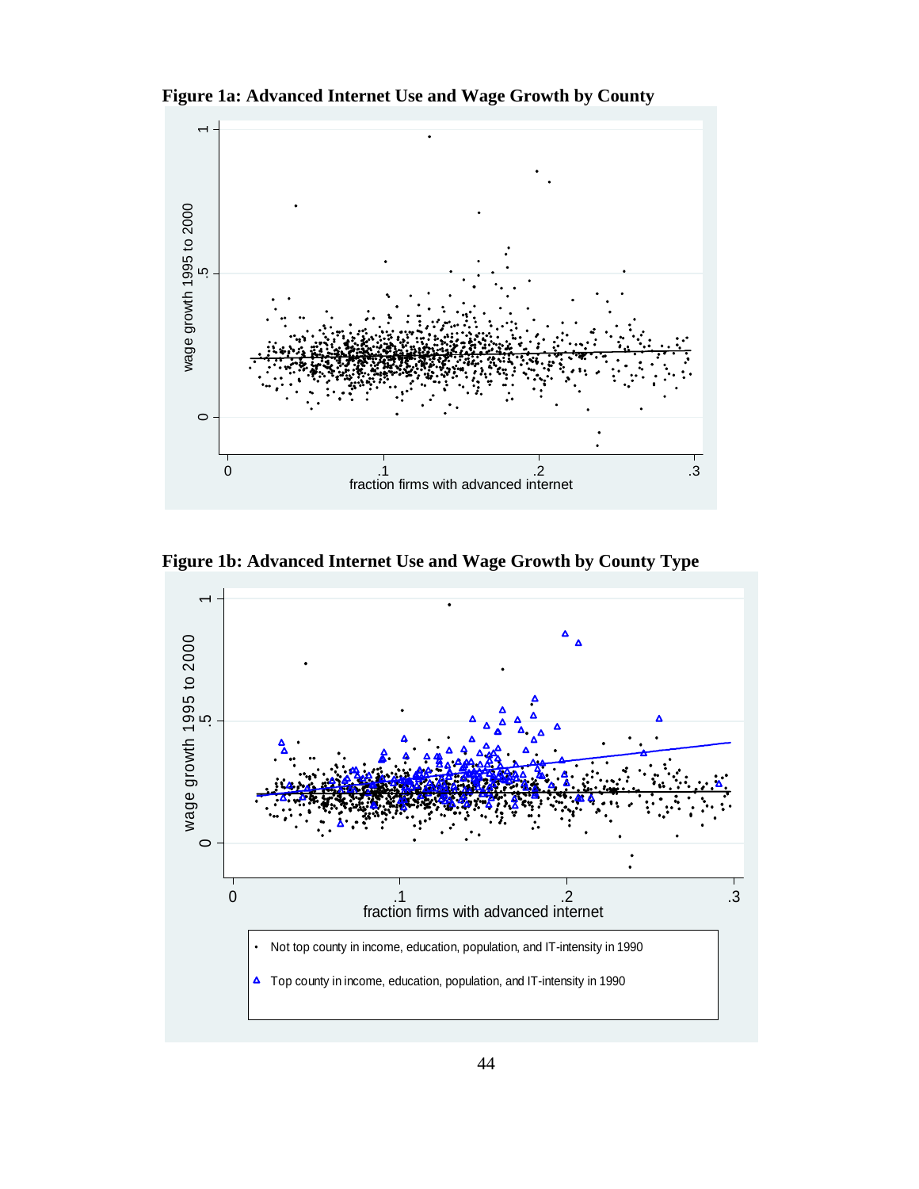**Figure 1a: Advanced Internet Use and Wage Growth by County**

**Figure 1b: Advanced Internet Use and Wage Growth by County Type**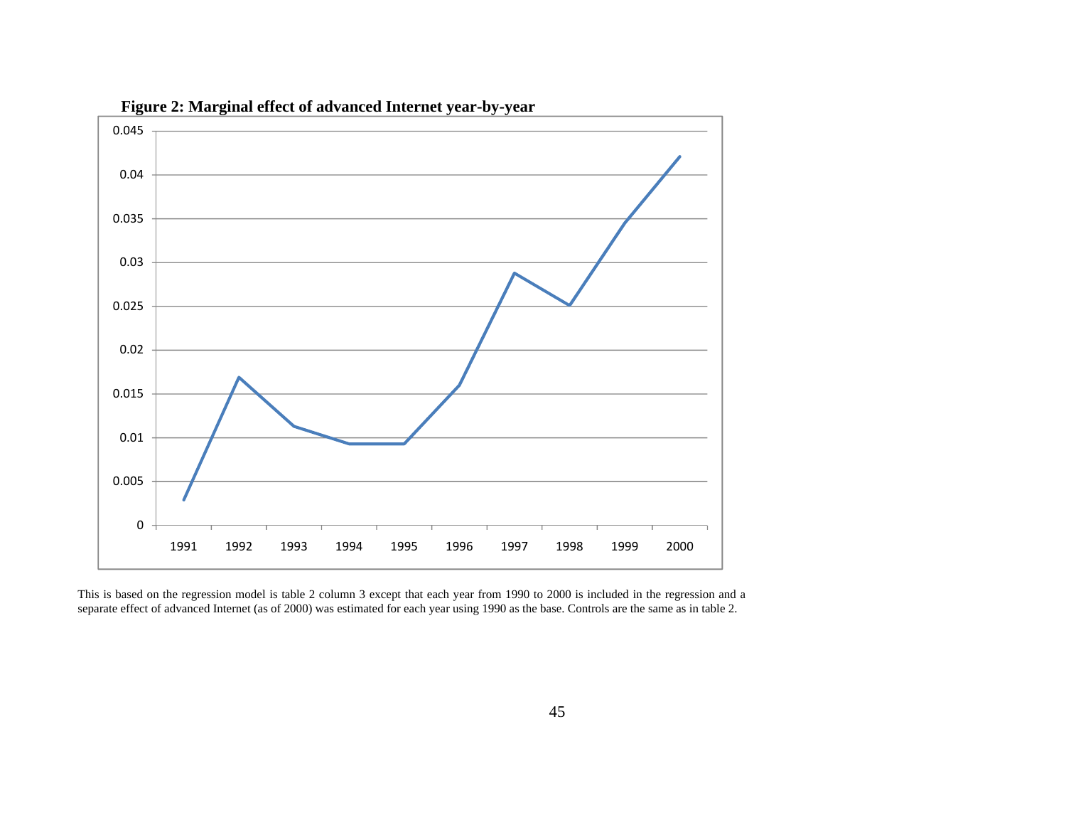**Figure 2: Marginal effect of advanced Internet year-by-year**

This is based on the regression model is table 2 column 3 except that each year from 1990 to 2000 is included in the regression and a separate effect of advanced Internet (as of 2000) was estimated for each year using 1990 as the base. Controls are the same as in table 2.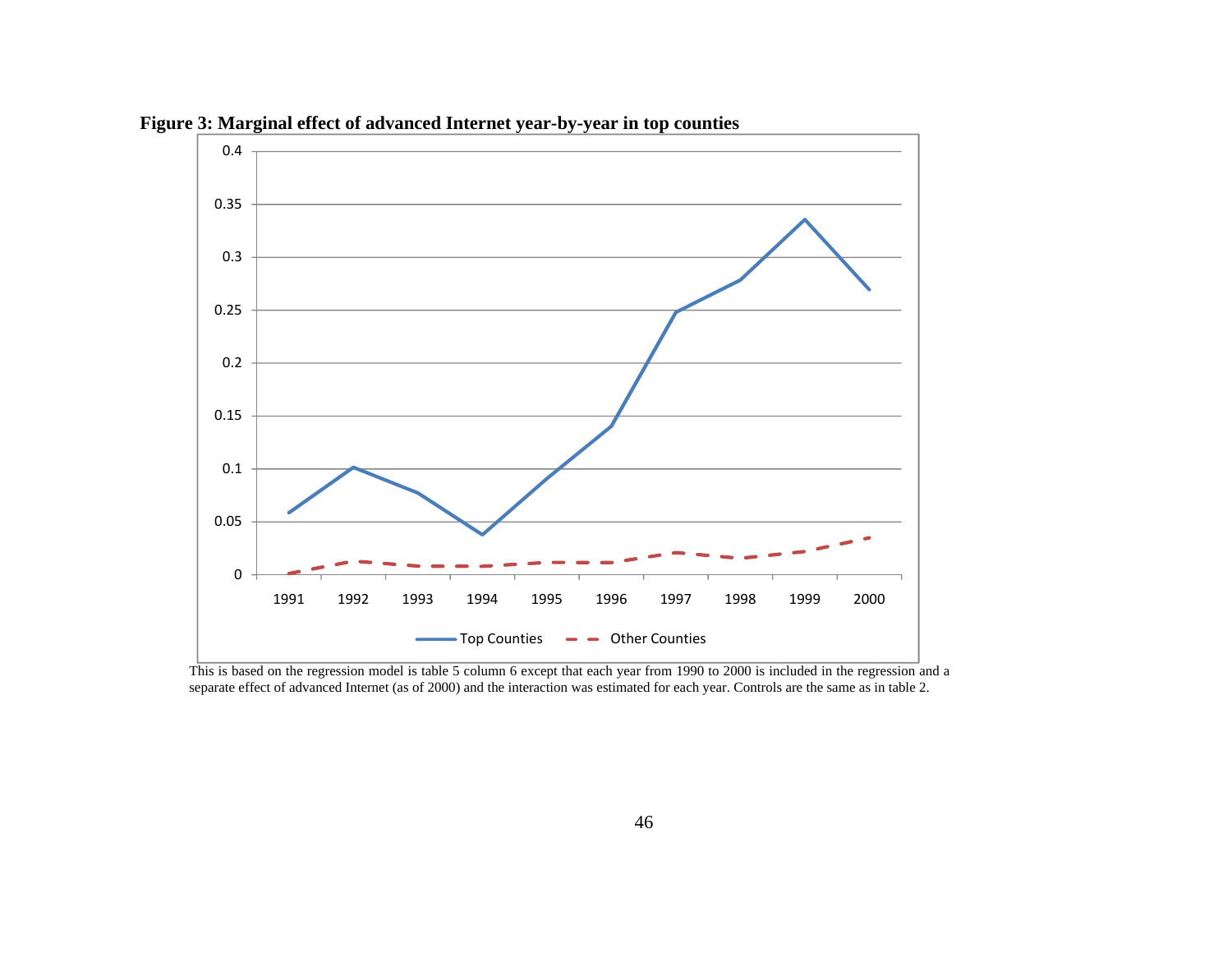**Figure 3: Marginal effect of advanced Internet year-by-year in top counties**

This is based on the regression model is table 5 column 6 except that each year from 1990 to 2000 is included in the regression and a separate effect of advanced Internet (as of 2000) and the interaction was estimated for each year. Controls are the same as in table 2.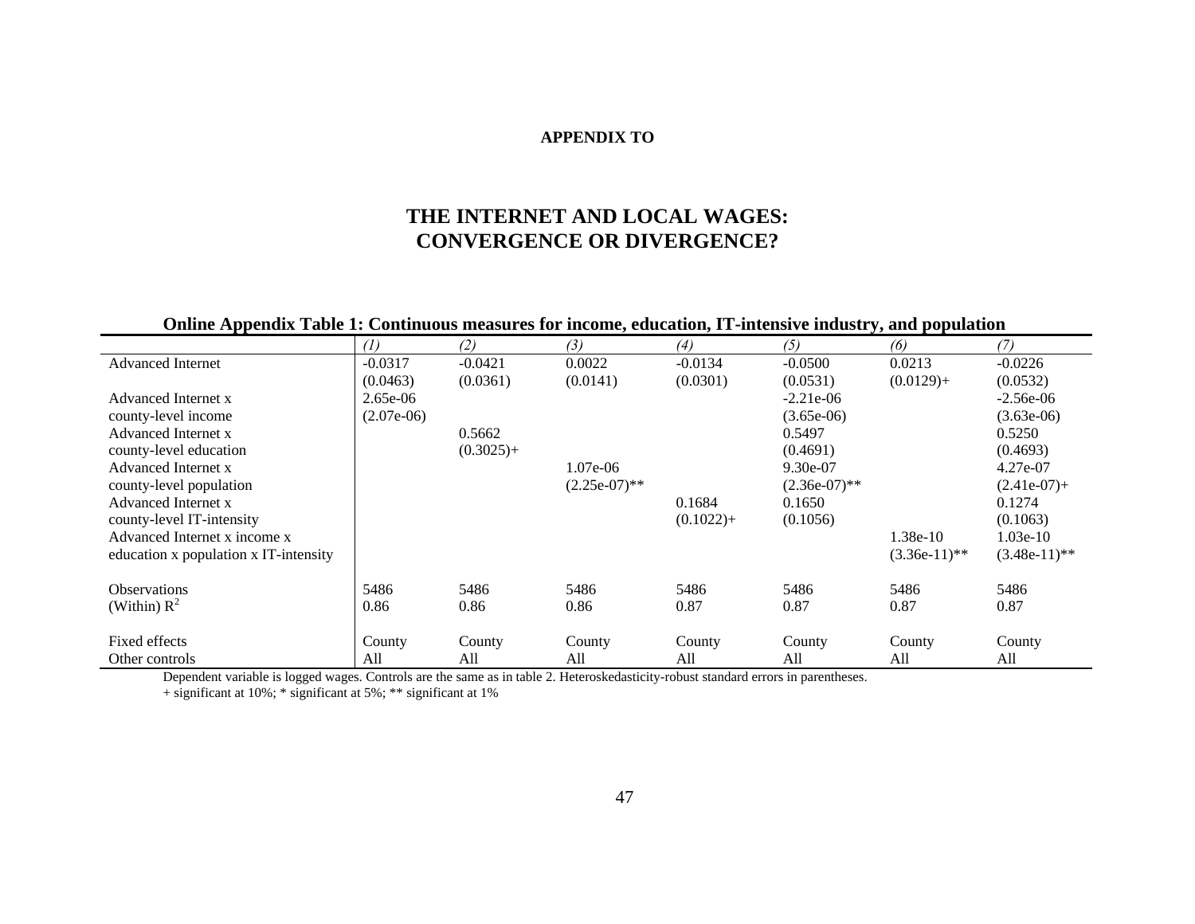**APPENDIX TO**

# THE INTERNET AND LOCAL WAGES: CONVERGENCE OR DIVERGENCE?

**Online Appendix Table 1: Continuous measures for income, education, IT-intensive industry, and population**

| | *(1)* | *(2)* | *(3)* | *(4)* | *(5)* | *(6)* | *(7)* |
|---|---|---|---|---|---|---|---|
| Advanced Internet | -0.0317 | -0.0421 | 0.0022 | -0.0134 | -0.0500 | 0.0213 | -0.0226 |
| | (0.0463) | (0.0361) | (0.0141) | (0.0301) | (0.0531) | (0.0129)+ | (0.0532) |
| Advanced Internet x | 2.65e-06 | | | | -2.21e-06 | | -2.56e-06 |
| county-level income | (2.07e-06) | | | | (3.65e-06) | | (3.63e-06) |
| Advanced Internet x | | 0.5662 | | | 0.5497 | | 0.5250 |
| county-level education | | (0.3025)+ | | | (0.4691) | | (0.4693) |
| Advanced Internet x | | | 1.07e-06 | | 9.30e-07 | | 4.27e-07 |
| county-level population | | | (2.25e-07)** | | (2.36e-07)** | | (2.41e-07)+ |
| Advanced Internet x | | | | 0.1684 | 0.1650 | | 0.1274 |
| county-level IT-intensity | | | | (0.1022)+ | (0.1056) | | (0.1063) |
| Advanced Internet x income x | | | | | | 1.38e-10 | 1.03e-10 |
| education x population x IT-intensity | | | | | | (3.36e-11)** | (3.48e-11)** |
| | | | | | | | |
| Observations | 5486 | 5486 | 5486 | 5486 | 5486 | 5486 | 5486 |
| (Within) $R^2$ | 0.86 | 0.86 | 0.86 | 0.87 | 0.87 | 0.87 | 0.87 |
| | | | | | | | |
| Fixed effects | County | County | County | County | County | County | County |
| Other controls | All | All | All | All | All | All | All |

Dependent variable is logged wages. Controls are the same as in table 2. Heteroskedasticity-robust standard errors in parentheses.
+ significant at 10%; * significant at 5%; ** significant at 1%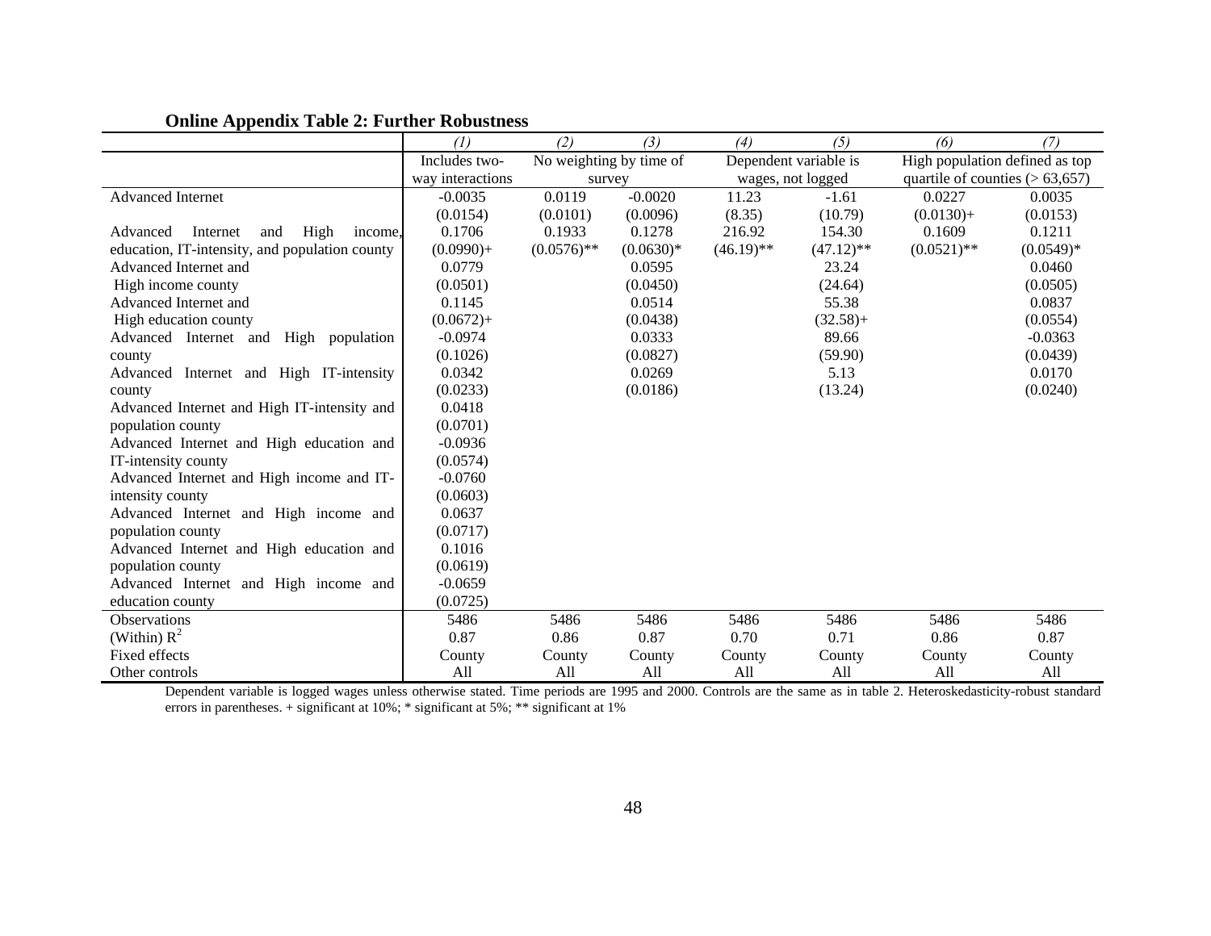**Online Appendix Table 2: Further Robustness**

| | *(1)* | *(2)* | *(3)* | *(4)* | *(5)* | *(6)* | *(7)* |
|---|---|---|---|---|---|---|---|
| | Includes two-way interactions | No weighting by time of survey | | Dependent variable is wages, not logged | | High population defined as top quartile of counties (> 63,657) | |
| Advanced Internet | -0.0035 | 0.0119 | -0.0020 | 11.23 | -1.61 | 0.0227 | 0.0035 |
| | (0.0154) | (0.0101) | (0.0096) | (8.35) | (10.79) | (0.0130)+ | (0.0153) |
| Advanced Internet and High income, education, IT-intensity, and population county | 0.1706 | 0.1933 | 0.1278 | 216.92 | 154.30 | 0.1609 | 0.1211 |
| | (0.0990)+ | (0.0576)** | (0.0630)* | (46.19)** | (47.12)** | (0.0521)** | (0.0549)* |
| Advanced Internet and High income county | 0.0779 | | 0.0595 | | 23.24 | | 0.0460 |
| | (0.0501) | | (0.0450) | | (24.64) | | (0.0505) |
| Advanced Internet and High education county | 0.1145 | | 0.0514 | | 55.38 | | 0.0837 |
| | (0.0672)+ | | (0.0438) | | (32.58)+ | | (0.0554) |
| Advanced Internet and High population county | -0.0974 | | 0.0333 | | 89.66 | | -0.0363 |
| | (0.1026) | | (0.0827) | | (59.90) | | (0.0439) |
| Advanced Internet and High IT-intensity county | 0.0342 | | 0.0269 | | 5.13 | | 0.0170 |
| | (0.0233) | | (0.0186) | | (13.24) | | (0.0240) |
| Advanced Internet and High IT-intensity and population county | 0.0418 | | | | | | |
| | (0.0701) | | | | | | |
| Advanced Internet and High education and IT-intensity county | -0.0936 | | | | | | |
| | (0.0574) | | | | | | |
| Advanced Internet and High income and IT-intensity county | -0.0760 | | | | | | |
| | (0.0603) | | | | | | |
| Advanced Internet and High income and population county | 0.0637 | | | | | | |
| | (0.0717) | | | | | | |
| Advanced Internet and High education and population county | 0.1016 | | | | | | |
| | (0.0619) | | | | | | |
| Advanced Internet and High income and education county | -0.0659 | | | | | | |
| | (0.0725) | | | | | | |
| Observations | 5486 | 5486 | 5486 | 5486 | 5486 | 5486 | 5486 |
| (Within) $R^2$ | 0.87 | 0.86 | 0.87 | 0.70 | 0.71 | 0.86 | 0.87 |
| Fixed effects | County | County | County | County | County | County | County |
| Other controls | All | All | All | All | All | All | All |

Dependent variable is logged wages unless otherwise stated. Time periods are 1995 and 2000. Controls are the same as in table 2. Heteroskedasticity-robust standard errors in parentheses. + significant at 10%; * significant at 5%; ** significant at 1%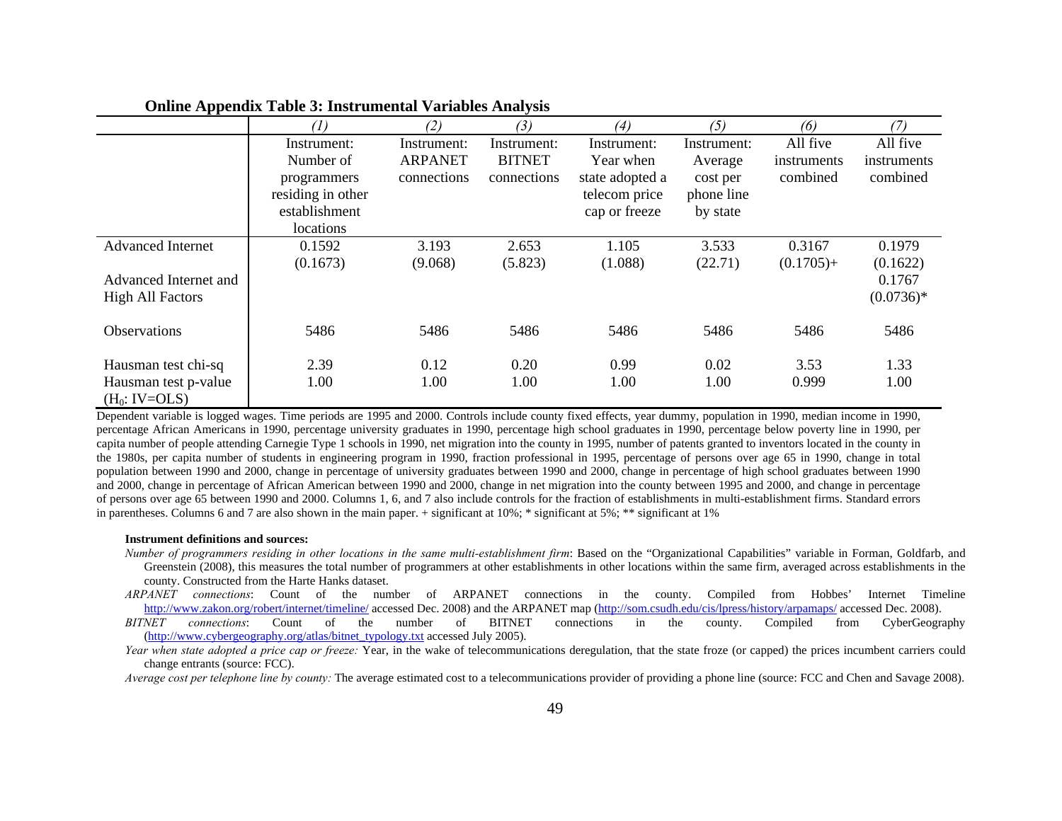**Online Appendix Table 3: Instrumental Variables Analysis**

| | *(1)* | *(2)* | *(3)* | *(4)* | *(5)* | *(6)* | *(7)* |
|---|---|---|---|---|---|---|---|
| | Instrument: Number of programmers residing in other establishment locations | Instrument: ARPANET connections | Instrument: BITNET connections | Instrument: Year when state adopted a telecom price cap or freeze | Instrument: Average cost per phone line by state | All five instruments combined | All five instruments combined |
| Advanced Internet | 0.1592 | 3.193 | 2.653 | 1.105 | 3.533 | 0.3167 | 0.1979 |
| | (0.1673) | (9.068) | (5.823) | (1.088) | (22.71) | (0.1705)+ | (0.1622) |
| Advanced Internet and High All Factors | | | | | | | 0.1767 |
| | | | | | | | (0.0736)* |
| Observations | 5486 | 5486 | 5486 | 5486 | 5486 | 5486 | 5486 |
| Hausman test chi-sq | 2.39 | 0.12 | 0.20 | 0.99 | 0.02 | 3.53 | 1.33 |
| Hausman test p-value ($H_0$: IV=OLS) | 1.00 | 1.00 | 1.00 | 1.00 | 1.00 | 0.999 | 1.00 |

Dependent variable is logged wages. Time periods are 1995 and 2000. Controls include county fixed effects, year dummy, population in 1990, median income in 1990, percentage African Americans in 1990, percentage university graduates in 1990, percentage high school graduates in 1990, percentage below poverty line in 1990, per capita number of people attending Carnegie Type 1 schools in 1990, net migration into the county in 1995, number of patents granted to inventors located in the county in the 1980s, per capita number of students in engineering program in 1990, fraction professional in 1995, percentage of persons over age 65 in 1990, change in total population between 1990 and 2000, change in percentage of university graduates between 1990 and 2000, change in percentage of high school graduates between 1990 and 2000, change in percentage of African American between 1990 and 2000, change in net migration into the county between 1995 and 2000, and change in percentage of persons over age 65 between 1990 and 2000. Columns 1, 6, and 7 also include controls for the fraction of establishments in multi-establishment firms. Standard errors in parentheses. Columns 6 and 7 are also shown in the main paper. + significant at 10%; * significant at 5%; ** significant at 1%

**Instrument definitions and sources:**

*Number of programmers residing in other locations in the same multi-establishment firm*: Based on the "Organizational Capabilities" variable in Forman, Goldfarb, and Greenstein (2008), this measures the total number of programmers at other establishments in other locations within the same firm, averaged across establishments in the county. Constructed from the Harte Hanks dataset.

*ARPANET connections*: Count of the number of ARPANET connections in the county. Compiled from Hobbes' Internet Timeline http://www.zakon.org/robert/internet/timeline/ accessed Dec. 2008) and the ARPANET map (http://som.csudh.edu/cis/lpress/history/arpamaps/ accessed Dec. 2008).

*BITNET connections*: Count of the number of BITNET connections in the county. Compiled from CyberGeography (http://www.cybergeography.org/atlas/bitnet_typology.txt accessed July 2005).

*Year when state adopted a price cap or freeze:* Year, in the wake of telecommunications deregulation, that the state froze (or capped) the prices incumbent carriers could change entrants (source: FCC).

*Average cost per telephone line by county:* The average estimated cost to a telecommunications provider of providing a phone line (source: FCC and Chen and Savage 2008).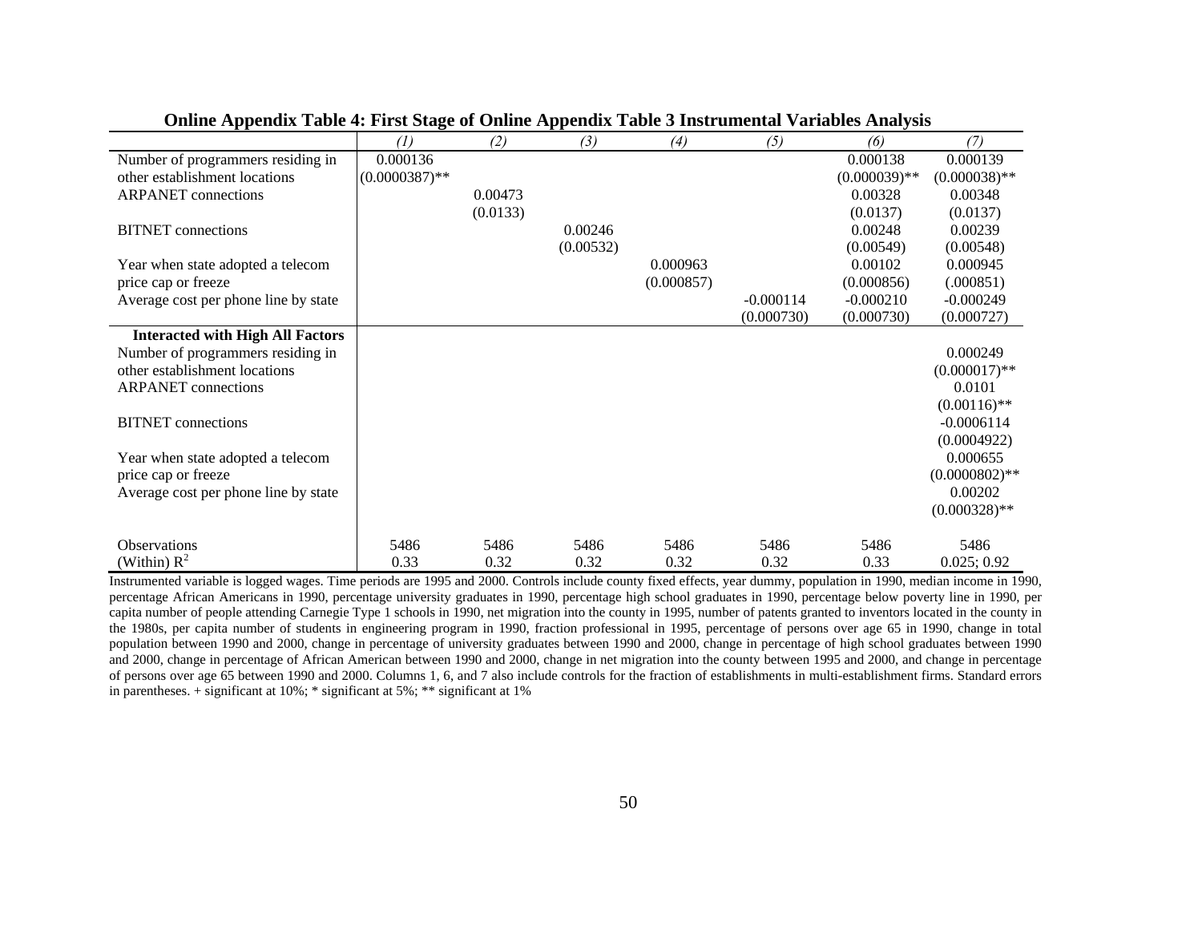**Online Appendix Table 4: First Stage of Online Appendix Table 3 Instrumental Variables Analysis**

| | *(1)* | *(2)* | *(3)* | *(4)* | *(5)* | *(6)* | *(7)* |
|---|---|---|---|---|---|---|---|
| Number of programmers residing in | 0.000136 | | | | | 0.000138 | 0.000139 |
| other establishment locations | (0.0000387)** | | | | | (0.000039)** | (0.000038)** |
| ARPANET connections | | 0.00473 | | | | 0.00328 | 0.00348 |
| | | (0.0133) | | | | (0.0137) | (0.0137) |
| BITNET connections | | | 0.00246 | | | 0.00248 | 0.00239 |
| | | | (0.00532) | | | (0.00549) | (0.00548) |
| Year when state adopted a telecom | | | | 0.000963 | | 0.00102 | 0.000945 |
| price cap or freeze | | | | (0.000857) | | (0.000856) | (.000851) |
| Average cost per phone line by state | | | | | -0.000114 | -0.000210 | -0.000249 |
| | | | | | (0.000730) | (0.000730) | (0.000727) |
| **Interacted with High All Factors** | | | | | | | |
| Number of programmers residing in | | | | | | | 0.000249 |
| other establishment locations | | | | | | | (0.000017)** |
| ARPANET connections | | | | | | | 0.0101 |
| | | | | | | | (0.00116)** |
| BITNET connections | | | | | | | -0.0006114 |
| | | | | | | | (0.0004922) |
| Year when state adopted a telecom | | | | | | | 0.000655 |
| price cap or freeze | | | | | | | (0.0000802)** |
| Average cost per phone line by state | | | | | | | 0.00202 |
| | | | | | | | (0.000328)** |
| Observations | 5486 | 5486 | 5486 | 5486 | 5486 | 5486 | 5486 |
| (Within) $R^2$ | 0.33 | 0.32 | 0.32 | 0.32 | 0.32 | 0.33 | 0.025; 0.92 |

Instrumented variable is logged wages. Time periods are 1995 and 2000. Controls include county fixed effects, year dummy, population in 1990, median income in 1990, percentage African Americans in 1990, percentage university graduates in 1990, percentage high school graduates in 1990, percentage below poverty line in 1990, per capita number of people attending Carnegie Type 1 schools in 1990, net migration into the county in 1995, number of patents granted to inventors located in the county in the 1980s, per capita number of students in engineering program in 1990, fraction professional in 1995, percentage of persons over age 65 in 1990, change in total population between 1990 and 2000, change in percentage of university graduates between 1990 and 2000, change in percentage of high school graduates between 1990 and 2000, change in percentage of African American between 1990 and 2000, change in net migration into the county between 1995 and 2000, and change in percentage of persons over age 65 between 1990 and 2000. Columns 1, 6, and 7 also include controls for the fraction of establishments in multi-establishment firms. Standard errors in parentheses. + significant at 10%; * significant at 5%; ** significant at 1%